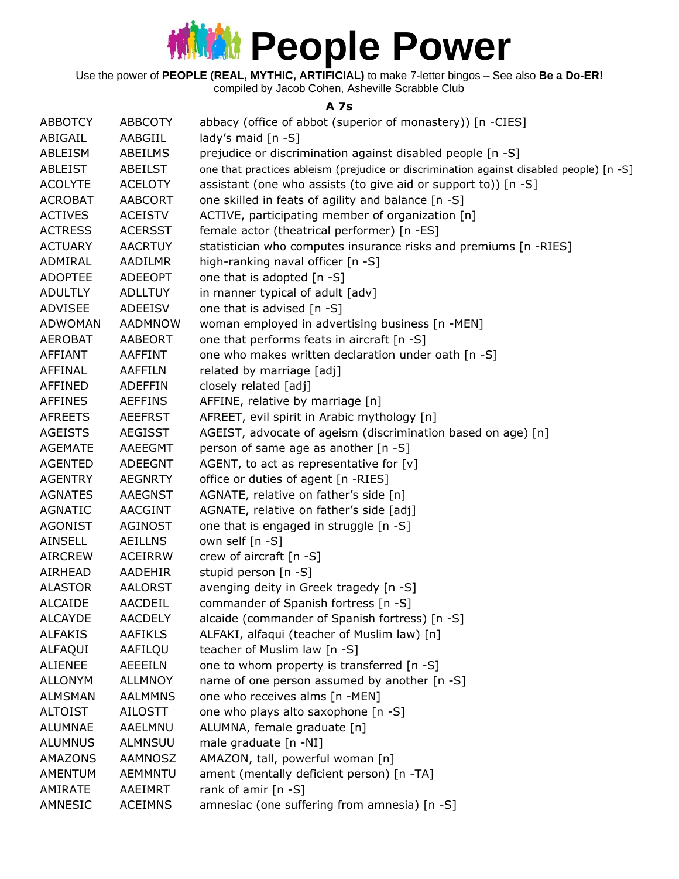# People Power

Use the power of **PEOPLE (REAL, MYTHIC, ARTIFICIAL)** to make 7-letter bingos – See also **Be a Do-ER!**
compiled by Jacob Cohen, Asheville Scrabble Club

### A 7s

| | | |
|---|---|---|
| ABBOTCY | ABBCOTY | abbacy (office of abbot (superior of monastery)) [n -CIES] |
| ABIGAIL | AABGIIL | lady's maid [n -S] |
| ABLEISM | ABEILMS | prejudice or discrimination against disabled people [n -S] |
| ABLEIST | ABEILST | one that practices ableism (prejudice or discrimination against disabled people) [n -S] |
| ACOLYTE | ACELOTY | assistant (one who assists (to give aid or support to)) [n -S] |
| ACROBAT | AABCORT | one skilled in feats of agility and balance [n -S] |
| ACTIVES | ACEISTV | ACTIVE, participating member of organization [n] |
| ACTRESS | ACERSST | female actor (theatrical performer) [n -ES] |
| ACTUARY | AACRTUY | statistician who computes insurance risks and premiums [n -RIES] |
| ADMIRAL | AADILMR | high-ranking naval officer [n -S] |
| ADOPTEE | ADEEOPT | one that is adopted [n -S] |
| ADULTLY | ADLLTUY | in manner typical of adult [adv] |
| ADVISEE | ADEEISV | one that is advised [n -S] |
| ADWOMAN | AADMNOW | woman employed in advertising business [n -MEN] |
| AEROBAT | AABEORT | one that performs feats in aircraft [n -S] |
| AFFIANT | AAFFINT | one who makes written declaration under oath [n -S] |
| AFFINAL | AAFFILN | related by marriage [adj] |
| AFFINED | ADEFFIN | closely related [adj] |
| AFFINES | AEFFINS | AFFINE, relative by marriage [n] |
| AFREETS | AEEFRST | AFREET, evil spirit in Arabic mythology [n] |
| AGEISTS | AEGISST | AGEIST, advocate of ageism (discrimination based on age) [n] |
| AGEMATE | AAEEGMT | person of same age as another [n -S] |
| AGENTED | ADEEGNT | AGENT, to act as representative for [v] |
| AGENTRY | AEGNRTY | office or duties of agent [n -RIES] |
| AGNATES | AAEGNST | AGNATE, relative on father's side [n] |
| AGNATIC | AACGINT | AGNATE, relative on father's side [adj] |
| AGONIST | AGINOST | one that is engaged in struggle [n -S] |
| AINSELL | AEILLNS | own self [n -S] |
| AIRCREW | ACEIRRW | crew of aircraft [n -S] |
| AIRHEAD | AADEHIR | stupid person [n -S] |
| ALASTOR | AALORST | avenging deity in Greek tragedy [n -S] |
| ALCAIDE | AACDEIL | commander of Spanish fortress [n -S] |
| ALCAYDE | AACDELY | alcaide (commander of Spanish fortress) [n -S] |
| ALFAKIS | AAFIKLS | ALFAKI, alfaqui (teacher of Muslim law) [n] |
| ALFAQUI | AAFILQU | teacher of Muslim law [n -S] |
| ALIENEE | AEEEILN | one to whom property is transferred [n -S] |
| ALLONYM | ALLMNOY | name of one person assumed by another [n -S] |
| ALMSMAN | AALMMNS | one who receives alms [n -MEN] |
| ALTOIST | AILOSTT | one who plays alto saxophone [n -S] |
| ALUMNAE | AAELMNU | ALUMNA, female graduate [n] |
| ALUMNUS | ALMNSUU | male graduate [n -NI] |
| AMAZONS | AAMNOSZ | AMAZON, tall, powerful woman [n] |
| AMENTUM | AEMMNTU | ament (mentally deficient person) [n -TA] |
| AMIRATE | AAEIMRT | rank of amir [n -S] |
| AMNESIC | ACEIMNS | amnesiac (one suffering from amnesia) [n -S] |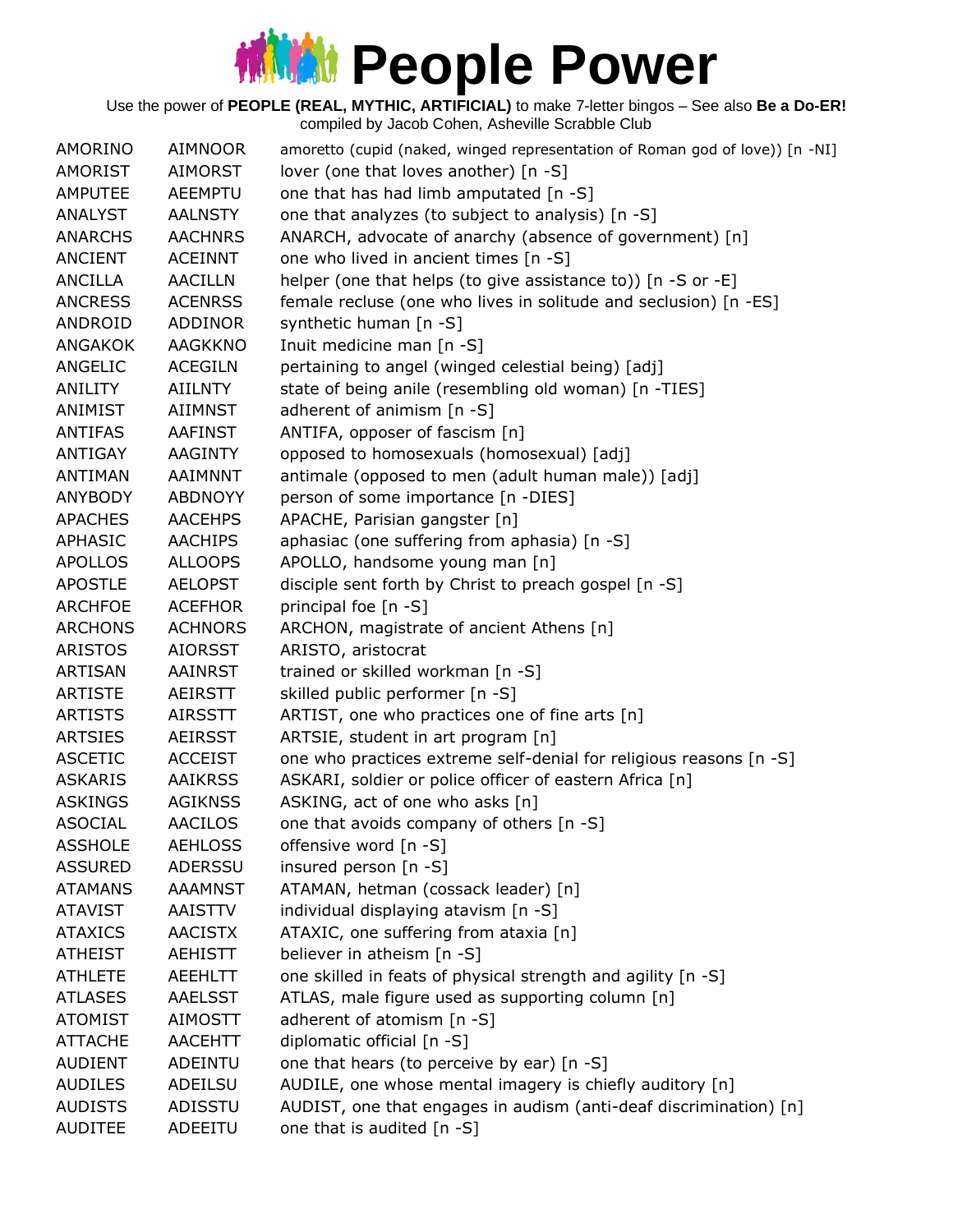# People Power

Use the power of **PEOPLE (REAL, MYTHIC, ARTIFICIAL)** to make 7-letter bingos – See also **Be a Do-ER!**
compiled by Jacob Cohen, Asheville Scrabble Club

| | | |
|---|---|---|
| AMORINO | AIMNOOR | amoretto (cupid (naked, winged representation of Roman god of love)) [n -NI] |
| AMORIST | AIMORST | lover (one that loves another) [n -S] |
| AMPUTEE | AEEMPTU | one that has had limb amputated [n -S] |
| ANALYST | AALNSTY | one that analyzes (to subject to analysis) [n -S] |
| ANARCHS | AACHNRS | ANARCH, advocate of anarchy (absence of government) [n] |
| ANCIENT | ACEINNT | one who lived in ancient times [n -S] |
| ANCILLA | AACILLN | helper (one that helps (to give assistance to)) [n -S or -E] |
| ANCRESS | ACENRSS | female recluse (one who lives in solitude and seclusion) [n -ES] |
| ANDROID | ADDINOR | synthetic human [n -S] |
| ANGAKOK | AAGKKNO | Inuit medicine man [n -S] |
| ANGELIC | ACEGILN | pertaining to angel (winged celestial being) [adj] |
| ANILITY | AIILNTY | state of being anile (resembling old woman) [n -TIES] |
| ANIMIST | AIIMNST | adherent of animism [n -S] |
| ANTIFAS | AAFINST | ANTIFA, opposer of fascism [n] |
| ANTIGAY | AAGINTY | opposed to homosexuals (homosexual) [adj] |
| ANTIMAN | AAIMNNT | antimale (opposed to men (adult human male)) [adj] |
| ANYBODY | ABDNOYY | person of some importance [n -DIES] |
| APACHES | AACEHPS | APACHE, Parisian gangster [n] |
| APHASIC | AACHIPS | aphasiac (one suffering from aphasia) [n -S] |
| APOLLOS | ALLOOPS | APOLLO, handsome young man [n] |
| APOSTLE | AELOPST | disciple sent forth by Christ to preach gospel [n -S] |
| ARCHFOE | ACEFHOR | principal foe [n -S] |
| ARCHONS | ACHNORS | ARCHON, magistrate of ancient Athens [n] |
| ARISTOS | AIORSST | ARISTO, aristocrat |
| ARTISAN | AAINRST | trained or skilled workman [n -S] |
| ARTISTE | AEIRSTT | skilled public performer [n -S] |
| ARTISTS | AIRSSTT | ARTIST, one who practices one of fine arts [n] |
| ARTSIES | AEIRSST | ARTSIE, student in art program [n] |
| ASCETIC | ACCEIST | one who practices extreme self-denial for religious reasons [n -S] |
| ASKARIS | AAIKRSS | ASKARI, soldier or police officer of eastern Africa [n] |
| ASKINGS | AGIKNSS | ASKING, act of one who asks [n] |
| ASOCIAL | AACILOS | one that avoids company of others [n -S] |
| ASSHOLE | AEHLOSS | offensive word [n -S] |
| ASSURED | ADERSSU | insured person [n -S] |
| ATAMANS | AAAMNST | ATAMAN, hetman (cossack leader) [n] |
| ATAVIST | AAISTTV | individual displaying atavism [n -S] |
| ATAXICS | AACISTX | ATAXIC, one suffering from ataxia [n] |
| ATHEIST | AEHISTT | believer in atheism [n -S] |
| ATHLETE | AEEHLTT | one skilled in feats of physical strength and agility [n -S] |
| ATLASES | AAELSST | ATLAS, male figure used as supporting column [n] |
| ATOMIST | AIMOSTT | adherent of atomism [n -S] |
| ATTACHE | AACEHTT | diplomatic official [n -S] |
| AUDIENT | ADEINTU | one that hears (to perceive by ear) [n -S] |
| AUDILES | ADEILSU | AUDILE, one whose mental imagery is chiefly auditory [n] |
| AUDISTS | ADISSTU | AUDIST, one that engages in audism (anti-deaf discrimination) [n] |
| AUDITEE | ADEEITU | one that is audited [n -S] |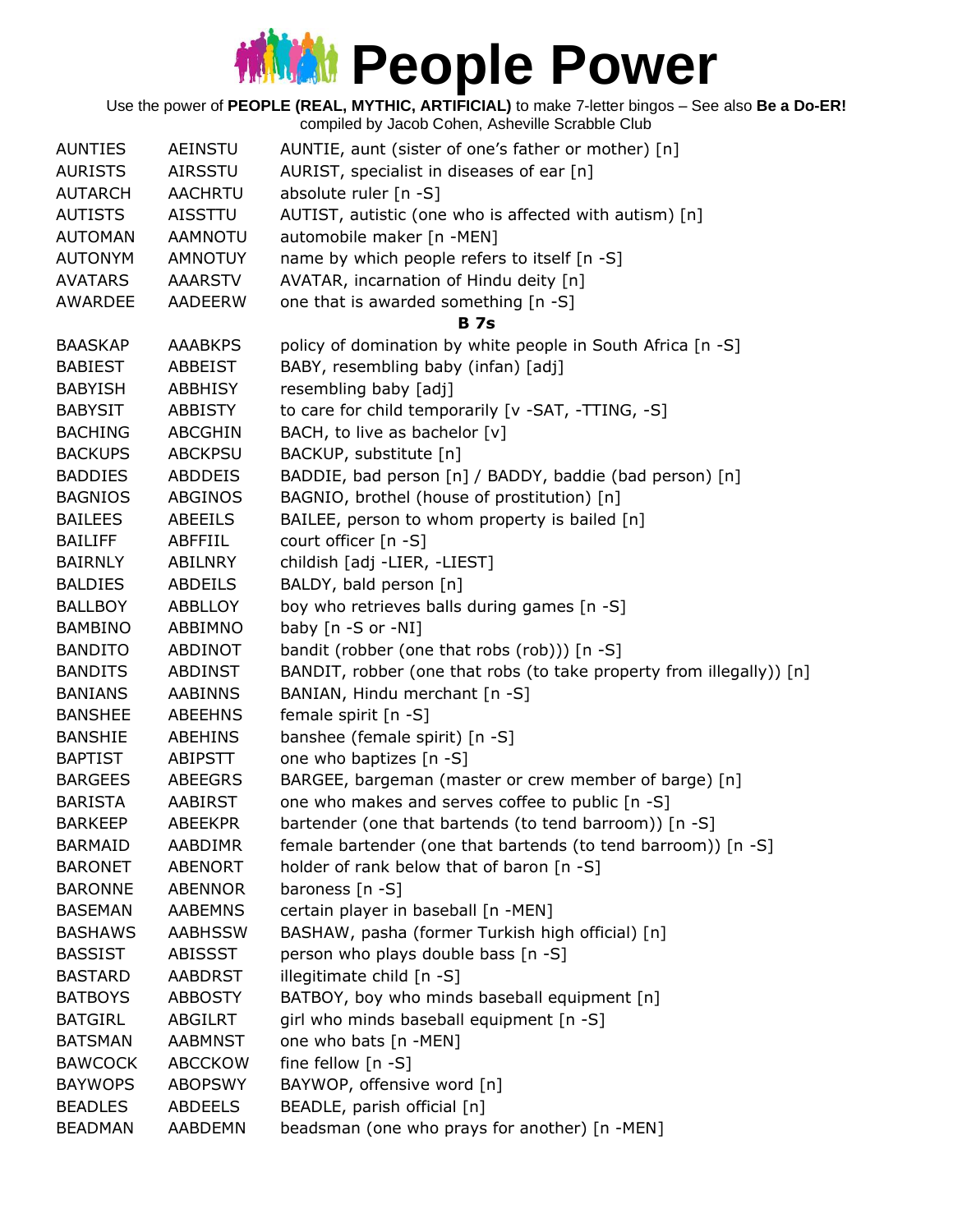# People Power

Use the power of **PEOPLE (REAL, MYTHIC, ARTIFICIAL)** to make 7-letter bingos – See also **Be a Do-ER!**
compiled by Jacob Cohen, Asheville Scrabble Club

| | | |
|---|---|---|
| AUNTIES | AEINSTU | AUNTIE, aunt (sister of one's father or mother) [n] |
| AURISTS | AIRSSTU | AURIST, specialist in diseases of ear [n] |
| AUTARCH | AACHRTU | absolute ruler [n -S] |
| AUTISTS | AISSTTU | AUTIST, autistic (one who is affected with autism) [n] |
| AUTOMAN | AAMNOTU | automobile maker [n -MEN] |
| AUTONYM | AMNOTUY | name by which people refers to itself [n -S] |
| AVATARS | AAARSTV | AVATAR, incarnation of Hindu deity [n] |
| AWARDEE | AADEERW | one that is awarded something [n -S] |
| | | **B 7s** |
| BAASKAP | AAABKPS | policy of domination by white people in South Africa [n -S] |
| BABIEST | ABBEIST | BABY, resembling baby (infan) [adj] |
| BABYISH | ABBHISY | resembling baby [adj] |
| BABYSIT | ABBISTY | to care for child temporarily [v -SAT, -TTING, -S] |
| BACHING | ABCGHIN | BACH, to live as bachelor [v] |
| BACKUPS | ABCKPSU | BACKUP, substitute [n] |
| BADDIES | ABDDEIS | BADDIE, bad person [n] / BADDY, baddie (bad person) [n] |
| BAGNIOS | ABGINOS | BAGNIO, brothel (house of prostitution) [n] |
| BAILEES | ABEEILS | BAILEE, person to whom property is bailed [n] |
| BAILIFF | ABFFIIL | court officer [n -S] |
| BAIRNLY | ABILNRY | childish [adj -LIER, -LIEST] |
| BALDIES | ABDEILS | BALDY, bald person [n] |
| BALLBOY | ABBLLOY | boy who retrieves balls during games [n -S] |
| BAMBINO | ABBIMNO | baby [n -S or -NI] |
| BANDITO | ABDINOT | bandit (robber (one that robs (rob))) [n -S] |
| BANDITS | ABDINST | BANDIT, robber (one that robs (to take property from illegally)) [n] |
| BANIANS | AABINNS | BANIAN, Hindu merchant [n -S] |
| BANSHEE | ABEEHNS | female spirit [n -S] |
| BANSHIE | ABEHINS | banshee (female spirit) [n -S] |
| BAPTIST | ABIPSTT | one who baptizes [n -S] |
| BARGEES | ABEEGRS | BARGEE, bargeman (master or crew member of barge) [n] |
| BARISTA | AABIRST | one who makes and serves coffee to public [n -S] |
| BARKEEP | ABEEKPR | bartender (one that bartends (to tend barroom)) [n -S] |
| BARMAID | AABDIMR | female bartender (one that bartends (to tend barroom)) [n -S] |
| BARONET | ABENORT | holder of rank below that of baron [n -S] |
| BARONNE | ABENNOR | baroness [n -S] |
| BASEMAN | AABEMNS | certain player in baseball [n -MEN] |
| BASHAWS | AABHSSW | BASHAW, pasha (former Turkish high official) [n] |
| BASSIST | ABISSST | person who plays double bass [n -S] |
| BASTARD | AABDRST | illegitimate child [n -S] |
| BATBOYS | ABBOSTY | BATBOY, boy who minds baseball equipment [n] |
| BATGIRL | ABGILRT | girl who minds baseball equipment [n -S] |
| BATSMAN | AABMNST | one who bats [n -MEN] |
| BAWCOCK | ABCCKOW | fine fellow [n -S] |
| BAYWOPS | ABOPSWY | BAYWOP, offensive word [n] |
| BEADLES | ABDEELS | BEADLE, parish official [n] |
| BEADMAN | AABDEMN | beadsman (one who prays for another) [n -MEN] |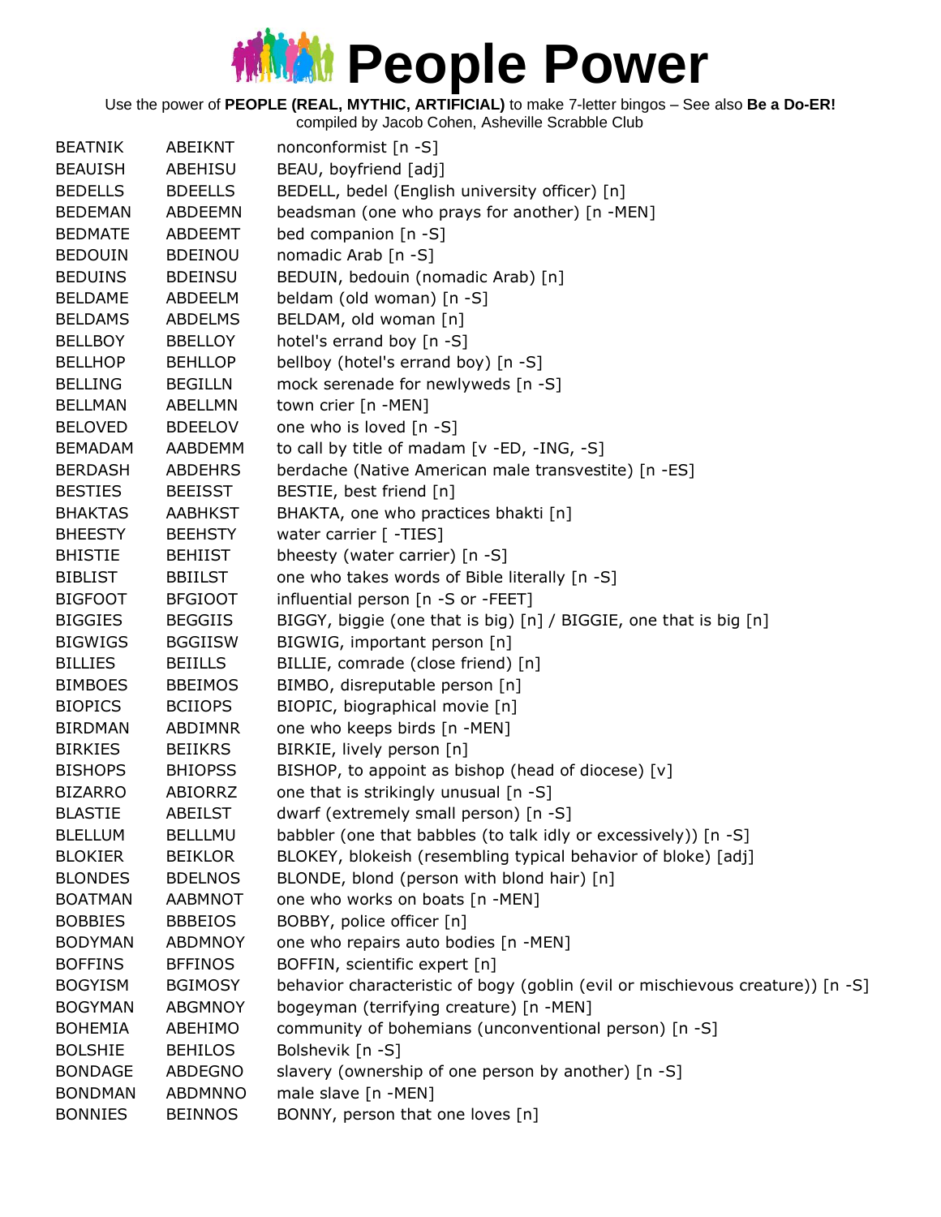# People Power

Use the power of **PEOPLE (REAL, MYTHIC, ARTIFICIAL)** to make 7-letter bingos – See also **Be a Do-ER!**
compiled by Jacob Cohen, Asheville Scrabble Club

| | | |
|---|---|---|
| BEATNIK | ABEIKNT | nonconformist [n -S] |
| BEAUISH | ABEHISU | BEAU, boyfriend [adj] |
| BEDELLS | BDEELLS | BEDELL, bedel (English university officer) [n] |
| BEDEMAN | ABDEEMN | beadsman (one who prays for another) [n -MEN] |
| BEDMATE | ABDEEMT | bed companion [n -S] |
| BEDOUIN | BDEINOU | nomadic Arab [n -S] |
| BEDUINS | BDEINSU | BEDUIN, bedouin (nomadic Arab) [n] |
| BELDAME | ABDEELM | beldam (old woman) [n -S] |
| BELDAMS | ABDELMS | BELDAM, old woman [n] |
| BELLBOY | BBELLOY | hotel's errand boy [n -S] |
| BELLHOP | BEHLLOP | bellboy (hotel's errand boy) [n -S] |
| BELLING | BEGILLN | mock serenade for newlyweds [n -S] |
| BELLMAN | ABELLMN | town crier [n -MEN] |
| BELOVED | BDEELOV | one who is loved [n -S] |
| BEMADAM | AABDEMM | to call by title of madam [v -ED, -ING, -S] |
| BERDASH | ABDEHRS | berdache (Native American male transvestite) [n -ES] |
| BESTIES | BEEISST | BESTIE, best friend [n] |
| BHAKTAS | AABHKST | BHAKTA, one who practices bhakti [n] |
| BHEESTY | BEEHSTY | water carrier [ -TIES] |
| BHISTIE | BEHIIST | bheesty (water carrier) [n -S] |
| BIBLIST | BBIILST | one who takes words of Bible literally [n -S] |
| BIGFOOT | BFGIOOT | influential person [n -S or -FEET] |
| BIGGIES | BEGGIIS | BIGGY, biggie (one that is big) [n] / BIGGIE, one that is big [n] |
| BIGWIGS | BGGIISW | BIGWIG, important person [n] |
| BILLIES | BEIILLS | BILLIE, comrade (close friend) [n] |
| BIMBOES | BBEIMOS | BIMBO, disreputable person [n] |
| BIOPICS | BCIIOPS | BIOPIC, biographical movie [n] |
| BIRDMAN | ABDIMNR | one who keeps birds [n -MEN] |
| BIRKIES | BEIIKRS | BIRKIE, lively person [n] |
| BISHOPS | BHIOPSS | BISHOP, to appoint as bishop (head of diocese) [v] |
| BIZARRO | ABIORRZ | one that is strikingly unusual [n -S] |
| BLASTIE | ABEILST | dwarf (extremely small person) [n -S] |
| BLELLUM | BELLLMU | babbler (one that babbles (to talk idly or excessively)) [n -S] |
| BLOKIER | BEIKLOR | BLOKEY, blokeish (resembling typical behavior of bloke) [adj] |
| BLONDES | BDELNOS | BLONDE, blond (person with blond hair) [n] |
| BOATMAN | AABMNOT | one who works on boats [n -MEN] |
| BOBBIES | BBBEIOS | BOBBY, police officer [n] |
| BODYMAN | ABDMNOY | one who repairs auto bodies [n -MEN] |
| BOFFINS | BFFINOS | BOFFIN, scientific expert [n] |
| BOGYISM | BGIMOSY | behavior characteristic of bogy (goblin (evil or mischievous creature)) [n -S] |
| BOGYMAN | ABGMNOY | bogeyman (terrifying creature) [n -MEN] |
| BOHEMIA | ABEHIMO | community of bohemians (unconventional person) [n -S] |
| BOLSHIE | BEHILOS | Bolshevik [n -S] |
| BONDAGE | ABDEGNO | slavery (ownership of one person by another) [n -S] |
| BONDMAN | ABDMNNO | male slave [n -MEN] |
| BONNIES | BEINNOS | BONNY, person that one loves [n] |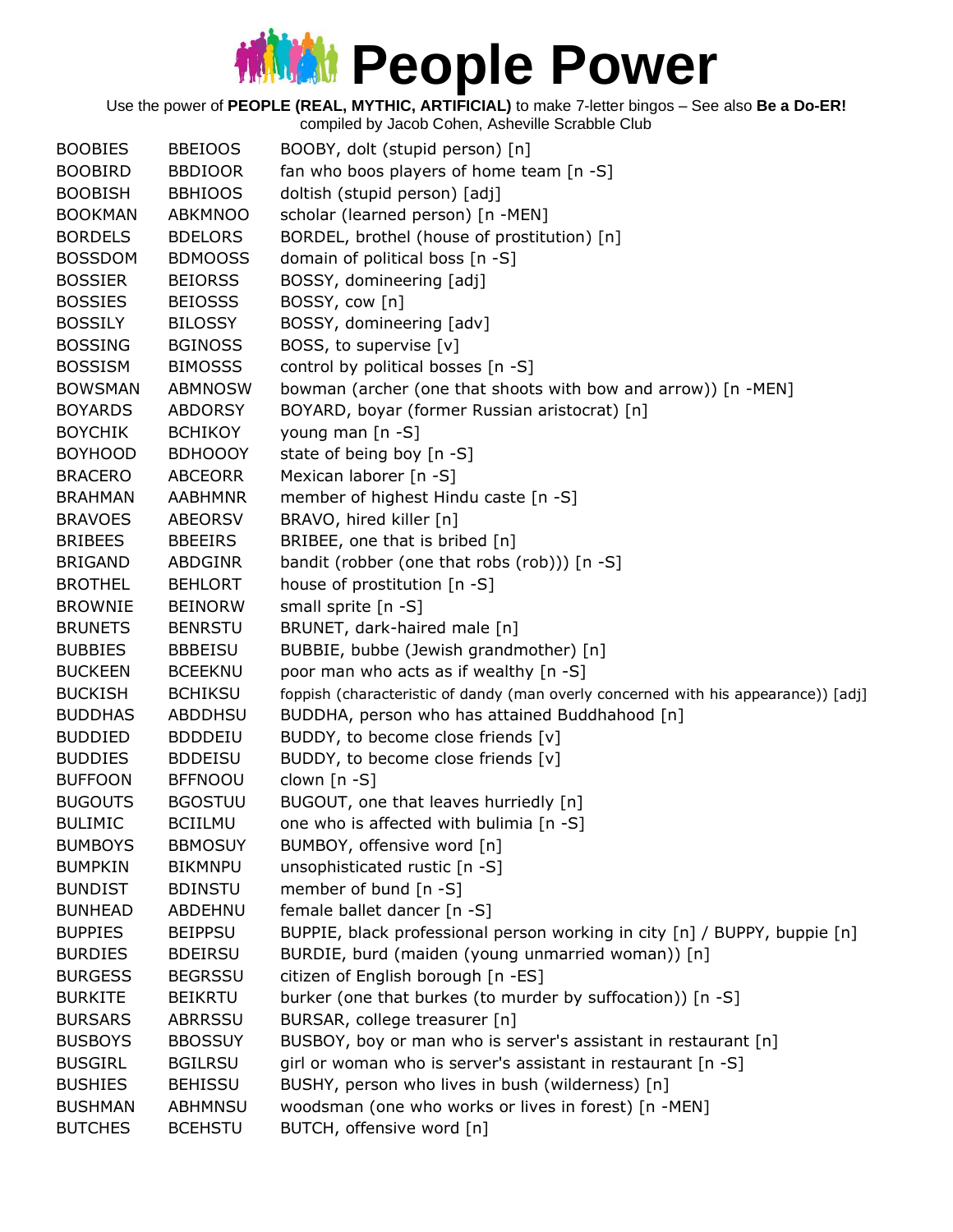# People Power

Use the power of **PEOPLE (REAL, MYTHIC, ARTIFICIAL)** to make 7-letter bingos – See also **Be a Do-ER!**
compiled by Jacob Cohen, Asheville Scrabble Club

| | | |
|---|---|---|
| BOOBIES | BBEIOOS | BOOBY, dolt (stupid person) [n] |
| BOOBIRD | BBDIOOR | fan who boos players of home team [n -S] |
| BOOBISH | BBHIOOS | doltish (stupid person) [adj] |
| BOOKMAN | ABKMNOO | scholar (learned person) [n -MEN] |
| BORDELS | BDELORS | BORDEL, brothel (house of prostitution) [n] |
| BOSSDOM | BDMOOSS | domain of political boss [n -S] |
| BOSSIER | BEIORSS | BOSSY, domineering [adj] |
| BOSSIES | BEIOSSS | BOSSY, cow [n] |
| BOSSILY | BILOSSY | BOSSY, domineering [adv] |
| BOSSING | BGINOSS | BOSS, to supervise [v] |
| BOSSISM | BIMOSSS | control by political bosses [n -S] |
| BOWSMAN | ABMNOSW | bowman (archer (one that shoots with bow and arrow)) [n -MEN] |
| BOYARDS | ABDORSY | BOYARD, boyar (former Russian aristocrat) [n] |
| BOYCHIK | BCHIKOY | young man [n -S] |
| BOYHOOD | BDHOOOY | state of being boy [n -S] |
| BRACERO | ABCEORR | Mexican laborer [n -S] |
| BRAHMAN | AABHMNR | member of highest Hindu caste [n -S] |
| BRAVOES | ABEORSV | BRAVO, hired killer [n] |
| BRIBEES | BBEEIRS | BRIBEE, one that is bribed [n] |
| BRIGAND | ABDGINR | bandit (robber (one that robs (rob))) [n -S] |
| BROTHEL | BEHLORT | house of prostitution [n -S] |
| BROWNIE | BEINORW | small sprite [n -S] |
| BRUNETS | BENRSTU | BRUNET, dark-haired male [n] |
| BUBBIES | BBBEISU | BUBBIE, bubbe (Jewish grandmother) [n] |
| BUCKEEN | BCEEKNU | poor man who acts as if wealthy [n -S] |
| BUCKISH | BCHIKSU | foppish (characteristic of dandy (man overly concerned with his appearance)) [adj] |
| BUDDHAS | ABDDHSU | BUDDHA, person who has attained Buddhahood [n] |
| BUDDIED | BDDDEIU | BUDDY, to become close friends [v] |
| BUDDIES | BDDEISU | BUDDY, to become close friends [v] |
| BUFFOON | BFFNOOU | clown [n -S] |
| BUGOUTS | BGOSTUU | BUGOUT, one that leaves hurriedly [n] |
| BULIMIC | BCIILMU | one who is affected with bulimia [n -S] |
| BUMBOYS | BBMOSUY | BUMBOY, offensive word [n] |
| BUMPKIN | BIKMNPU | unsophisticated rustic [n -S] |
| BUNDIST | BDINSTU | member of bund [n -S] |
| BUNHEAD | ABDEHNU | female ballet dancer [n -S] |
| BUPPIES | BEIPPSU | BUPPIE, black professional person working in city [n] / BUPPY, buppie [n] |
| BURDIES | BDEIRSU | BURDIE, burd (maiden (young unmarried woman)) [n] |
| BURGESS | BEGRSSU | citizen of English borough [n -ES] |
| BURKITE | BEIKRTU | burker (one that burkes (to murder by suffocation)) [n -S] |
| BURSARS | ABRRSSU | BURSAR, college treasurer [n] |
| BUSBOYS | BBOSSUY | BUSBOY, boy or man who is server's assistant in restaurant [n] |
| BUSGIRL | BGILRSU | girl or woman who is server's assistant in restaurant [n -S] |
| BUSHIES | BEHISSU | BUSHY, person who lives in bush (wilderness) [n] |
| BUSHMAN | ABHMNSU | woodsman (one who works or lives in forest) [n -MEN] |
| BUTCHES | BCEHSTU | BUTCH, offensive word [n] |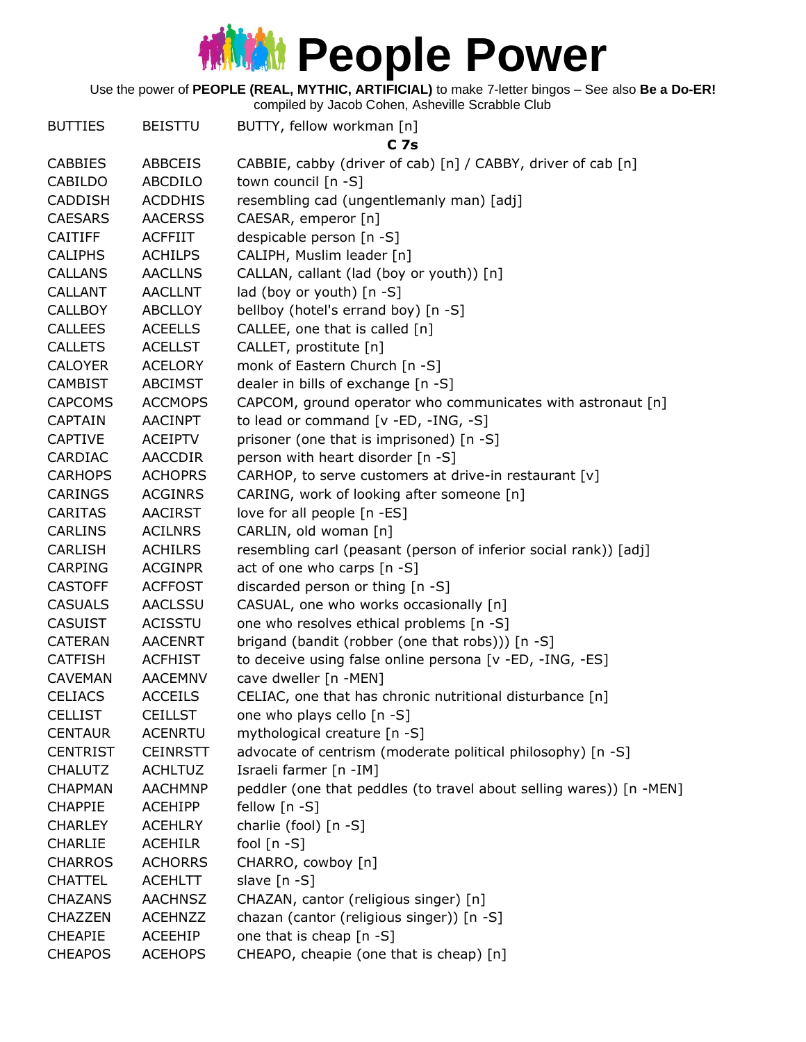# People Power

Use the power of **PEOPLE (REAL, MYTHIC, ARTIFICIAL)** to make 7-letter bingos – See also **Be a Do-ER!**
compiled by Jacob Cohen, Asheville Scrabble Club

| | | |
|---|---|---|
| BUTTIES | BEISTTU | BUTTY, fellow workman [n] |

### C 7s

| | | |
|---|---|---|
| CABBIES | ABBCEIS | CABBIE, cabby (driver of cab) [n] / CABBY, driver of cab [n] |
| CABILDO | ABCDILO | town council [n -S] |
| CADDISH | ACDDHIS | resembling cad (ungentlemanly man) [adj] |
| CAESARS | AACERSS | CAESAR, emperor [n] |
| CAITIFF | ACFFIIT | despicable person [n -S] |
| CALIPHS | ACHILPS | CALIPH, Muslim leader [n] |
| CALLANS | AACLLNS | CALLAN, callant (lad (boy or youth)) [n] |
| CALLANT | AACLLNT | lad (boy or youth) [n -S] |
| CALLBOY | ABCLLOY | bellboy (hotel's errand boy) [n -S] |
| CALLEES | ACEELLS | CALLEE, one that is called [n] |
| CALLETS | ACELLST | CALLET, prostitute [n] |
| CALOYER | ACELORY | monk of Eastern Church [n -S] |
| CAMBIST | ABCIMST | dealer in bills of exchange [n -S] |
| CAPCOMS | ACCMOPS | CAPCOM, ground operator who communicates with astronaut [n] |
| CAPTAIN | AACINPT | to lead or command [v -ED, -ING, -S] |
| CAPTIVE | ACEIPTV | prisoner (one that is imprisoned) [n -S] |
| CARDIAC | AACCDIR | person with heart disorder [n -S] |
| CARHOPS | ACHOPRS | CARHOP, to serve customers at drive-in restaurant [v] |
| CARINGS | ACGINRS | CARING, work of looking after someone [n] |
| CARITAS | AACIRST | love for all people [n -ES] |
| CARLINS | ACILNRS | CARLIN, old woman [n] |
| CARLISH | ACHILRS | resembling carl (peasant (person of inferior social rank)) [adj] |
| CARPING | ACGINPR | act of one who carps [n -S] |
| CASTOFF | ACFFOST | discarded person or thing [n -S] |
| CASUALS | AACLSSU | CASUAL, one who works occasionally [n] |
| CASUIST | ACISSTU | one who resolves ethical problems [n -S] |
| CATERAN | AACENRT | brigand (bandit (robber (one that robs))) [n -S] |
| CATFISH | ACFHIST | to deceive using false online persona [v -ED, -ING, -ES] |
| CAVEMAN | AACEMNV | cave dweller [n -MEN] |
| CELIACS | ACCEILS | CELIAC, one that has chronic nutritional disturbance [n] |
| CELLIST | CEILLST | one who plays cello [n -S] |
| CENTAUR | ACENRTU | mythological creature [n -S] |
| CENTRIST | CEINRSTT | advocate of centrism (moderate political philosophy) [n -S] |
| CHALUTZ | ACHLTUZ | Israeli farmer [n -IM] |
| CHAPMAN | AACHMNP | peddler (one that peddles (to travel about selling wares)) [n -MEN] |
| CHAPPIE | ACEHIPP | fellow [n -S] |
| CHARLEY | ACEHLRY | charlie (fool) [n -S] |
| CHARLIE | ACEHILR | fool [n -S] |
| CHARROS | ACHORRS | CHARRO, cowboy [n] |
| CHATTEL | ACEHLTT | slave [n -S] |
| CHAZANS | AACHNSZ | CHAZAN, cantor (religious singer) [n] |
| CHAZZEN | ACEHNZZ | chazan (cantor (religious singer)) [n -S] |
| CHEAPIE | ACEEHIP | one that is cheap [n -S] |
| CHEAPOS | ACEHOPS | CHEAPO, cheapie (one that is cheap) [n] |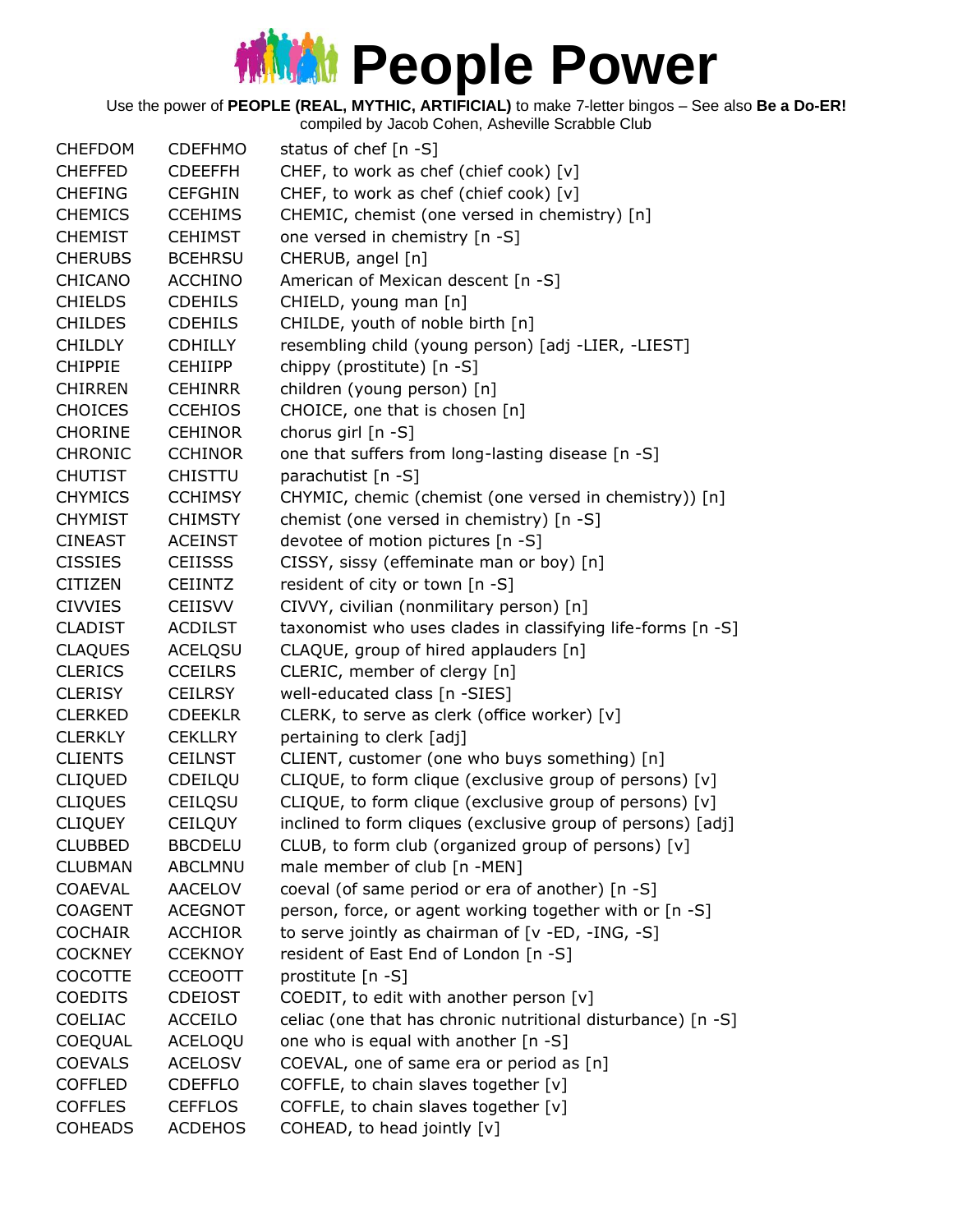# People Power

Use the power of **PEOPLE (REAL, MYTHIC, ARTIFICIAL)** to make 7-letter bingos – See also **Be a Do-ER!**
compiled by Jacob Cohen, Asheville Scrabble Club

| | | |
|---|---|---|
| CHEFDOM | CDEFHMO | status of chef [n -S] |
| CHEFFED | CDEEFFH | CHEF, to work as chef (chief cook) [v] |
| CHEFING | CEFGHIN | CHEF, to work as chef (chief cook) [v] |
| CHEMICS | CCEHIMS | CHEMIC, chemist (one versed in chemistry) [n] |
| CHEMIST | CEHIMST | one versed in chemistry [n -S] |
| CHERUBS | BCEHRSU | CHERUB, angel [n] |
| CHICANO | ACCHINO | American of Mexican descent [n -S] |
| CHIELDS | CDEHILS | CHIELD, young man [n] |
| CHILDES | CDEHILS | CHILDE, youth of noble birth [n] |
| CHILDLY | CDHILLY | resembling child (young person) [adj -LIER, -LIEST] |
| CHIPPIE | CEHIIPP | chippy (prostitute) [n -S] |
| CHIRREN | CEHINRR | children (young person) [n] |
| CHOICES | CCEHIOS | CHOICE, one that is chosen [n] |
| CHORINE | CEHINOR | chorus girl [n -S] |
| CHRONIC | CCHINOR | one that suffers from long-lasting disease [n -S] |
| CHUTIST | CHISTTU | parachutist [n -S] |
| CHYMICS | CCHIMSY | CHYMIC, chemic (chemist (one versed in chemistry)) [n] |
| CHYMIST | CHIMSTY | chemist (one versed in chemistry) [n -S] |
| CINEAST | ACEINST | devotee of motion pictures [n -S] |
| CISSIES | CEIISSS | CISSY, sissy (effeminate man or boy) [n] |
| CITIZEN | CEIINTZ | resident of city or town [n -S] |
| CIVVIES | CEIISVV | CIVVY, civilian (nonmilitary person) [n] |
| CLADIST | ACDILST | taxonomist who uses clades in classifying life-forms [n -S] |
| CLAQUES | ACELQSU | CLAQUE, group of hired applauders [n] |
| CLERICS | CCEILRS | CLERIC, member of clergy [n] |
| CLERISY | CEILRSY | well-educated class [n -SIES] |
| CLERKED | CDEEKLR | CLERK, to serve as clerk (office worker) [v] |
| CLERKLY | CEKLLRY | pertaining to clerk [adj] |
| CLIENTS | CEILNST | CLIENT, customer (one who buys something) [n] |
| CLIQUED | CDEILQU | CLIQUE, to form clique (exclusive group of persons) [v] |
| CLIQUES | CEILQSU | CLIQUE, to form clique (exclusive group of persons) [v] |
| CLIQUEY | CEILQUY | inclined to form cliques (exclusive group of persons) [adj] |
| CLUBBED | BBCDELU | CLUB, to form club (organized group of persons) [v] |
| CLUBMAN | ABCLMNU | male member of club [n -MEN] |
| COAEVAL | AACELOV | coeval (of same period or era of another) [n -S] |
| COAGENT | ACEGNOT | person, force, or agent working together with or [n -S] |
| COCHAIR | ACCHIOR | to serve jointly as chairman of [v -ED, -ING, -S] |
| COCKNEY | CCEKNOY | resident of East End of London [n -S] |
| COCOTTE | CCEOOTT | prostitute [n -S] |
| COEDITS | CDEIOST | COEDIT, to edit with another person [v] |
| COELIAC | ACCEILO | celiac (one that has chronic nutritional disturbance) [n -S] |
| COEQUAL | ACELOQU | one who is equal with another [n -S] |
| COEVALS | ACELOSV | COEVAL, one of same era or period as [n] |
| COFFLED | CDEFFLO | COFFLE, to chain slaves together [v] |
| COFFLES | CEFFLOS | COFFLE, to chain slaves together [v] |
| COHEADS | ACDEHOS | COHEAD, to head jointly [v] |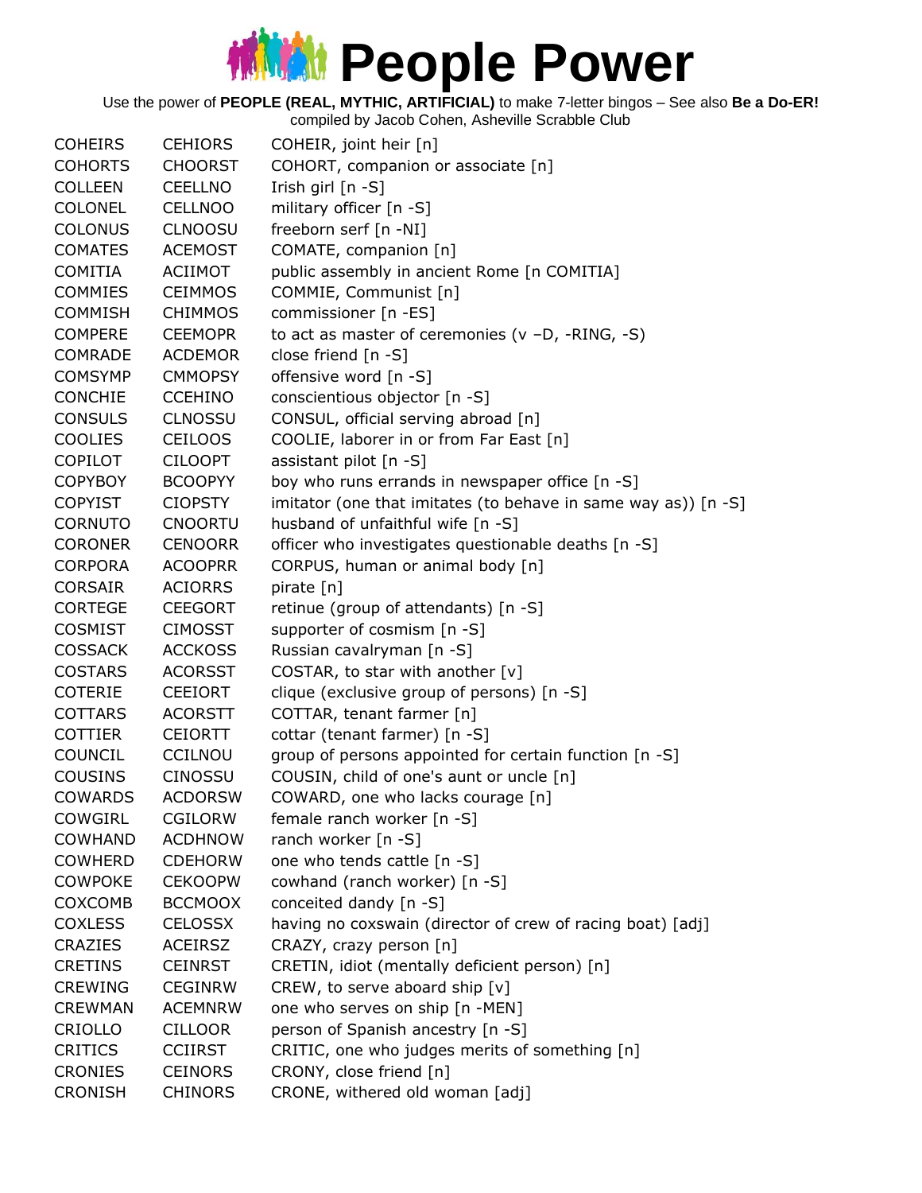# People Power

Use the power of **PEOPLE (REAL, MYTHIC, ARTIFICIAL)** to make 7-letter bingos – See also **Be a Do-ER!**
compiled by Jacob Cohen, Asheville Scrabble Club

| | | |
|---|---|---|
| COHEIRS | CEHIORS | COHEIR, joint heir [n] |
| COHORTS | CHOORST | COHORT, companion or associate [n] |
| COLLEEN | CEELLNO | Irish girl [n -S] |
| COLONEL | CELLNOO | military officer [n -S] |
| COLONUS | CLNOOSU | freeborn serf [n -NI] |
| COMATES | ACEMOST | COMATE, companion [n] |
| COMITIA | ACIIMOT | public assembly in ancient Rome [n COMITIA] |
| COMMIES | CEIMMOS | COMMIE, Communist [n] |
| COMMISH | CHIMMOS | commissioner [n -ES] |
| COMPERE | CEEMOPR | to act as master of ceremonies (v –D, -RING, -S) |
| COMRADE | ACDEMOR | close friend [n -S] |
| COMSYMP | CMMOPSY | offensive word [n -S] |
| CONCHIE | CCEHINO | conscientious objector [n -S] |
| CONSULS | CLNOSSU | CONSUL, official serving abroad [n] |
| COOLIES | CEILOOS | COOLIE, laborer in or from Far East [n] |
| COPILOT | CILOOPT | assistant pilot [n -S] |
| COPYBOY | BCOOPYY | boy who runs errands in newspaper office [n -S] |
| COPYIST | CIOPSTY | imitator (one that imitates (to behave in same way as)) [n -S] |
| CORNUTO | CNOORTU | husband of unfaithful wife [n -S] |
| CORONER | CENOORR | officer who investigates questionable deaths [n -S] |
| CORPORA | ACOOPRR | CORPUS, human or animal body [n] |
| CORSAIR | ACIORRS | pirate [n] |
| CORTEGE | CEEGORT | retinue (group of attendants) [n -S] |
| COSMIST | CIMOSST | supporter of cosmism [n -S] |
| COSSACK | ACCKOSS | Russian cavalryman [n -S] |
| COSTARS | ACORSST | COSTAR, to star with another [v] |
| COTERIE | CEEIORT | clique (exclusive group of persons) [n -S] |
| COTTARS | ACORSTT | COTTAR, tenant farmer [n] |
| COTTIER | CEIORTT | cottar (tenant farmer) [n -S] |
| COUNCIL | CCILNOU | group of persons appointed for certain function [n -S] |
| COUSINS | CINOSSU | COUSIN, child of one's aunt or uncle [n] |
| COWARDS | ACDORSW | COWARD, one who lacks courage [n] |
| COWGIRL | CGILORW | female ranch worker [n -S] |
| COWHAND | ACDHNOW | ranch worker [n -S] |
| COWHERD | CDEHORW | one who tends cattle [n -S] |
| COWPOKE | CEKOOPW | cowhand (ranch worker) [n -S] |
| COXCOMB | BCCMOOX | conceited dandy [n -S] |
| COXLESS | CELOSSX | having no coxswain (director of crew of racing boat) [adj] |
| CRAZIES | ACEIRSZ | CRAZY, crazy person [n] |
| CRETINS | CEINRST | CRETIN, idiot (mentally deficient person) [n] |
| CREWING | CEGINRW | CREW, to serve aboard ship [v] |
| CREWMAN | ACEMNRW | one who serves on ship [n -MEN] |
| CRIOLLO | CILLOOR | person of Spanish ancestry [n -S] |
| CRITICS | CCIIRST | CRITIC, one who judges merits of something [n] |
| CRONIES | CEINORS | CRONY, close friend [n] |
| CRONISH | CHINORS | CRONE, withered old woman [adj] |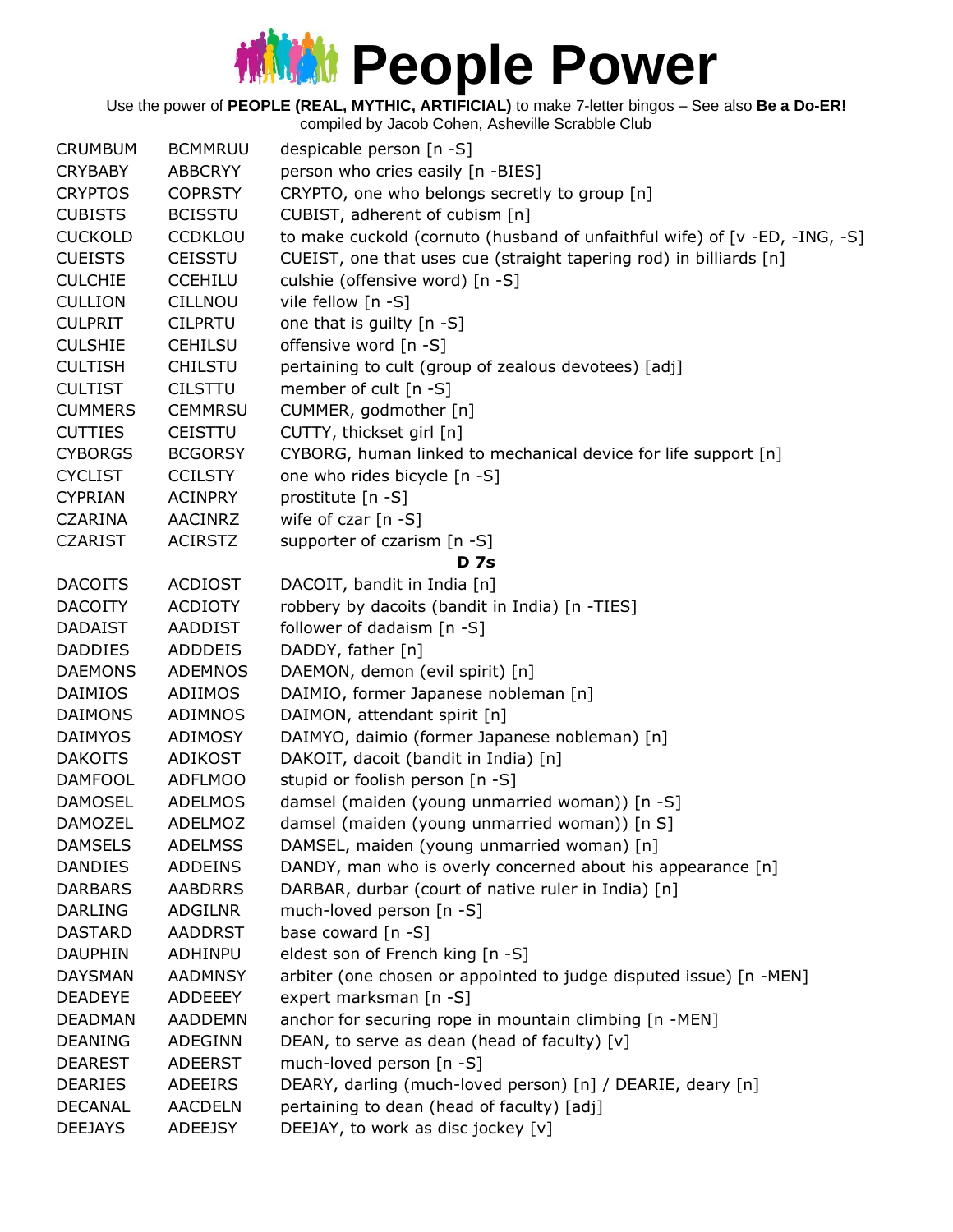# People Power

Use the power of **PEOPLE (REAL, MYTHIC, ARTIFICIAL)** to make 7-letter bingos – See also **Be a Do-ER!**
compiled by Jacob Cohen, Asheville Scrabble Club

| | | |
|---|---|---|
| CRUMBUM | BCMMRUU | despicable person [n -S] |
| CRYBABY | ABBCRYY | person who cries easily [n -BIES] |
| CRYPTOS | COPRSTY | CRYPTO, one who belongs secretly to group [n] |
| CUBISTS | BCISSTU | CUBIST, adherent of cubism [n] |
| CUCKOLD | CCDKLOU | to make cuckold (cornuto (husband of unfaithful wife) of [v -ED, -ING, -S] |
| CUEISTS | CEISSTU | CUEIST, one that uses cue (straight tapering rod) in billiards [n] |
| CULCHIE | CCEHILU | culshie (offensive word) [n -S] |
| CULLION | CILLNOU | vile fellow [n -S] |
| CULPRIT | CILPRTU | one that is guilty [n -S] |
| CULSHIE | CEHILSU | offensive word [n -S] |
| CULTISH | CHILSTU | pertaining to cult (group of zealous devotees) [adj] |
| CULTIST | CILSTTU | member of cult [n -S] |
| CUMMERS | CEMMRSU | CUMMER, godmother [n] |
| CUTTIES | CEISTTU | CUTTY, thickset girl [n] |
| CYBORGS | BCGORSY | CYBORG, human linked to mechanical device for life support [n] |
| CYCLIST | CCILSTY | one who rides bicycle [n -S] |
| CYPRIAN | ACINPRY | prostitute [n -S] |
| CZARINA | AACINRZ | wife of czar [n -S] |
| CZARIST | ACIRSTZ | supporter of czarism [n -S] |
| | | **D 7s** |
| DACOITS | ACDIOST | DACOIT, bandit in India [n] |
| DACOITY | ACDIOTY | robbery by dacoits (bandit in India) [n -TIES] |
| DADAIST | AADDIST | follower of dadaism [n -S] |
| DADDIES | ADDDEIS | DADDY, father [n] |
| DAEMONS | ADEMNOS | DAEMON, demon (evil spirit) [n] |
| DAIMIOS | ADIIMOS | DAIMIO, former Japanese nobleman [n] |
| DAIMONS | ADIMNOS | DAIMON, attendant spirit [n] |
| DAIMYOS | ADIMOSY | DAIMYO, daimio (former Japanese nobleman) [n] |
| DAKOITS | ADIKOST | DAKOIT, dacoit (bandit in India) [n] |
| DAMFOOL | ADFLMOO | stupid or foolish person [n -S] |
| DAMOSEL | ADELMOS | damsel (maiden (young unmarried woman)) [n -S] |
| DAMOZEL | ADELMOZ | damsel (maiden (young unmarried woman)) [n S] |
| DAMSELS | ADELMSS | DAMSEL, maiden (young unmarried woman) [n] |
| DANDIES | ADDEINS | DANDY, man who is overly concerned about his appearance [n] |
| DARBARS | AABDRRS | DARBAR, durbar (court of native ruler in India) [n] |
| DARLING | ADGILNR | much-loved person [n -S] |
| DASTARD | AADDRST | base coward [n -S] |
| DAUPHIN | ADHINPU | eldest son of French king [n -S] |
| DAYSMAN | AADMNSY | arbiter (one chosen or appointed to judge disputed issue) [n -MEN] |
| DEADEYE | ADDEEEY | expert marksman [n -S] |
| DEADMAN | AADDEMN | anchor for securing rope in mountain climbing [n -MEN] |
| DEANING | ADEGINN | DEAN, to serve as dean (head of faculty) [v] |
| DEAREST | ADEERST | much-loved person [n -S] |
| DEARIES | ADEEIRS | DEARY, darling (much-loved person) [n] / DEARIE, deary [n] |
| DECANAL | AACDELN | pertaining to dean (head of faculty) [adj] |
| DEEJAYS | ADEEJSY | DEEJAY, to work as disc jockey [v] |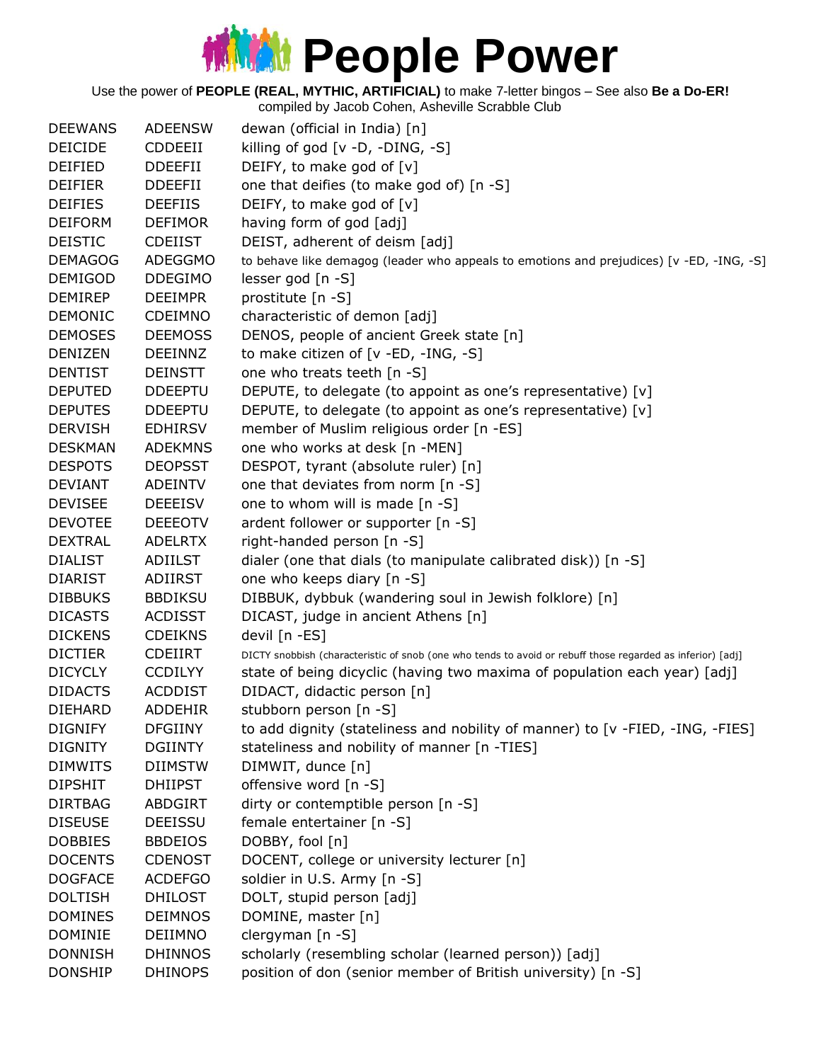# People Power

Use the power of **PEOPLE (REAL, MYTHIC, ARTIFICIAL)** to make 7-letter bingos – See also **Be a Do-ER!**
compiled by Jacob Cohen, Asheville Scrabble Club

| | | |
|---|---|---|
| DEEWANS | ADEENSW | dewan (official in India) [n] |
| DEICIDE | CDDEEII | killing of god [v -D, -DING, -S] |
| DEIFIED | DDEEFII | DEIFY, to make god of [v] |
| DEIFIER | DDEEFII | one that deifies (to make god of) [n -S] |
| DEIFIES | DEEFIIS | DEIFY, to make god of [v] |
| DEIFORM | DEFIMOR | having form of god [adj] |
| DEISTIC | CDEIIST | DEIST, adherent of deism [adj] |
| DEMAGOG | ADEGGMO | to behave like demagog (leader who appeals to emotions and prejudices) [v -ED, -ING, -S] |
| DEMIGOD | DDEGIMO | lesser god [n -S] |
| DEMIREP | DEEIMPR | prostitute [n -S] |
| DEMONIC | CDEIMNO | characteristic of demon [adj] |
| DEMOSES | DEEMOSS | DENOS, people of ancient Greek state [n] |
| DENIZEN | DEEINNZ | to make citizen of [v -ED, -ING, -S] |
| DENTIST | DEINSTT | one who treats teeth [n -S] |
| DEPUTED | DDEEPTU | DEPUTE, to delegate (to appoint as one's representative) [v] |
| DEPUTES | DDEEPTU | DEPUTE, to delegate (to appoint as one's representative) [v] |
| DERVISH | EDHIRSV | member of Muslim religious order [n -ES] |
| DESKMAN | ADEKMNS | one who works at desk [n -MEN] |
| DESPOTS | DEOPSST | DESPOT, tyrant (absolute ruler) [n] |
| DEVIANT | ADEINTV | one that deviates from norm [n -S] |
| DEVISEE | DEEEISV | one to whom will is made [n -S] |
| DEVOTEE | DEEEOTV | ardent follower or supporter [n -S] |
| DEXTRAL | ADELRTX | right-handed person [n -S] |
| DIALIST | ADIILST | dialer (one that dials (to manipulate calibrated disk)) [n -S] |
| DIARIST | ADIIRST | one who keeps diary [n -S] |
| DIBBUKS | BBDIKSU | DIBBUK, dybbuk (wandering soul in Jewish folklore) [n] |
| DICASTS | ACDISST | DICAST, judge in ancient Athens [n] |
| DICKENS | CDEIKNS | devil [n -ES] |
| DICTIER | CDEIIRT | DICTY snobbish (characteristic of snob (one who tends to avoid or rebuff those regarded as inferior) [adj] |
| DICYCLY | CCDILYY | state of being dicyclic (having two maxima of population each year) [adj] |
| DIDACTS | ACDDIST | DIDACT, didactic person [n] |
| DIEHARD | ADDEHIR | stubborn person [n -S] |
| DIGNIFY | DFGIINY | to add dignity (stateliness and nobility of manner) to [v -FIED, -ING, -FIES] |
| DIGNITY | DGIINTY | stateliness and nobility of manner [n -TIES] |
| DIMWITS | DIIMSTW | DIMWIT, dunce [n] |
| DIPSHIT | DHIIPST | offensive word [n -S] |
| DIRTBAG | ABDGIRT | dirty or contemptible person [n -S] |
| DISEUSE | DEEISSU | female entertainer [n -S] |
| DOBBIES | BBDEIOS | DOBBY, fool [n] |
| DOCENTS | CDENOST | DOCENT, college or university lecturer [n] |
| DOGFACE | ACDEFGO | soldier in U.S. Army [n -S] |
| DOLTISH | DHILOST | DOLT, stupid person [adj] |
| DOMINES | DEIMNOS | DOMINE, master [n] |
| DOMINIE | DEIIMNO | clergyman [n -S] |
| DONNISH | DHINNOS | scholarly (resembling scholar (learned person)) [adj] |
| DONSHIP | DHINOPS | position of don (senior member of British university) [n -S] |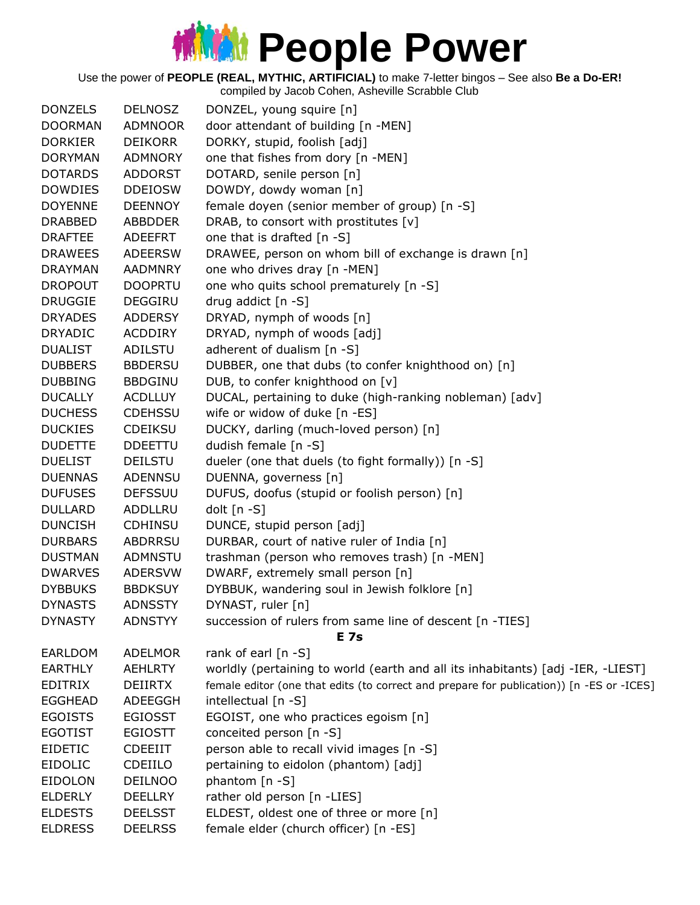# People Power

Use the power of **PEOPLE (REAL, MYTHIC, ARTIFICIAL)** to make 7-letter bingos – See also **Be a Do-ER!**
compiled by Jacob Cohen, Asheville Scrabble Club

| | | |
|---|---|---|
| DONZELS | DELNOSZ | DONZEL, young squire [n] |
| DOORMAN | ADMNOOR | door attendant of building [n -MEN] |
| DORKIER | DEIKORR | DORKY, stupid, foolish [adj] |
| DORYMAN | ADMNORY | one that fishes from dory [n -MEN] |
| DOTARDS | ADDORST | DOTARD, senile person [n] |
| DOWDIES | DDEIOSW | DOWDY, dowdy woman [n] |
| DOYENNE | DEENNOY | female doyen (senior member of group) [n -S] |
| DRABBED | ABBDDER | DRAB, to consort with prostitutes [v] |
| DRAFTEE | ADEEFRT | one that is drafted [n -S] |
| DRAWEES | ADEERSW | DRAWEE, person on whom bill of exchange is drawn [n] |
| DRAYMAN | AADMNRY | one who drives dray [n -MEN] |
| DROPOUT | DOOPRTU | one who quits school prematurely [n -S] |
| DRUGGIE | DEGGIRU | drug addict [n -S] |
| DRYADES | ADDERSY | DRYAD, nymph of woods [n] |
| DRYADIC | ACDDIRY | DRYAD, nymph of woods [adj] |
| DUALIST | ADILSTU | adherent of dualism [n -S] |
| DUBBERS | BBDERSU | DUBBER, one that dubs (to confer knighthood on) [n] |
| DUBBING | BBDGINU | DUB, to confer knighthood on [v] |
| DUCALLY | ACDLLUY | DUCAL, pertaining to duke (high-ranking nobleman) [adv] |
| DUCHESS | CDEHSSU | wife or widow of duke [n -ES] |
| DUCKIES | CDEIKSU | DUCKY, darling (much-loved person) [n] |
| DUDETTE | DDEETTU | dudish female [n -S] |
| DUELIST | DEILSTU | dueler (one that duels (to fight formally)) [n -S] |
| DUENNAS | ADENNSU | DUENNA, governess [n] |
| DUFUSES | DEFSSUU | DUFUS, doofus (stupid or foolish person) [n] |
| DULLARD | ADDLLRU | dolt [n -S] |
| DUNCISH | CDHINSU | DUNCE, stupid person [adj] |
| DURBARS | ABDRRSU | DURBAR, court of native ruler of India [n] |
| DUSTMAN | ADMNSTU | trashman (person who removes trash) [n -MEN] |
| DWARVES | ADERSVW | DWARF, extremely small person [n] |
| DYBBUKS | BBDKSUY | DYBBUK, wandering soul in Jewish folklore [n] |
| DYNASTS | ADNSSTY | DYNAST, ruler [n] |
| DYNASTY | ADNSTYY | succession of rulers from same line of descent [n -TIES] |
| | | **E 7s** |
| EARLDOM | ADELMOR | rank of earl [n -S] |
| EARTHLY | AEHLRTY | worldly (pertaining to world (earth and all its inhabitants) [adj -IER, -LIEST] |
| EDITRIX | DEIIRTX | female editor (one that edits (to correct and prepare for publication)) [n -ES or -ICES] |
| EGGHEAD | ADEEGGH | intellectual [n -S] |
| EGOISTS | EGIOSST | EGOIST, one who practices egoism [n] |
| EGOTIST | EGIOSTT | conceited person [n -S] |
| EIDETIC | CDEEIIT | person able to recall vivid images [n -S] |
| EIDOLIC | CDEIILO | pertaining to eidolon (phantom) [adj] |
| EIDOLON | DEILNOO | phantom [n -S] |
| ELDERLY | DEELLRY | rather old person [n -LIES] |
| ELDESTS | DEELSST | ELDEST, oldest one of three or more [n] |
| ELDRESS | DEELRSS | female elder (church officer) [n -ES] |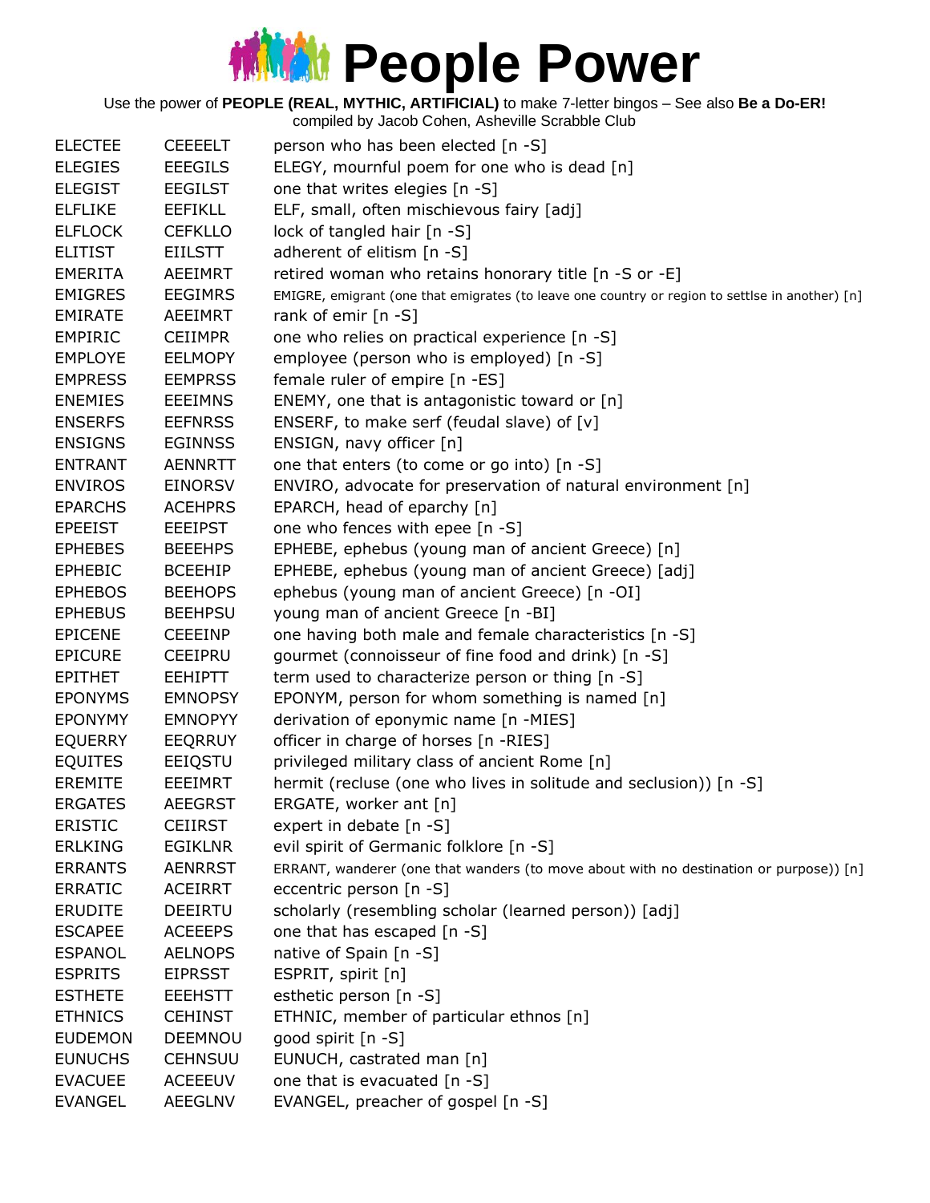# People Power

Use the power of **PEOPLE (REAL, MYTHIC, ARTIFICIAL)** to make 7-letter bingos – See also **Be a Do-ER!**
compiled by Jacob Cohen, Asheville Scrabble Club

| | | |
|---|---|---|
| ELECTEE | CEEEELT | person who has been elected [n -S] |
| ELEGIES | EEEGILS | ELEGY, mournful poem for one who is dead [n] |
| ELEGIST | EEGILST | one that writes elegies [n -S] |
| ELFLIKE | EEFIKLL | ELF, small, often mischievous fairy [adj] |
| ELFLOCK | CEFKLLO | lock of tangled hair [n -S] |
| ELITIST | EIILSTT | adherent of elitism [n -S] |
| EMERITA | AEEIMRT | retired woman who retains honorary title [n -S or -E] |
| EMIGRES | EEGIMRS | EMIGRE, emigrant (one that emigrates (to leave one country or region to settlse in another) [n] |
| EMIRATE | AEEIMRT | rank of emir [n -S] |
| EMPIRIC | CEIIMPR | one who relies on practical experience [n -S] |
| EMPLOYE | EELMOPY | employee (person who is employed) [n -S] |
| EMPRESS | EEMPRSS | female ruler of empire [n -ES] |
| ENEMIES | EEEIMNS | ENEMY, one that is antagonistic toward or [n] |
| ENSERFS | EEFNRSS | ENSERF, to make serf (feudal slave) of [v] |
| ENSIGNS | EGINNSS | ENSIGN, navy officer [n] |
| ENTRANT | AENNRTT | one that enters (to come or go into) [n -S] |
| ENVIROS | EINORSV | ENVIRO, advocate for preservation of natural environment [n] |
| EPARCHS | ACEHPRS | EPARCH, head of eparchy [n] |
| EPEEIST | EEEIPST | one who fences with epee [n -S] |
| EPHEBES | BEEEHPS | EPHEBE, ephebus (young man of ancient Greece) [n] |
| EPHEBIC | BCEEHIP | EPHEBE, ephebus (young man of ancient Greece) [adj] |
| EPHEBOS | BEEHOPS | ephebus (young man of ancient Greece) [n -OI] |
| EPHEBUS | BEEHPSU | young man of ancient Greece [n -BI] |
| EPICENE | CEEEINP | one having both male and female characteristics [n -S] |
| EPICURE | CEEIPRU | gourmet (connoisseur of fine food and drink) [n -S] |
| EPITHET | EEHIPTT | term used to characterize person or thing [n -S] |
| EPONYMS | EMNOPSY | EPONYM, person for whom something is named [n] |
| EPONYMY | EMNOPYY | derivation of eponymic name [n -MIES] |
| EQUERRY | EEQRRUY | officer in charge of horses [n -RIES] |
| EQUITES | EEIQSTU | privileged military class of ancient Rome [n] |
| EREMITE | EEEIMRT | hermit (recluse (one who lives in solitude and seclusion)) [n -S] |
| ERGATES | AEEGRST | ERGATE, worker ant [n] |
| ERISTIC | CEIIRST | expert in debate [n -S] |
| ERLKING | EGIKLNR | evil spirit of Germanic folklore [n -S] |
| ERRANTS | AENRRST | ERRANT, wanderer (one that wanders (to move about with no destination or purpose)) [n] |
| ERRATIC | ACEIRRT | eccentric person [n -S] |
| ERUDITE | DEEIRTU | scholarly (resembling scholar (learned person)) [adj] |
| ESCAPEE | ACEEEPS | one that has escaped [n -S] |
| ESPANOL | AELNOPS | native of Spain [n -S] |
| ESPRITS | EIPRSST | ESPRIT, spirit [n] |
| ESTHETE | EEEHSTT | esthetic person [n -S] |
| ETHNICS | CEHINST | ETHNIC, member of particular ethnos [n] |
| EUDEMON | DEEMNOU | good spirit [n -S] |
| EUNUCHS | CEHNSUU | EUNUCH, castrated man [n] |
| EVACUEE | ACEEEUV | one that is evacuated [n -S] |
| EVANGEL | AEEGLNV | EVANGEL, preacher of gospel [n -S] |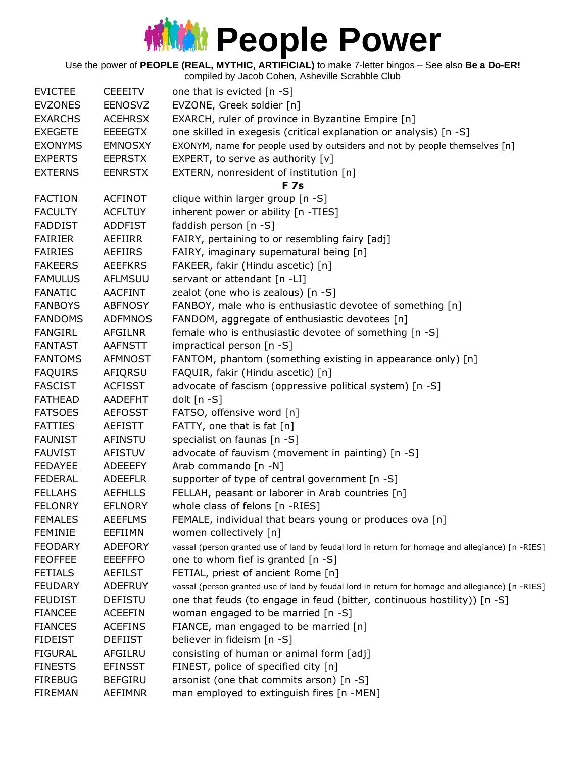# People Power

Use the power of **PEOPLE (REAL, MYTHIC, ARTIFICIAL)** to make 7-letter bingos – See also **Be a Do-ER!**
compiled by Jacob Cohen, Asheville Scrabble Club

| | | |
|---|---|---|
| EVICTEE | CEEEITV | one that is evicted [n -S] |
| EVZONES | EENOSVZ | EVZONE, Greek soldier [n] |
| EXARCHS | ACEHRSX | EXARCH, ruler of province in Byzantine Empire [n] |
| EXEGETE | EEEEGTX | one skilled in exegesis (critical explanation or analysis) [n -S] |
| EXONYMS | EMNOSXY | EXONYM, name for people used by outsiders and not by people themselves [n] |
| EXPERTS | EEPRSTX | EXPERT, to serve as authority [v] |
| EXTERNS | EENRSTX | EXTERN, nonresident of institution [n] |

**F 7s**

| | | |
|---|---|---|
| FACTION | ACFINOT | clique within larger group [n -S] |
| FACULTY | ACFLTUY | inherent power or ability [n -TIES] |
| FADDIST | ADDFIST | faddish person [n -S] |
| FAIRIER | AEFIIRR | FAIRY, pertaining to or resembling fairy [adj] |
| FAIRIES | AEFIIRS | FAIRY, imaginary supernatural being [n] |
| FAKEERS | AEEFKRS | FAKEER, fakir (Hindu ascetic) [n] |
| FAMULUS | AFLMSUU | servant or attendant [n -LI] |
| FANATIC | AACFINT | zealot (one who is zealous) [n -S] |
| FANBOYS | ABFNOSY | FANBOY, male who is enthusiastic devotee of something [n] |
| FANDOMS | ADFMNOS | FANDOM, aggregate of enthusiastic devotees [n] |
| FANGIRL | AFGILNR | female who is enthusiastic devotee of something [n -S] |
| FANTAST | AAFNSTT | impractical person [n -S] |
| FANTOMS | AFMNOST | FANTOM, phantom (something existing in appearance only) [n] |
| FAQUIRS | AFIQRSU | FAQUIR, fakir (Hindu ascetic) [n] |
| FASCIST | ACFISST | advocate of fascism (oppressive political system) [n -S] |
| FATHEAD | AADEFHT | dolt [n -S] |
| FATSOES | AEFOSST | FATSO, offensive word [n] |
| FATTIES | AEFISTT | FATTY, one that is fat [n] |
| FAUNIST | AFINSTU | specialist on faunas [n -S] |
| FAUVIST | AFISTUV | advocate of fauvism (movement in painting) [n -S] |
| FEDAYEE | ADEEEFY | Arab commando [n -N] |
| FEDERAL | ADEEFLR | supporter of type of central government [n -S] |
| FELLAHS | AEFHLLS | FELLAH, peasant or laborer in Arab countries [n] |
| FELONRY | EFLNORY | whole class of felons [n -RIES] |
| FEMALES | AEEFLMS | FEMALE, individual that bears young or produces ova [n] |
| FEMINIE | EEFIIMN | women collectively [n] |
| FEODARY | ADEFORY | vassal (person granted use of land by feudal lord in return for homage and allegiance) [n -RIES] |
| FEOFFEE | EEEFFFO | one to whom fief is granted [n -S] |
| FETIALS | AEFILST | FETIAL, priest of ancient Rome [n] |
| FEUDARY | ADEFRUY | vassal (person granted use of land by feudal lord in return for homage and allegiance) [n -RIES] |
| FEUDIST | DEFISTU | one that feuds (to engage in feud (bitter, continuous hostility)) [n -S] |
| FIANCEE | ACEEFIN | woman engaged to be married [n -S] |
| FIANCES | ACEFINS | FIANCE, man engaged to be married [n] |
| FIDEIST | DEFIIST | believer in fideism [n -S] |
| FIGURAL | AFGILRU | consisting of human or animal form [adj] |
| FINESTS | EFINSST | FINEST, police of specified city [n] |
| FIREBUG | BEFGIRU | arsonist (one that commits arson) [n -S] |
| FIREMAN | AEFIMNR | man employed to extinguish fires [n -MEN] |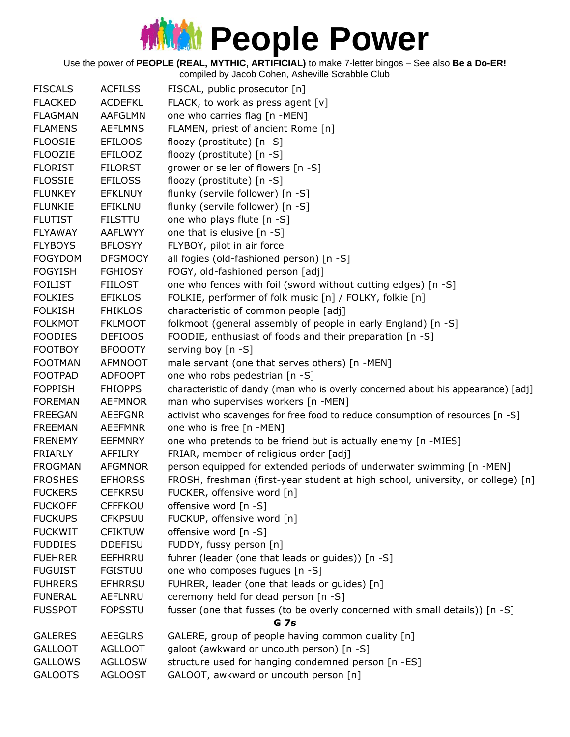# People Power

Use the power of **PEOPLE (REAL, MYTHIC, ARTIFICIAL)** to make 7-letter bingos – See also **Be a Do-ER!**
compiled by Jacob Cohen, Asheville Scrabble Club

| | | |
|---|---|---|
| FISCALS | ACFILSS | FISCAL, public prosecutor [n] |
| FLACKED | ACDEFKL | FLACK, to work as press agent [v] |
| FLAGMAN | AAFGLMN | one who carries flag [n -MEN] |
| FLAMENS | AEFLMNS | FLAMEN, priest of ancient Rome [n] |
| FLOOSIE | EFILOOS | floozy (prostitute) [n -S] |
| FLOOZIE | EFILOOZ | floozy (prostitute) [n -S] |
| FLORIST | FILORST | grower or seller of flowers [n -S] |
| FLOSSIE | EFILOSS | floozy (prostitute) [n -S] |
| FLUNKEY | EFKLNUY | flunky (servile follower) [n -S] |
| FLUNKIE | EFIKLNU | flunky (servile follower) [n -S] |
| FLUTIST | FILSTTU | one who plays flute [n -S] |
| FLYAWAY | AAFLWYY | one that is elusive [n -S] |
| FLYBOYS | BFLOSYY | FLYBOY, pilot in air force |
| FOGYDOM | DFGMOOY | all fogies (old-fashioned person) [n -S] |
| FOGYISH | FGHIOSY | FOGY, old-fashioned person [adj] |
| FOILIST | FIILOST | one who fences with foil (sword without cutting edges) [n -S] |
| FOLKIES | EFIKLOS | FOLKIE, performer of folk music [n] / FOLKY, folkie [n] |
| FOLKISH | FHIKLOS | characteristic of common people [adj] |
| FOLKMOT | FKLMOOT | folkmoot (general assembly of people in early England) [n -S] |
| FOODIES | DEFIOOS | FOODIE, enthusiast of foods and their preparation [n -S] |
| FOOTBOY | BFOOOTY | serving boy [n -S] |
| FOOTMAN | AFMNOOT | male servant (one that serves others) [n -MEN] |
| FOOTPAD | ADFOOPT | one who robs pedestrian [n -S] |
| FOPPISH | FHIOPPS | characteristic of dandy (man who is overly concerned about his appearance) [adj] |
| FOREMAN | AEFMNOR | man who supervises workers [n -MEN] |
| FREEGAN | AEEFGNR | activist who scavenges for free food to reduce consumption of resources [n -S] |
| FREEMAN | AEEFMNR | one who is free [n -MEN] |
| FRENEMY | EEFMNRY | one who pretends to be friend but is actually enemy [n -MIES] |
| FRIARLY | AFFILRY | FRIAR, member of religious order [adj] |
| FROGMAN | AFGMNOR | person equipped for extended periods of underwater swimming [n -MEN] |
| FROSHES | EFHORSS | FROSH, freshman (first-year student at high school, university, or college) [n] |
| FUCKERS | CEFKRSU | FUCKER, offensive word [n] |
| FUCKOFF | CFFFKOU | offensive word [n -S] |
| FUCKUPS | CFKPSUU | FUCKUP, offensive word [n] |
| FUCKWIT | CFIKTUW | offensive word [n -S] |
| FUDDIES | DDEFISU | FUDDY, fussy person [n] |
| FUEHRER | EEFHRRU | fuhrer (leader (one that leads or guides)) [n -S] |
| FUGUIST | FGISTUU | one who composes fugues [n -S] |
| FUHRERS | EFHRRSU | FUHRER, leader (one that leads or guides) [n] |
| FUNERAL | AEFLNRU | ceremony held for dead person [n -S] |
| FUSSPOT | FOPSSTU | fusser (one that fusses (to be overly concerned with small details)) [n -S] |
| | | **G 7s** |
| GALERES | AEEGLRS | GALERE, group of people having common quality [n] |
| GALLOOT | AGLLOOT | galoot (awkward or uncouth person) [n -S] |
| GALLOWS | AGLLOSW | structure used for hanging condemned person [n -ES] |
| GALOOTS | AGLOOST | GALOOT, awkward or uncouth person [n] |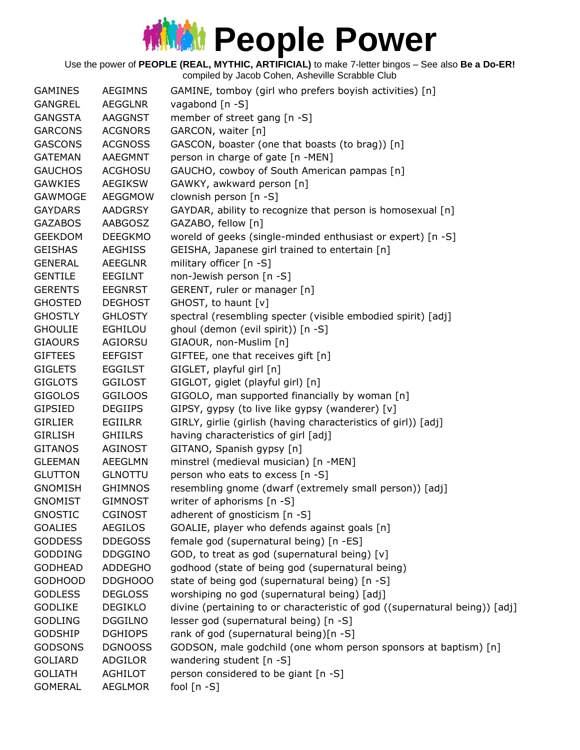# People Power

Use the power of **PEOPLE (REAL, MYTHIC, ARTIFICIAL)** to make 7-letter bingos – See also **Be a Do-ER!**
compiled by Jacob Cohen, Asheville Scrabble Club

| | | |
|---|---|---|
| GAMINES | AEGIMNS | GAMINE, tomboy (girl who prefers boyish activities) [n] |
| GANGREL | AEGGLNR | vagabond [n -S] |
| GANGSTA | AAGGNST | member of street gang [n -S] |
| GARCONS | ACGNORS | GARCON, waiter [n] |
| GASCONS | ACGNOSS | GASCON, boaster (one that boasts (to brag)) [n] |
| GATEMAN | AAEGMNT | person in charge of gate [n -MEN] |
| GAUCHOS | ACGHOSU | GAUCHO, cowboy of South American pampas [n] |
| GAWKIES | AEGIKSW | GAWKY, awkward person [n] |
| GAWMOGE | AEGGMOW | clownish person [n -S] |
| GAYDARS | AADGRSY | GAYDAR, ability to recognize that person is homosexual [n] |
| GAZABOS | AABGOSZ | GAZABO, fellow [n] |
| GEEKDOM | DEEGKMO | woreld of geeks (single-minded enthusiast or expert) [n -S] |
| GEISHAS | AEGHISS | GEISHA, Japanese girl trained to entertain [n] |
| GENERAL | AEEGLNR | military officer [n -S] |
| GENTILE | EEGILNT | non-Jewish person [n -S] |
| GERENTS | EEGNRST | GERENT, ruler or manager [n] |
| GHOSTED | DEGHOST | GHOST, to haunt [v] |
| GHOSTLY | GHLOSTY | spectral (resembling specter (visible embodied spirit) [adj] |
| GHOULIE | EGHILOU | ghoul (demon (evil spirit)) [n -S] |
| GIAOURS | AGIORSU | GIAOUR, non-Muslim [n] |
| GIFTEES | EEFGIST | GIFTEE, one that receives gift [n] |
| GIGLETS | EGGILST | GIGLET, playful girl [n] |
| GIGLOTS | GGILOST | GIGLOT, giglet (playful girl) [n] |
| GIGOLOS | GGILOOS | GIGOLO, man supported financially by woman [n] |
| GIPSIED | DEGIIPS | GIPSY, gypsy (to live like gypsy (wanderer) [v] |
| GIRLIER | EGIILRR | GIRLY, girlie (girlish (having characteristics of girl)) [adj] |
| GIRLISH | GHIILRS | having characteristics of girl [adj] |
| GITANOS | AGINOST | GITANO, Spanish gypsy [n] |
| GLEEMAN | AEEGLMN | minstrel (medieval musician) [n -MEN] |
| GLUTTON | GLNOTTU | person who eats to excess [n -S] |
| GNOMISH | GHIMNOS | resembling gnome (dwarf (extremely small person)) [adj] |
| GNOMIST | GIMNOST | writer of aphorisms [n -S] |
| GNOSTIC | CGINOST | adherent of gnosticism [n -S] |
| GOALIES | AEGILOS | GOALIE, player who defends against goals [n] |
| GODDESS | DDEGOSS | female god (supernatural being) [n -ES] |
| GODDING | DDGGINO | GOD, to treat as god (supernatural being) [v] |
| GODHEAD | ADDEGHO | godhood (state of being god (supernatural being) |
| GODHOOD | DDGHOOO | state of being god (supernatural being) [n -S] |
| GODLESS | DEGLOSS | worshiping no god (supernatural being) [adj] |
| GODLIKE | DEGIKLO | divine (pertaining to or characteristic of god ((supernatural being)) [adj] |
| GODLING | DGGILNO | lesser god (supernatural being) [n -S] |
| GODSHIP | DGHIOPS | rank of god (supernatural being)[n -S] |
| GODSONS | DGNOOSS | GODSON, male godchild (one whom person sponsors at baptism) [n] |
| GOLIARD | ADGILOR | wandering student [n -S] |
| GOLIATH | AGHILOT | person considered to be giant [n -S] |
| GOMERAL | AEGLMOR | fool [n -S] |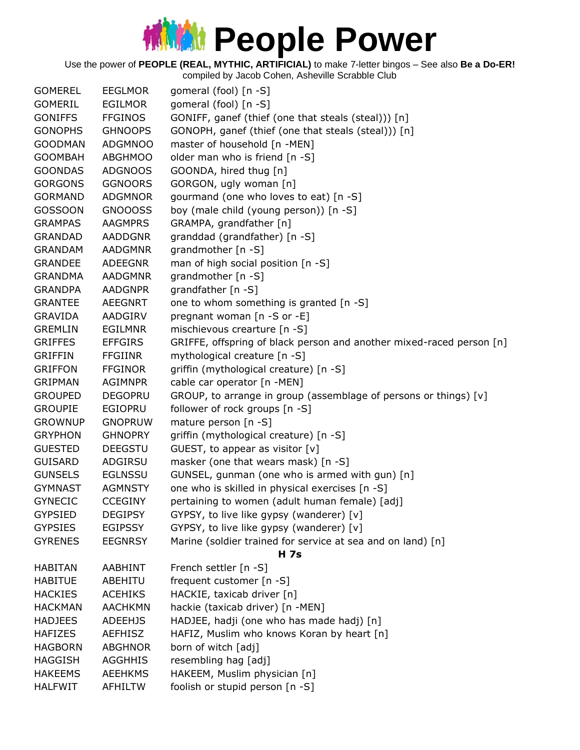# People Power

Use the power of **PEOPLE (REAL, MYTHIC, ARTIFICIAL)** to make 7-letter bingos – See also **Be a Do-ER!**
compiled by Jacob Cohen, Asheville Scrabble Club

| | | |
|---|---|---|
| GOMEREL | EEGLMOR | gomeral (fool) [n -S] |
| GOMERIL | EGILMOR | gomeral (fool) [n -S] |
| GONIFFS | FFGINOS | GONIFF, ganef (thief (one that steals (steal))) [n] |
| GONOPHS | GHNOOPS | GONOPH, ganef (thief (one that steals (steal))) [n] |
| GOODMAN | ADGMNOO | master of household [n -MEN] |
| GOOMBAH | ABGHMOO | older man who is friend [n -S] |
| GOONDAS | ADGNOOS | GOONDA, hired thug [n] |
| GORGONS | GGNOORS | GORGON, ugly woman [n] |
| GORMAND | ADGMNOR | gourmand (one who loves to eat) [n -S] |
| GOSSOON | GNOOOSS | boy (male child (young person)) [n -S] |
| GRAMPAS | AAGMPRS | GRAMPA, grandfather [n] |
| GRANDAD | AADDGNR | granddad (grandfather) [n -S] |
| GRANDAM | AADGMNR | grandmother [n -S] |
| GRANDEE | ADEEGNR | man of high social position [n -S] |
| GRANDMA | AADGMNR | grandmother [n -S] |
| GRANDPA | AADGNPR | grandfather [n -S] |
| GRANTEE | AEEGNRT | one to whom something is granted [n -S] |
| GRAVIDA | AADGIRV | pregnant woman [n -S or -E] |
| GREMLIN | EGILMNR | mischievous crearture [n -S] |
| GRIFFES | EFFGIRS | GRIFFE, offspring of black person and another mixed-raced person [n] |
| GRIFFIN | FFGIINR | mythological creature [n -S] |
| GRIFFON | FFGINOR | griffin (mythological creature) [n -S] |
| GRIPMAN | AGIMNPR | cable car operator [n -MEN] |
| GROUPED | DEGOPRU | GROUP, to arrange in group (assemblage of persons or things) [v] |
| GROUPIE | EGIOPRU | follower of rock groups [n -S] |
| GROWNUP | GNOPRUW | mature person [n -S] |
| GRYPHON | GHNOPRY | griffin (mythological creature) [n -S] |
| GUESTED | DEEGSTU | GUEST, to appear as visitor [v] |
| GUISARD | ADGIRSU | masker (one that wears mask) [n -S] |
| GUNSELS | EGLNSSU | GUNSEL, gunman (one who is armed with gun) [n] |
| GYMNAST | AGMNSTY | one who is skilled in physical exercises [n -S] |
| GYNECIC | CCEGINY | pertaining to women (adult human female) [adj] |
| GYPSIED | DEGIPSY | GYPSY, to live like gypsy (wanderer) [v] |
| GYPSIES | EGIPSSY | GYPSY, to live like gypsy (wanderer) [v] |
| GYRENES | EEGNRSY | Marine (soldier trained for service at sea and on land) [n] |
| | | **H 7s** |
| HABITAN | AABHINT | French settler [n -S] |
| HABITUE | ABEHITU | frequent customer [n -S] |
| HACKIES | ACEHIKS | HACKIE, taxicab driver [n] |
| HACKMAN | AACHKMN | hackie (taxicab driver) [n -MEN] |
| HADJEES | ADEEHJS | HADJEE, hadji (one who has made hadj) [n] |
| HAFIZES | AEFHISZ | HAFIZ, Muslim who knows Koran by heart [n] |
| HAGBORN | ABGHNOR | born of witch [adj] |
| HAGGISH | AGGHHIS | resembling hag [adj] |
| HAKEEMS | AEEHKMS | HAKEEM, Muslim physician [n] |
| HALFWIT | AFHILTW | foolish or stupid person [n -S] |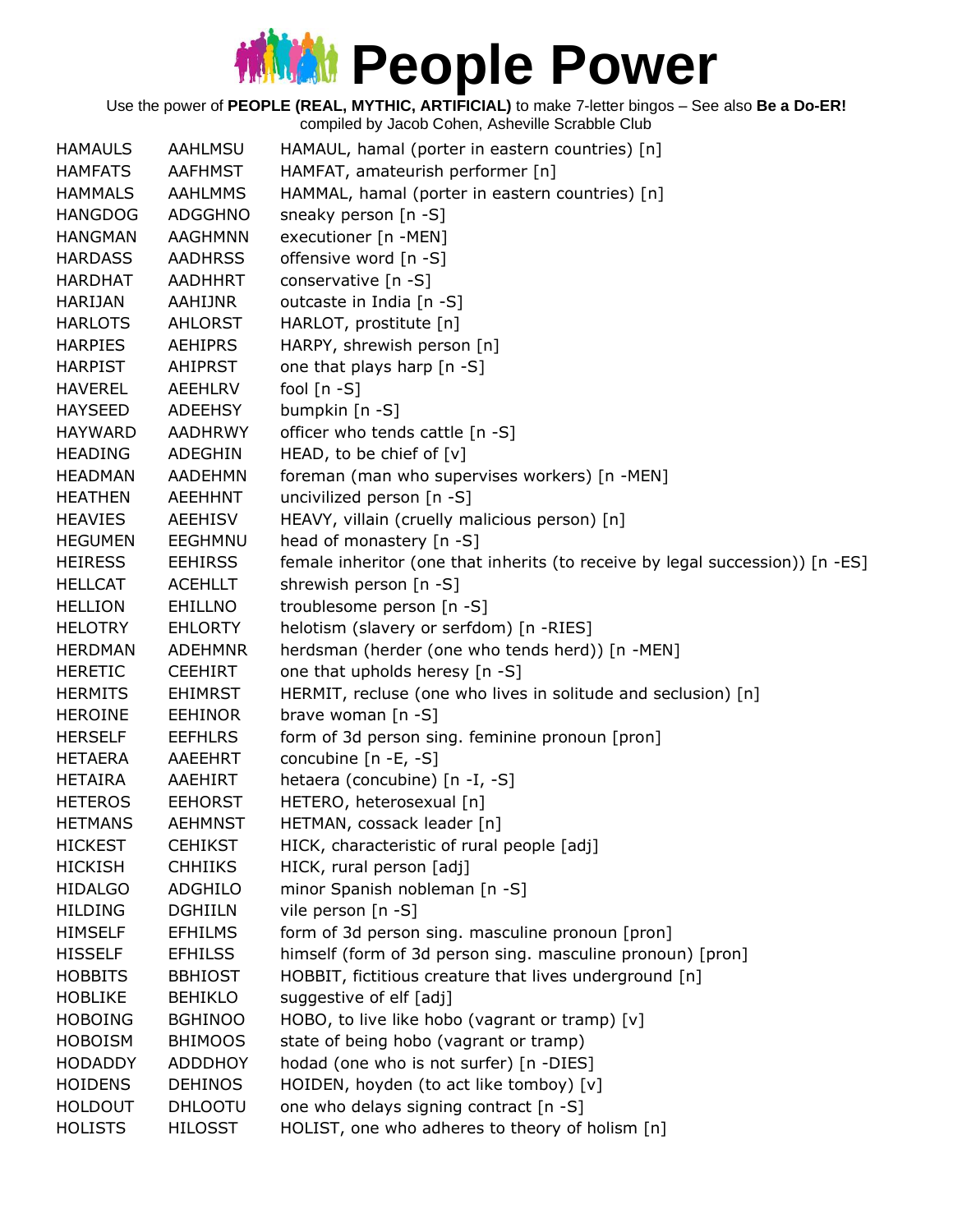# People Power

Use the power of **PEOPLE (REAL, MYTHIC, ARTIFICIAL)** to make 7-letter bingos – See also **Be a Do-ER!**
compiled by Jacob Cohen, Asheville Scrabble Club

| | | |
|---|---|---|
| HAMAULS | AAHLMSU | HAMAUL, hamal (porter in eastern countries) [n] |
| HAMFATS | AAFHMST | HAMFAT, amateurish performer [n] |
| HAMMALS | AAHLMMS | HAMMAL, hamal (porter in eastern countries) [n] |
| HANGDOG | ADGGHNO | sneaky person [n -S] |
| HANGMAN | AAGHMNN | executioner [n -MEN] |
| HARDASS | AADHRSS | offensive word [n -S] |
| HARDHAT | AADHHRT | conservative [n -S] |
| HARIJAN | AAHIJNR | outcaste in India [n -S] |
| HARLOTS | AHLORST | HARLOT, prostitute [n] |
| HARPIES | AEHIPRS | HARPY, shrewish person [n] |
| HARPIST | AHIPRST | one that plays harp [n -S] |
| HAVEREL | AEEHLRV | fool [n -S] |
| HAYSEED | ADEEHSY | bumpkin [n -S] |
| HAYWARD | AADHRWY | officer who tends cattle [n -S] |
| HEADING | ADEGHIN | HEAD, to be chief of [v] |
| HEADMAN | AADEHMN | foreman (man who supervises workers) [n -MEN] |
| HEATHEN | AEEHHNT | uncivilized person [n -S] |
| HEAVIES | AEEHISV | HEAVY, villain (cruelly malicious person) [n] |
| HEGUMEN | EEGHMNU | head of monastery [n -S] |
| HEIRESS | EEHIRSS | female inheritor (one that inherits (to receive by legal succession)) [n -ES] |
| HELLCAT | ACEHLLT | shrewish person [n -S] |
| HELLION | EHILLNO | troublesome person [n -S] |
| HELOTRY | EHLORTY | helotism (slavery or serfdom) [n -RIES] |
| HERDMAN | ADEHMNR | herdsman (herder (one who tends herd)) [n -MEN] |
| HERETIC | CEEHIRT | one that upholds heresy [n -S] |
| HERMITS | EHIMRST | HERMIT, recluse (one who lives in solitude and seclusion) [n] |
| HEROINE | EEHINOR | brave woman [n -S] |
| HERSELF | EEFHLRS | form of 3d person sing. feminine pronoun [pron] |
| HETAERA | AAEEHRT | concubine [n -E, -S] |
| HETAIRA | AAEHIRT | hetaera (concubine) [n -I, -S] |
| HETEROS | EEHORST | HETERO, heterosexual [n] |
| HETMANS | AEHMNST | HETMAN, cossack leader [n] |
| HICKEST | CEHIKST | HICK, characteristic of rural people [adj] |
| HICKISH | CHHIIKS | HICK, rural person [adj] |
| HIDALGO | ADGHILO | minor Spanish nobleman [n -S] |
| HILDING | DGHIILN | vile person [n -S] |
| HIMSELF | EFHILMS | form of 3d person sing. masculine pronoun [pron] |
| HISSELF | EFHILSS | himself (form of 3d person sing. masculine pronoun) [pron] |
| HOBBITS | BBHIOST | HOBBIT, fictitious creature that lives underground [n] |
| HOBLIKE | BEHIKLO | suggestive of elf [adj] |
| HOBOING | BGHINOO | HOBO, to live like hobo (vagrant or tramp) [v] |
| HOBOISM | BHIMOOS | state of being hobo (vagrant or tramp) |
| HODADDY | ADDDHOY | hodad (one who is not surfer) [n -DIES] |
| HOIDENS | DEHINOS | HOIDEN, hoyden (to act like tomboy) [v] |
| HOLDOUT | DHLOOTU | one who delays signing contract [n -S] |
| HOLISTS | HILOSST | HOLIST, one who adheres to theory of holism [n] |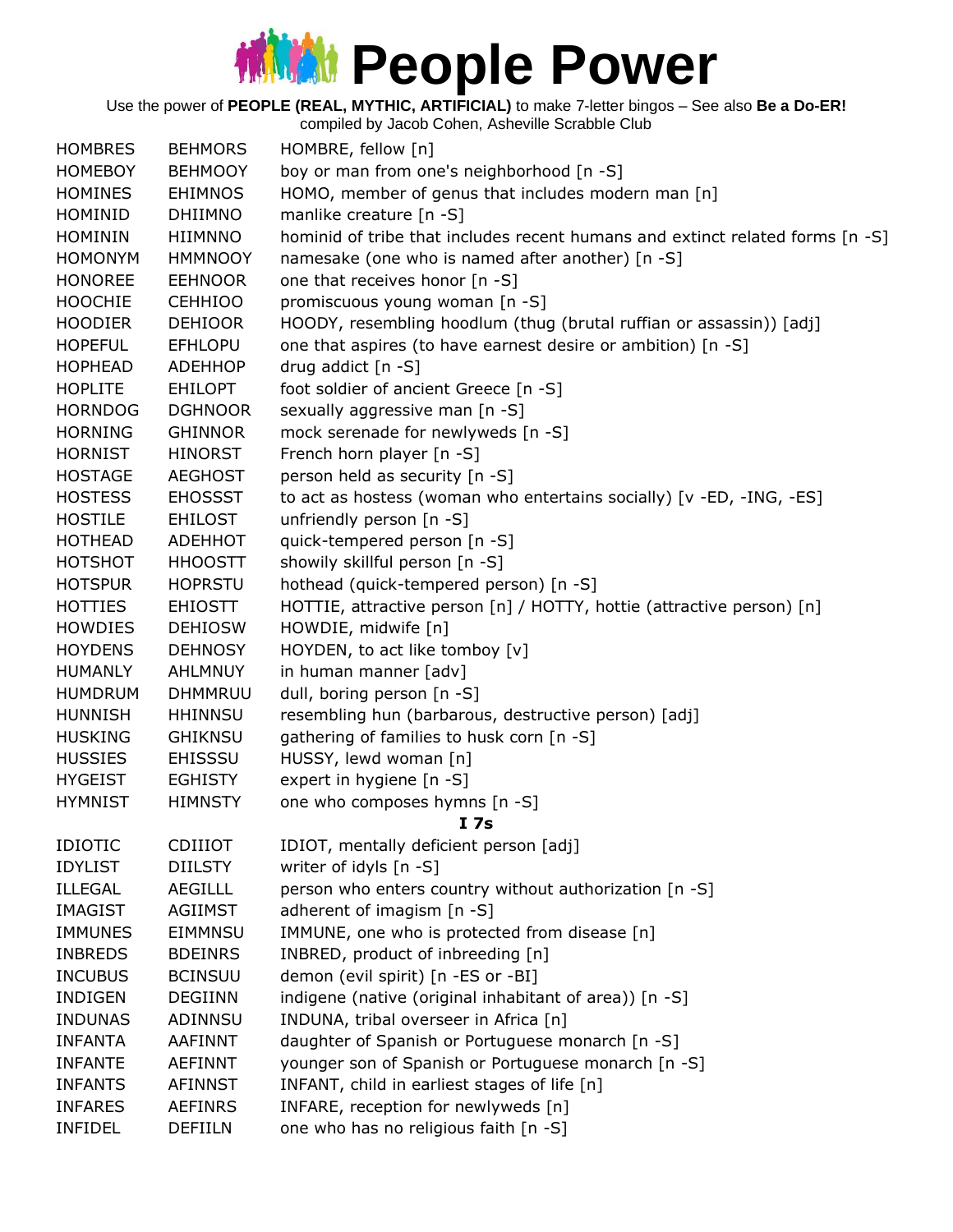# People Power

Use the power of **PEOPLE (REAL, MYTHIC, ARTIFICIAL)** to make 7-letter bingos – See also **Be a Do-ER!**
compiled by Jacob Cohen, Asheville Scrabble Club

| | | |
|---|---|---|
| HOMBRES | BEHMORS | HOMBRE, fellow [n] |
| HOMEBOY | BEHMOOY | boy or man from one's neighborhood [n -S] |
| HOMINES | EHIMNOS | HOMO, member of genus that includes modern man [n] |
| HOMINID | DHIIMNO | manlike creature [n -S] |
| HOMININ | HIIMNNO | hominid of tribe that includes recent humans and extinct related forms [n -S] |
| HOMONYM | HMMNOOY | namesake (one who is named after another) [n -S] |
| HONOREE | EEHNOOR | one that receives honor [n -S] |
| HOOCHIE | CEHHIOO | promiscuous young woman [n -S] |
| HOODIER | DEHIOOR | HOODY, resembling hoodlum (thug (brutal ruffian or assassin)) [adj] |
| HOPEFUL | EFHLOPU | one that aspires (to have earnest desire or ambition) [n -S] |
| HOPHEAD | ADEHHOP | drug addict [n -S] |
| HOPLITE | EHILOPT | foot soldier of ancient Greece [n -S] |
| HORNDOG | DGHNOOR | sexually aggressive man [n -S] |
| HORNING | GHINNOR | mock serenade for newlyweds [n -S] |
| HORNIST | HINORST | French horn player [n -S] |
| HOSTAGE | AEGHOST | person held as security [n -S] |
| HOSTESS | EHOSSST | to act as hostess (woman who entertains socially) [v -ED, -ING, -ES] |
| HOSTILE | EHILOST | unfriendly person [n -S] |
| HOTHEAD | ADEHHOT | quick-tempered person [n -S] |
| HOTSHOT | HHOOSTT | showily skillful person [n -S] |
| HOTSPUR | HOPRSTU | hothead (quick-tempered person) [n -S] |
| HOTTIES | EHIOSTT | HOTTIE, attractive person [n] / HOTTY, hottie (attractive person) [n] |
| HOWDIES | DEHIOSW | HOWDIE, midwife [n] |
| HOYDENS | DEHNOSY | HOYDEN, to act like tomboy [v] |
| HUMANLY | AHLMNUY | in human manner [adv] |
| HUMDRUM | DHMMRUU | dull, boring person [n -S] |
| HUNNISH | HHINNSU | resembling hun (barbarous, destructive person) [adj] |
| HUSKING | GHIKNSU | gathering of families to husk corn [n -S] |
| HUSSIES | EHISSSU | HUSSY, lewd woman [n] |
| HYGEIST | EGHISTY | expert in hygiene [n -S] |
| HYMNIST | HIMNSTY | one who composes hymns [n -S] |
| | | **I 7s** |
| IDIOTIC | CDIIIOT | IDIOT, mentally deficient person [adj] |
| IDYLIST | DIILSTY | writer of idyls [n -S] |
| ILLEGAL | AEGILLL | person who enters country without authorization [n -S] |
| IMAGIST | AGIIMST | adherent of imagism [n -S] |
| IMMUNES | EIMMNSU | IMMUNE, one who is protected from disease [n] |
| INBREDS | BDEINRS | INBRED, product of inbreeding [n] |
| INCUBUS | BCINSUU | demon (evil spirit) [n -ES or -BI] |
| INDIGEN | DEGIINN | indigene (native (original inhabitant of area)) [n -S] |
| INDUNAS | ADINNSU | INDUNA, tribal overseer in Africa [n] |
| INFANTA | AAFINNT | daughter of Spanish or Portuguese monarch [n -S] |
| INFANTE | AEFINNT | younger son of Spanish or Portuguese monarch [n -S] |
| INFANTS | AFINNST | INFANT, child in earliest stages of life [n] |
| INFARES | AEFINRS | INFARE, reception for newlyweds [n] |
| INFIDEL | DEFIILN | one who has no religious faith [n -S] |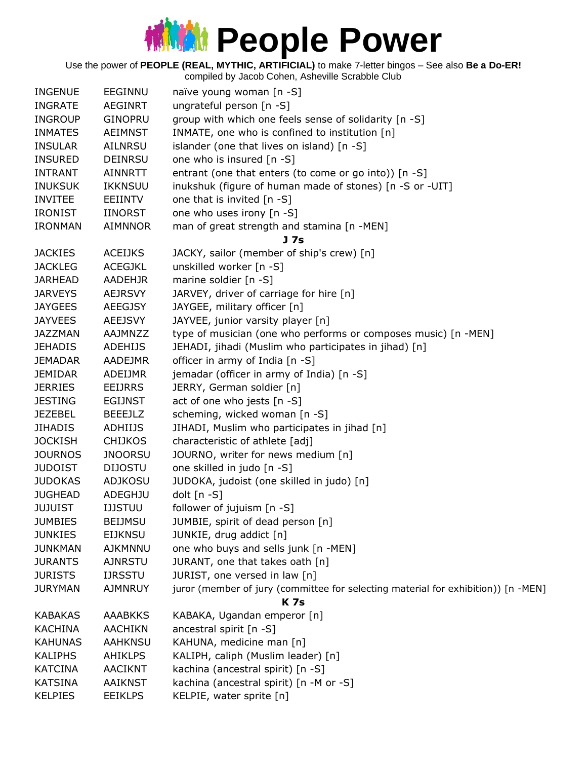# People Power

Use the power of **PEOPLE (REAL, MYTHIC, ARTIFICIAL)** to make 7-letter bingos – See also **Be a Do-ER!**
compiled by Jacob Cohen, Asheville Scrabble Club

| | | |
|---|---|---|
| INGENUE | EEGINNU | naïve young woman [n -S] |
| INGRATE | AEGINRT | ungrateful person [n -S] |
| INGROUP | GINOPRU | group with which one feels sense of solidarity [n -S] |
| INMATES | AEIMNST | INMATE, one who is confined to institution [n] |
| INSULAR | AILNRSU | islander (one that lives on island) [n -S] |
| INSURED | DEINRSU | one who is insured [n -S] |
| INTRANT | AINNRTT | entrant (one that enters (to come or go into)) [n -S] |
| INUKSUK | IKKNSUU | inukshuk (figure of human made of stones) [n -S or -UIT] |
| INVITEE | EEIINTV | one that is invited [n -S] |
| IRONIST | IINORST | one who uses irony [n -S] |
| IRONMAN | AIMNNOR | man of great strength and stamina [n -MEN] |
| | | **J 7s** |
| JACKIES | ACEIJKS | JACKY, sailor (member of ship's crew) [n] |
| JACKLEG | ACEGJKL | unskilled worker [n -S] |
| JARHEAD | AADEHJR | marine soldier [n -S] |
| JARVEYS | AEJRSVY | JARVEY, driver of carriage for hire [n] |
| JAYGEES | AEEGJSY | JAYGEE, military officer [n] |
| JAYVEES | AEEJSVY | JAYVEE, junior varsity player [n] |
| JAZZMAN | AAJMNZZ | type of musician (one who performs or composes music) [n -MEN] |
| JEHADIS | ADEHIJS | JEHADI, jihadi (Muslim who participates in jihad) [n] |
| JEMADAR | AADEJMR | officer in army of India [n -S] |
| JEMIDAR | ADEIJMR | jemadar (officer in army of India) [n -S] |
| JERRIES | EEIJRRS | JERRY, German soldier [n] |
| JESTING | EGIJNST | act of one who jests [n -S] |
| JEZEBEL | BEEEJLZ | scheming, wicked woman [n -S] |
| JIHADIS | ADHIIJS | JIHADI, Muslim who participates in jihad [n] |
| JOCKISH | CHIJKOS | characteristic of athlete [adj] |
| JOURNOS | JNOORSU | JOURNO, writer for news medium [n] |
| JUDOIST | DIJOSTU | one skilled in judo [n -S] |
| JUDOKAS | ADJKOSU | JUDOKA, judoist (one skilled in judo) [n] |
| JUGHEAD | ADEGHJU | dolt [n -S] |
| JUJUIST | IJJSTUU | follower of jujuism [n -S] |
| JUMBIES | BEIJMSU | JUMBIE, spirit of dead person [n] |
| JUNKIES | EIJKNSU | JUNKIE, drug addict [n] |
| JUNKMAN | AJKMNNU | one who buys and sells junk [n -MEN] |
| JURANTS | AJNRSTU | JURANT, one that takes oath [n] |
| JURISTS | IJRSSTU | JURIST, one versed in law [n] |
| JURYMAN | AJMNRUY | juror (member of jury (committee for selecting material for exhibition)) [n -MEN] |
| | | **K 7s** |
| KABAKAS | AAABKKS | KABAKA, Ugandan emperor [n] |
| KACHINA | AACHIKN | ancestral spirit [n -S] |
| KAHUNAS | AAHKNSU | KAHUNA, medicine man [n] |
| KALIPHS | AHIKLPS | KALIPH, caliph (Muslim leader) [n] |
| KATCINA | AACIKNT | kachina (ancestral spirit) [n -S] |
| KATSINA | AAIKNST | kachina (ancestral spirit) [n -M or -S] |
| KELPIES | EEIKLPS | KELPIE, water sprite [n] |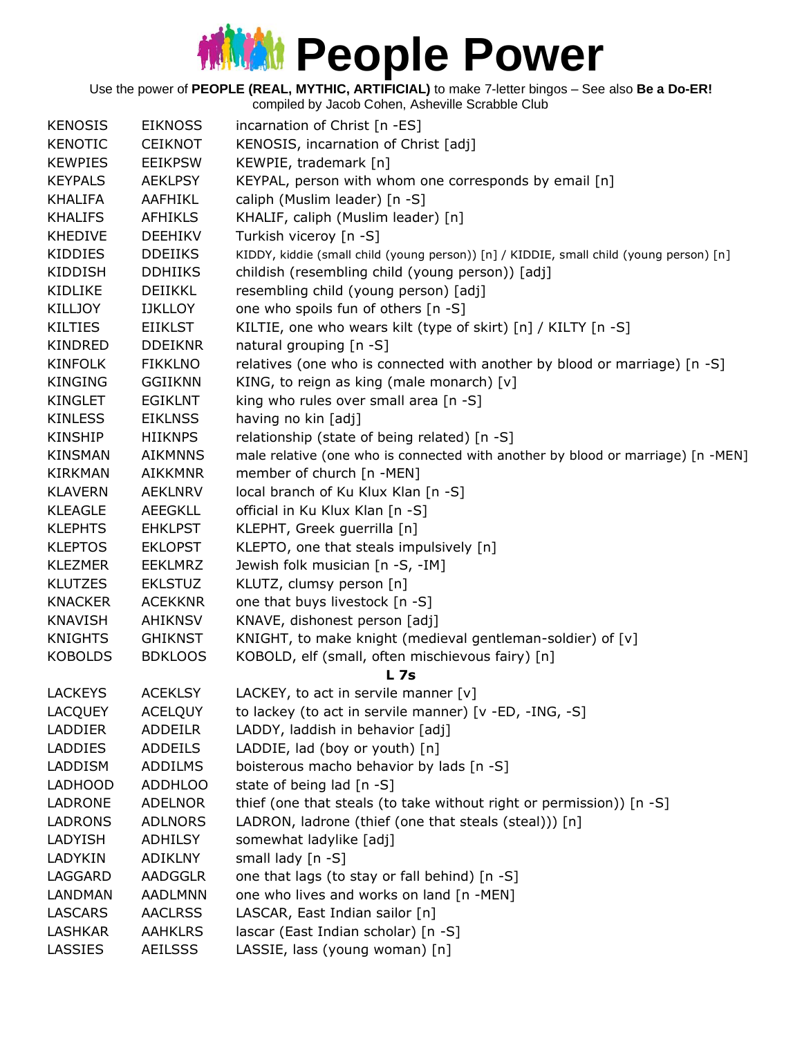# People Power

Use the power of **PEOPLE (REAL, MYTHIC, ARTIFICIAL)** to make 7-letter bingos – See also **Be a Do-ER!**
compiled by Jacob Cohen, Asheville Scrabble Club

| | | |
|---|---|---|
| KENOSIS | EIKNOSS | incarnation of Christ [n -ES] |
| KENOTIC | CEIKNOT | KENOSIS, incarnation of Christ [adj] |
| KEWPIES | EEIKPSW | KEWPIE, trademark [n] |
| KEYPALS | AEKLPSY | KEYPAL, person with whom one corresponds by email [n] |
| KHALIFA | AAFHIKL | caliph (Muslim leader) [n -S] |
| KHALIFS | AFHIKLS | KHALIF, caliph (Muslim leader) [n] |
| KHEDIVE | DEEHIKV | Turkish viceroy [n -S] |
| KIDDIES | DDEIIKS | KIDDY, kiddie (small child (young person)) [n] / KIDDIE, small child (young person) [n] |
| KIDDISH | DDHIIKS | childish (resembling child (young person)) [adj] |
| KIDLIKE | DEIIKKL | resembling child (young person) [adj] |
| KILLJOY | IJKLLOY | one who spoils fun of others [n -S] |
| KILTIES | EIIKLST | KILTIE, one who wears kilt (type of skirt) [n] / KILTY [n -S] |
| KINDRED | DDEIKNR | natural grouping [n -S] |
| KINFOLK | FIKKLNO | relatives (one who is connected with another by blood or marriage) [n -S] |
| KINGING | GGIIKNN | KING, to reign as king (male monarch) [v] |
| KINGLET | EGIKLNT | king who rules over small area [n -S] |
| KINLESS | EIKLNSS | having no kin [adj] |
| KINSHIP | HIIKNPS | relationship (state of being related) [n -S] |
| KINSMAN | AIKMNNS | male relative (one who is connected with another by blood or marriage) [n -MEN] |
| KIRKMAN | AIKKMNR | member of church [n -MEN] |
| KLAVERN | AEKLNRV | local branch of Ku Klux Klan [n -S] |
| KLEAGLE | AEEGKLL | official in Ku Klux Klan [n -S] |
| KLEPHTS | EHKLPST | KLEPHT, Greek guerrilla [n] |
| KLEPTOS | EKLOPST | KLEPTO, one that steals impulsively [n] |
| KLEZMER | EEKLMRZ | Jewish folk musician [n -S, -IM] |
| KLUTZES | EKLSTUZ | KLUTZ, clumsy person [n] |
| KNACKER | ACEKKNR | one that buys livestock [n -S] |
| KNAVISH | AHIKNSV | KNAVE, dishonest person [adj] |
| KNIGHTS | GHIKNST | KNIGHT, to make knight (medieval gentleman-soldier) of [v] |
| KOBOLDS | BDKLOOS | KOBOLD, elf (small, often mischievous fairy) [n] |

**L 7s**

| | | |
|---|---|---|
| LACKEYS | ACEKLSY | LACKEY, to act in servile manner [v] |
| LACQUEY | ACELQUY | to lackey (to act in servile manner) [v -ED, -ING, -S] |
| LADDIER | ADDEILR | LADDY, laddish in behavior [adj] |
| LADDIES | ADDEILS | LADDIE, lad (boy or youth) [n] |
| LADDISM | ADDILMS | boisterous macho behavior by lads [n -S] |
| LADHOOD | ADDHLOO | state of being lad [n -S] |
| LADRONE | ADELNOR | thief (one that steals (to take without right or permission)) [n -S] |
| LADRONS | ADLNORS | LADRON, ladrone (thief (one that steals (steal))) [n] |
| LADYISH | ADHILSY | somewhat ladylike [adj] |
| LADYKIN | ADIKLNY | small lady [n -S] |
| LAGGARD | AADGGLR | one that lags (to stay or fall behind) [n -S] |
| LANDMAN | AADLMNN | one who lives and works on land [n -MEN] |
| LASCARS | AACLRSS | LASCAR, East Indian sailor [n] |
| LASHKAR | AAHKLRS | lascar (East Indian scholar) [n -S] |
| LASSIES | AEILSSS | LASSIE, lass (young woman) [n] |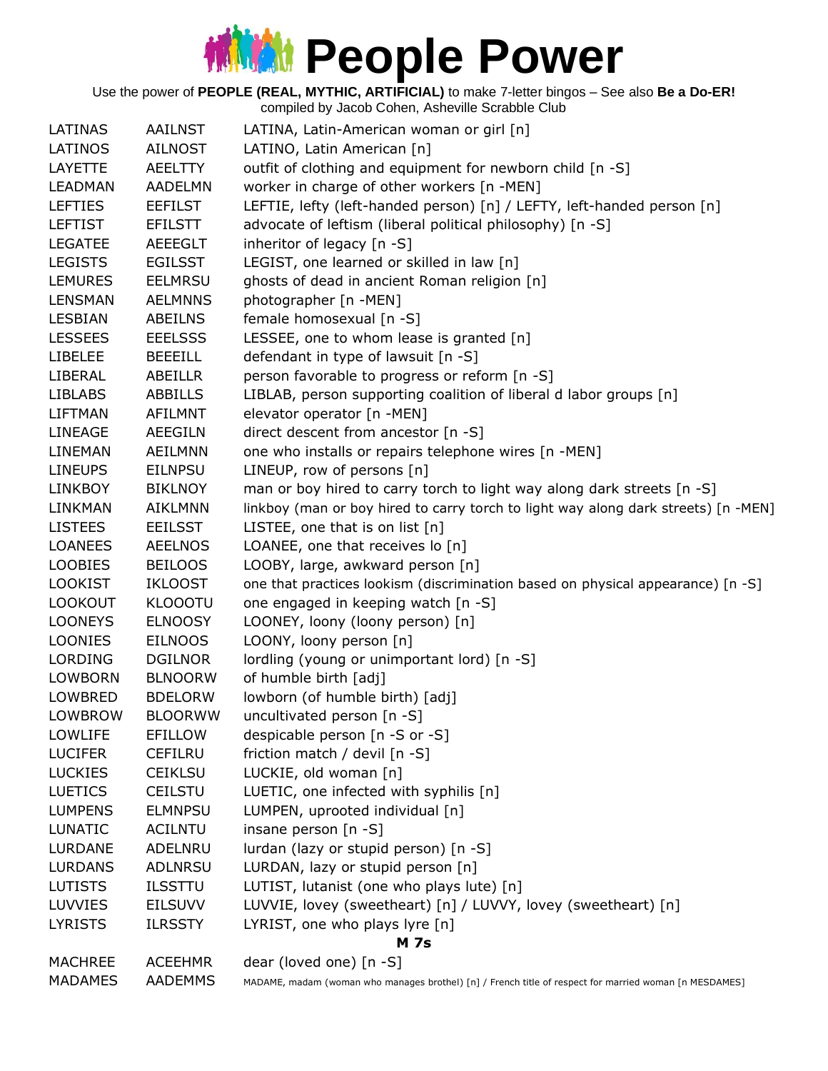# People Power

Use the power of **PEOPLE (REAL, MYTHIC, ARTIFICIAL)** to make 7-letter bingos – See also **Be a Do-ER!**
compiled by Jacob Cohen, Asheville Scrabble Club

| | | |
|---|---|---|
| LATINAS | AAILNST | LATINA, Latin-American woman or girl [n] |
| LATINOS | AILNOST | LATINO, Latin American [n] |
| LAYETTE | AEELTTY | outfit of clothing and equipment for newborn child [n -S] |
| LEADMAN | AADELMN | worker in charge of other workers [n -MEN] |
| LEFTIES | EEFILST | LEFTIE, lefty (left-handed person) [n] / LEFTY, left-handed person [n] |
| LEFTIST | EFILSTT | advocate of leftism (liberal political philosophy) [n -S] |
| LEGATEE | AEEEGLT | inheritor of legacy [n -S] |
| LEGISTS | EGILSST | LEGIST, one learned or skilled in law [n] |
| LEMURES | EELMRSU | ghosts of dead in ancient Roman religion [n] |
| LENSMAN | AELMNNS | photographer [n -MEN] |
| LESBIAN | ABEILNS | female homosexual [n -S] |
| LESSEES | EEELSSS | LESSEE, one to whom lease is granted [n] |
| LIBELEE | BEEEILL | defendant in type of lawsuit [n -S] |
| LIBERAL | ABEILLR | person favorable to progress or reform [n -S] |
| LIBLABS | ABBILLS | LIBLAB, person supporting coalition of liberal d labor groups [n] |
| LIFTMAN | AFILMNT | elevator operator [n -MEN] |
| LINEAGE | AEEGILN | direct descent from ancestor [n -S] |
| LINEMAN | AEILMNN | one who installs or repairs telephone wires [n -MEN] |
| LINEUPS | EILNPSU | LINEUP, row of persons [n] |
| LINKBOY | BIKLNOY | man or boy hired to carry torch to light way along dark streets [n -S] |
| LINKMAN | AIKLMNN | linkboy (man or boy hired to carry torch to light way along dark streets) [n -MEN] |
| LISTEES | EEILSST | LISTEE, one that is on list [n] |
| LOANEES | AEELNOS | LOANEE, one that receives lo [n] |
| LOOBIES | BEILOOS | LOOBY, large, awkward person [n] |
| LOOKIST | IKLOOST | one that practices lookism (discrimination based on physical appearance) [n -S] |
| LOOKOUT | KLOOOTU | one engaged in keeping watch [n -S] |
| LOONEYS | ELNOOSY | LOONEY, loony (loony person) [n] |
| LOONIES | EILNOOS | LOONY, loony person [n] |
| LORDING | DGILNOR | lordling (young or unimportant lord) [n -S] |
| LOWBORN | BLNOORW | of humble birth [adj] |
| LOWBRED | BDELORW | lowborn (of humble birth) [adj] |
| LOWBROW | BLOORWW | uncultivated person [n -S] |
| LOWLIFE | EFILLOW | despicable person [n -S or -S] |
| LUCIFER | CEFILRU | friction match / devil [n -S] |
| LUCKIES | CEIKLSU | LUCKIE, old woman [n] |
| LUETICS | CEILSTU | LUETIC, one infected with syphilis [n] |
| LUMPENS | ELMNPSU | LUMPEN, uprooted individual [n] |
| LUNATIC | ACILNTU | insane person [n -S] |
| LURDANE | ADELNRU | lurdan (lazy or stupid person) [n -S] |
| LURDANS | ADLNRSU | LURDAN, lazy or stupid person [n] |
| LUTISTS | ILSSTTU | LUTIST, lutanist (one who plays lute) [n] |
| LUVVIES | EILSUVV | LUVVIE, lovey (sweetheart) [n] / LUVVY, lovey (sweetheart) [n] |
| LYRISTS | ILRSSTY | LYRIST, one who plays lyre [n] |
| | | **M 7s** |
| MACHREE | ACEEHMR | dear (loved one) [n -S] |
| MADAMES | AADEMMS | MADAME, madam (woman who manages brothel) [n] / French title of respect for married woman [n MESDAMES] |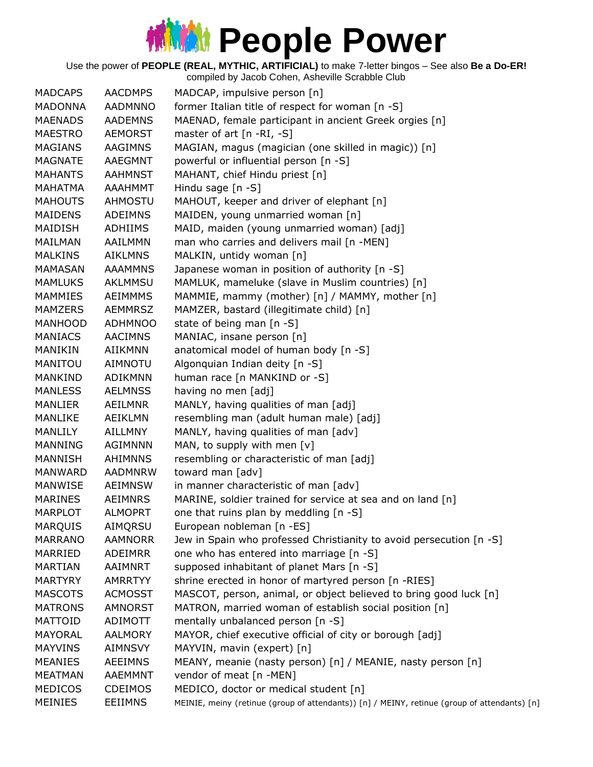# People Power

Use the power of **PEOPLE (REAL, MYTHIC, ARTIFICIAL)** to make 7-letter bingos – See also **Be a Do-ER!**
compiled by Jacob Cohen, Asheville Scrabble Club

| | | |
|---|---|---|
| MADCAPS | AACDMPS | MADCAP, impulsive person [n] |
| MADONNA | AADMNNO | former Italian title of respect for woman [n -S] |
| MAENADS | AADEMNS | MAENAD, female participant in ancient Greek orgies [n] |
| MAESTRO | AEMORST | master of art [n -RI, -S] |
| MAGIANS | AAGIMNS | MAGIAN, magus (magician (one skilled in magic)) [n] |
| MAGNATE | AAEGMNT | powerful or influential person [n -S] |
| MAHANTS | AAHMNST | MAHANT, chief Hindu priest [n] |
| MAHATMA | AAAHMMT | Hindu sage [n -S] |
| MAHOUTS | AHMOSTU | MAHOUT, keeper and driver of elephant [n] |
| MAIDENS | ADEIMNS | MAIDEN, young unmarried woman [n] |
| MAIDISH | ADHIIMS | MAID, maiden (young unmarried woman) [adj] |
| MAILMAN | AAILMMN | man who carries and delivers mail [n -MEN] |
| MALKINS | AIKLMNS | MALKIN, untidy woman [n] |
| MAMASAN | AAAMMNS | Japanese woman in position of authority [n -S] |
| MAMLUKS | AKLMMSU | MAMLUK, mameluke (slave in Muslim countries) [n] |
| MAMMIES | AEIMMMS | MAMMIE, mammy (mother) [n] / MAMMY, mother [n] |
| MAMZERS | AEMMRSZ | MAMZER, bastard (illegitimate child) [n] |
| MANHOOD | ADHMNOO | state of being man [n -S] |
| MANIACS | AACIMNS | MANIAC, insane person [n] |
| MANIKIN | AIIKMNN | anatomical model of human body [n -S] |
| MANITOU | AIMNOTU | Algonquian Indian deity [n -S] |
| MANKIND | ADIKMNN | human race [n MANKIND or -S] |
| MANLESS | AELMNSS | having no men [adj] |
| MANLIER | AEILMNR | MANLY, having qualities of man [adj] |
| MANLIKE | AEIKLMN | resembling man (adult human male) [adj] |
| MANLILY | AILLMNY | MANLY, having qualities of man [adv] |
| MANNING | AGIMNNN | MAN, to supply with men [v] |
| MANNISH | AHIMNNS | resembling or characteristic of man [adj] |
| MANWARD | AADMNRW | toward man [adv] |
| MANWISE | AEIMNSW | in manner characteristic of man [adv] |
| MARINES | AEIMNRS | MARINE, soldier trained for service at sea and on land [n] |
| MARPLOT | ALMOPRT | one that ruins plan by meddling [n -S] |
| MARQUIS | AIMQRSU | European nobleman [n -ES] |
| MARRANO | AAMNORR | Jew in Spain who professed Christianity to avoid persecution [n -S] |
| MARRIED | ADEIMRR | one who has entered into marriage [n -S] |
| MARTIAN | AAIMNRT | supposed inhabitant of planet Mars [n -S] |
| MARTYRY | AMRRTYY | shrine erected in honor of martyred person [n -RIES] |
| MASCOTS | ACMOSST | MASCOT, person, animal, or object believed to bring good luck [n] |
| MATRONS | AMNORST | MATRON, married woman of establish social position [n] |
| MATTOID | ADIMOTT | mentally unbalanced person [n -S] |
| MAYORAL | AALMORY | MAYOR, chief executive official of city or borough [adj] |
| MAYVINS | AIMNSVY | MAYVIN, mavin (expert) [n] |
| MEANIES | AEEIMNS | MEANY, meanie (nasty person) [n] / MEANIE, nasty person [n] |
| MEATMAN | AAEMMNT | vendor of meat [n -MEN] |
| MEDICOS | CDEIMOS | MEDICO, doctor or medical student [n] |
| MEINIES | EEIIMNS | MEINIE, meiny (retinue (group of attendants)) [n] / MEINY, retinue (group of attendants) [n] |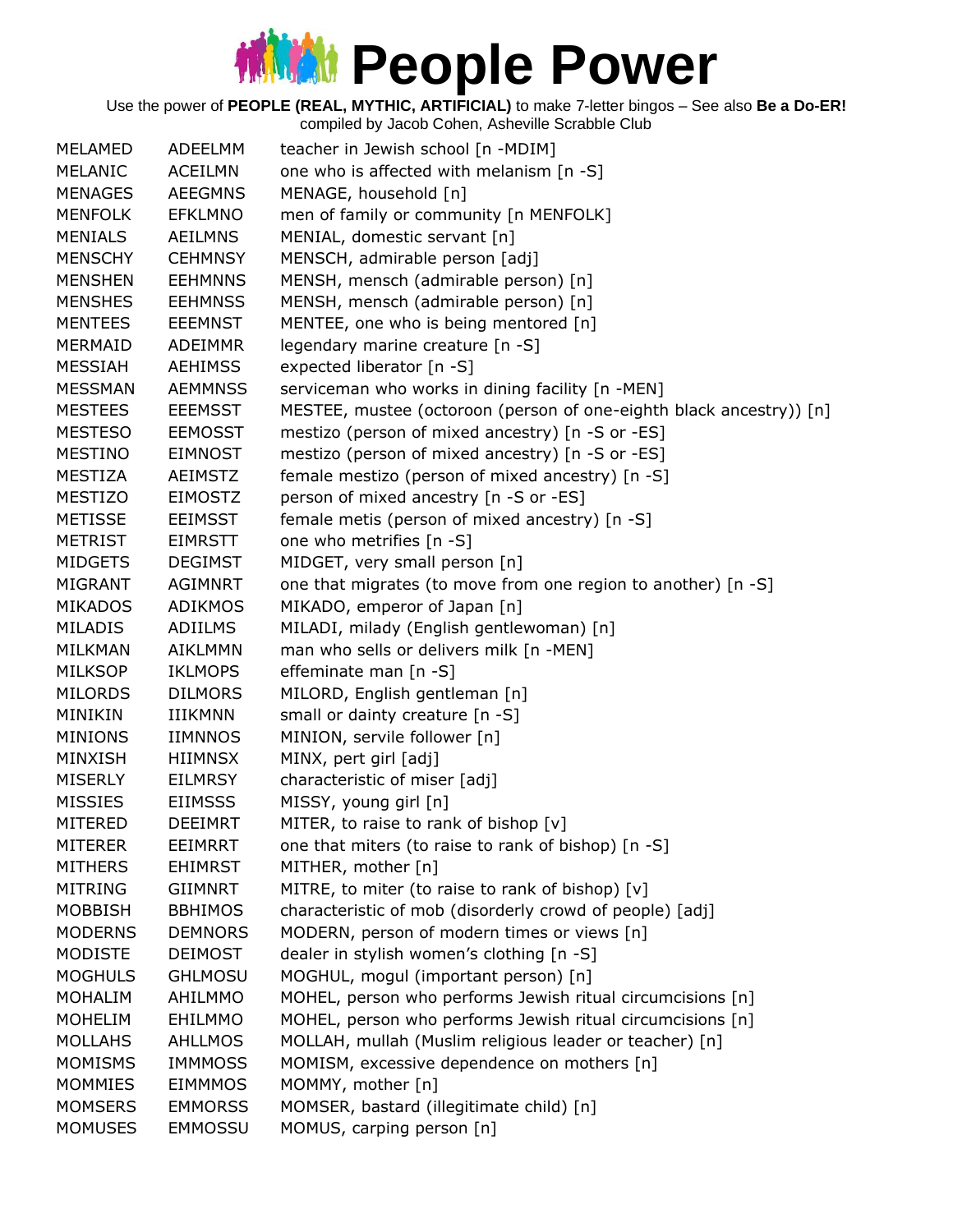# People Power

Use the power of **PEOPLE (REAL, MYTHIC, ARTIFICIAL)** to make 7-letter bingos – See also **Be a Do-ER!**
compiled by Jacob Cohen, Asheville Scrabble Club

| | | |
|---|---|---|
| MELAMED | ADEELMM | teacher in Jewish school [n -MDIM] |
| MELANIC | ACEILMN | one who is affected with melanism [n -S] |
| MENAGES | AEEGMNS | MENAGE, household [n] |
| MENFOLK | EFKLMNO | men of family or community [n MENFOLK] |
| MENIALS | AEILMNS | MENIAL, domestic servant [n] |
| MENSCHY | CEHMNSY | MENSCH, admirable person [adj] |
| MENSHEN | EEHMNNS | MENSH, mensch (admirable person) [n] |
| MENSHES | EEHMNSS | MENSH, mensch (admirable person) [n] |
| MENTEES | EEEMNST | MENTEE, one who is being mentored [n] |
| MERMAID | ADEIMMR | legendary marine creature [n -S] |
| MESSIAH | AEHIMSS | expected liberator [n -S] |
| MESSMAN | AEMMNSS | serviceman who works in dining facility [n -MEN] |
| MESTEES | EEEMSST | MESTEE, mustee (octoroon (person of one-eighth black ancestry)) [n] |
| MESTESO | EEMOSST | mestizo (person of mixed ancestry) [n -S or -ES] |
| MESTINO | EIMNOST | mestizo (person of mixed ancestry) [n -S or -ES] |
| MESTIZA | AEIMSTZ | female mestizo (person of mixed ancestry) [n -S] |
| MESTIZO | EIMOSTZ | person of mixed ancestry [n -S or -ES] |
| METISSE | EEIMSST | female metis (person of mixed ancestry) [n -S] |
| METRIST | EIMRSTT | one who metrifies [n -S] |
| MIDGETS | DEGIMST | MIDGET, very small person [n] |
| MIGRANT | AGIMNRT | one that migrates (to move from one region to another) [n -S] |
| MIKADOS | ADIKMOS | MIKADO, emperor of Japan [n] |
| MILADIS | ADIILMS | MILADI, milady (English gentlewoman) [n] |
| MILKMAN | AIKLMMN | man who sells or delivers milk [n -MEN] |
| MILKSOP | IKLMOPS | effeminate man [n -S] |
| MILORDS | DILMORS | MILORD, English gentleman [n] |
| MINIKIN | IIIKMNN | small or dainty creature [n -S] |
| MINIONS | IIMNNOS | MINION, servile follower [n] |
| MINXISH | HIIMNSX | MINX, pert girl [adj] |
| MISERLY | EILMRSY | characteristic of miser [adj] |
| MISSIES | EIIMSSS | MISSY, young girl [n] |
| MITERED | DEEIMRT | MITER, to raise to rank of bishop [v] |
| MITERER | EEIMRRT | one that miters (to raise to rank of bishop) [n -S] |
| MITHERS | EHIMRST | MITHER, mother [n] |
| MITRING | GIIMNRT | MITRE, to miter (to raise to rank of bishop) [v] |
| MOBBISH | BBHIMOS | characteristic of mob (disorderly crowd of people) [adj] |
| MODERNS | DEMNORS | MODERN, person of modern times or views [n] |
| MODISTE | DEIMOST | dealer in stylish women's clothing [n -S] |
| MOGHULS | GHLMOSU | MOGHUL, mogul (important person) [n] |
| MOHALIM | AHILMMO | MOHEL, person who performs Jewish ritual circumcisions [n] |
| MOHELIM | EHILMMO | MOHEL, person who performs Jewish ritual circumcisions [n] |
| MOLLAHS | AHLLMOS | MOLLAH, mullah (Muslim religious leader or teacher) [n] |
| MOMISMS | IMMMOSS | MOMISM, excessive dependence on mothers [n] |
| MOMMIES | EIMMMOS | MOMMY, mother [n] |
| MOMSERS | EMMORSS | MOMSER, bastard (illegitimate child) [n] |
| MOMUSES | EMMOSSU | MOMUS, carping person [n] |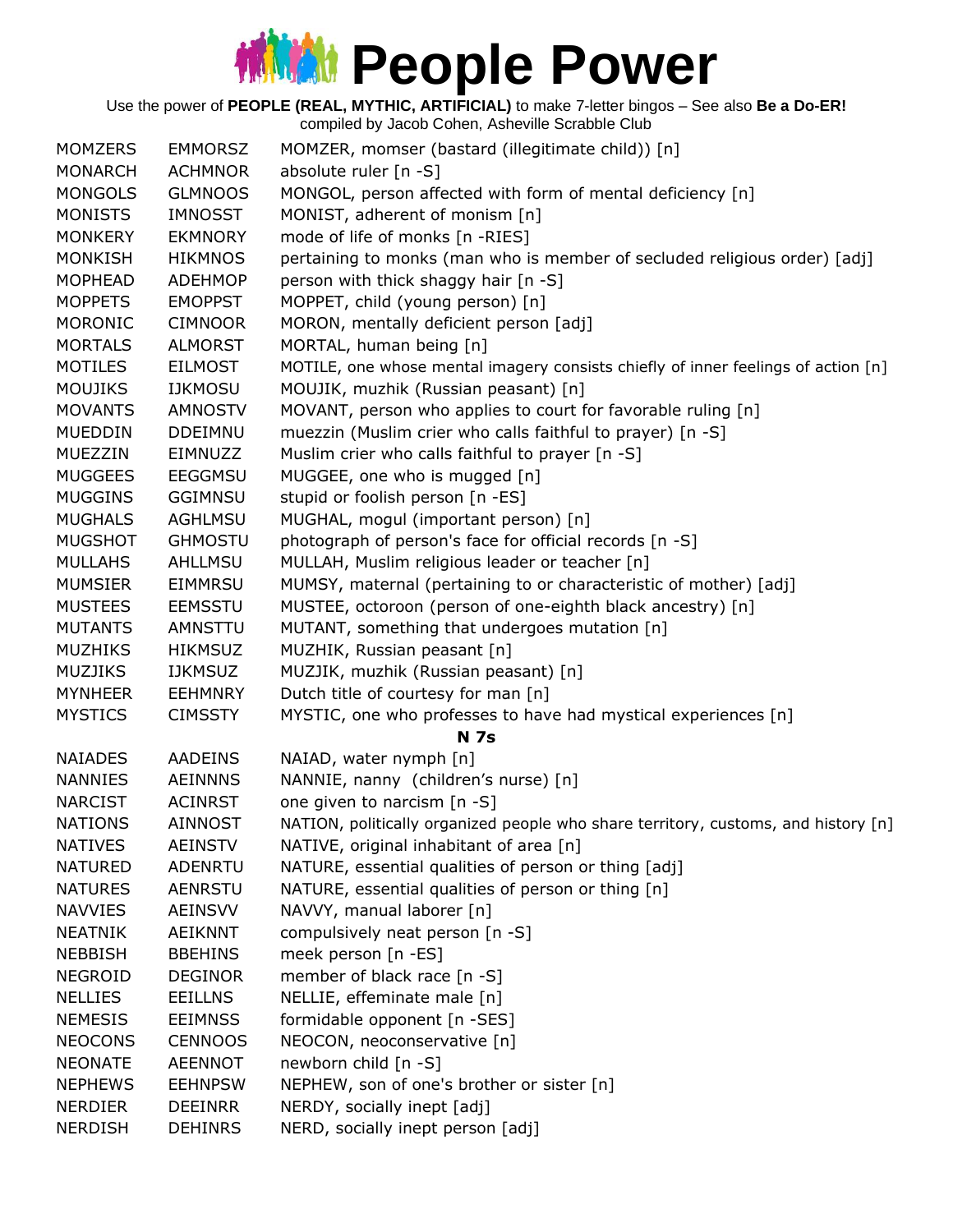# People Power

Use the power of **PEOPLE (REAL, MYTHIC, ARTIFICIAL)** to make 7-letter bingos – See also **Be a Do-ER!**
compiled by Jacob Cohen, Asheville Scrabble Club

| | | |
|---|---|---|
| MOMZERS | EMMORSZ | MOMZER, momser (bastard (illegitimate child)) [n] |
| MONARCH | ACHMNOR | absolute ruler [n -S] |
| MONGOLS | GLMNOOS | MONGOL, person affected with form of mental deficiency [n] |
| MONISTS | IMNOSST | MONIST, adherent of monism [n] |
| MONKERY | EKMNORY | mode of life of monks [n -RIES] |
| MONKISH | HIKMNOS | pertaining to monks (man who is member of secluded religious order) [adj] |
| MOPHEAD | ADEHMOP | person with thick shaggy hair [n -S] |
| MOPPETS | EMOPPST | MOPPET, child (young person) [n] |
| MORONIC | CIMNOOR | MORON, mentally deficient person [adj] |
| MORTALS | ALMORST | MORTAL, human being [n] |
| MOTILES | EILMOST | MOTILE, one whose mental imagery consists chiefly of inner feelings of action [n] |
| MOUJIKS | IJKMOSU | MOUJIK, muzhik (Russian peasant) [n] |
| MOVANTS | AMNOSTV | MOVANT, person who applies to court for favorable ruling [n] |
| MUEDDIN | DDEIMNU | muezzin (Muslim crier who calls faithful to prayer) [n -S] |
| MUEZZIN | EIMNUZZ | Muslim crier who calls faithful to prayer [n -S] |
| MUGGEES | EEGGMSU | MUGGEE, one who is mugged [n] |
| MUGGINS | GGIMNSU | stupid or foolish person [n -ES] |
| MUGHALS | AGHLMSU | MUGHAL, mogul (important person) [n] |
| MUGSHOT | GHMOSTU | photograph of person's face for official records [n -S] |
| MULLAHS | AHLLMSU | MULLAH, Muslim religious leader or teacher [n] |
| MUMSIER | EIMMRSU | MUMSY, maternal (pertaining to or characteristic of mother) [adj] |
| MUSTEES | EEMSSTU | MUSTEE, octoroon (person of one-eighth black ancestry) [n] |
| MUTANTS | AMNSTTU | MUTANT, something that undergoes mutation [n] |
| MUZHIKS | HIKMSUZ | MUZHIK, Russian peasant [n] |
| MUZJIKS | IJKMSUZ | MUZJIK, muzhik (Russian peasant) [n] |
| MYNHEER | EEHMNRY | Dutch title of courtesy for man [n] |
| MYSTICS | CIMSSTY | MYSTIC, one who professes to have had mystical experiences [n] |
| | | **N 7s** |
| NAIADES | AADEINS | NAIAD, water nymph [n] |
| NANNIES | AEINNNS | NANNIE, nanny (children's nurse) [n] |
| NARCIST | ACINRST | one given to narcism [n -S] |
| NATIONS | AINNOST | NATION, politically organized people who share territory, customs, and history [n] |
| NATIVES | AEINSTV | NATIVE, original inhabitant of area [n] |
| NATURED | ADENRTU | NATURE, essential qualities of person or thing [adj] |
| NATURES | AENRSTU | NATURE, essential qualities of person or thing [n] |
| NAVVIES | AEINSVV | NAVVY, manual laborer [n] |
| NEATNIK | AEIKNNT | compulsively neat person [n -S] |
| NEBBISH | BBEHINS | meek person [n -ES] |
| NEGROID | DEGINOR | member of black race [n -S] |
| NELLIES | EEILLNS | NELLIE, effeminate male [n] |
| NEMESIS | EEIMNSS | formidable opponent [n -SES] |
| NEOCONS | CENNOOS | NEOCON, neoconservative [n] |
| NEONATE | AEENNOT | newborn child [n -S] |
| NEPHEWS | EEHNPSW | NEPHEW, son of one's brother or sister [n] |
| NERDIER | DEEINRR | NERDY, socially inept [adj] |
| NERDISH | DEHINRS | NERD, socially inept person [adj] |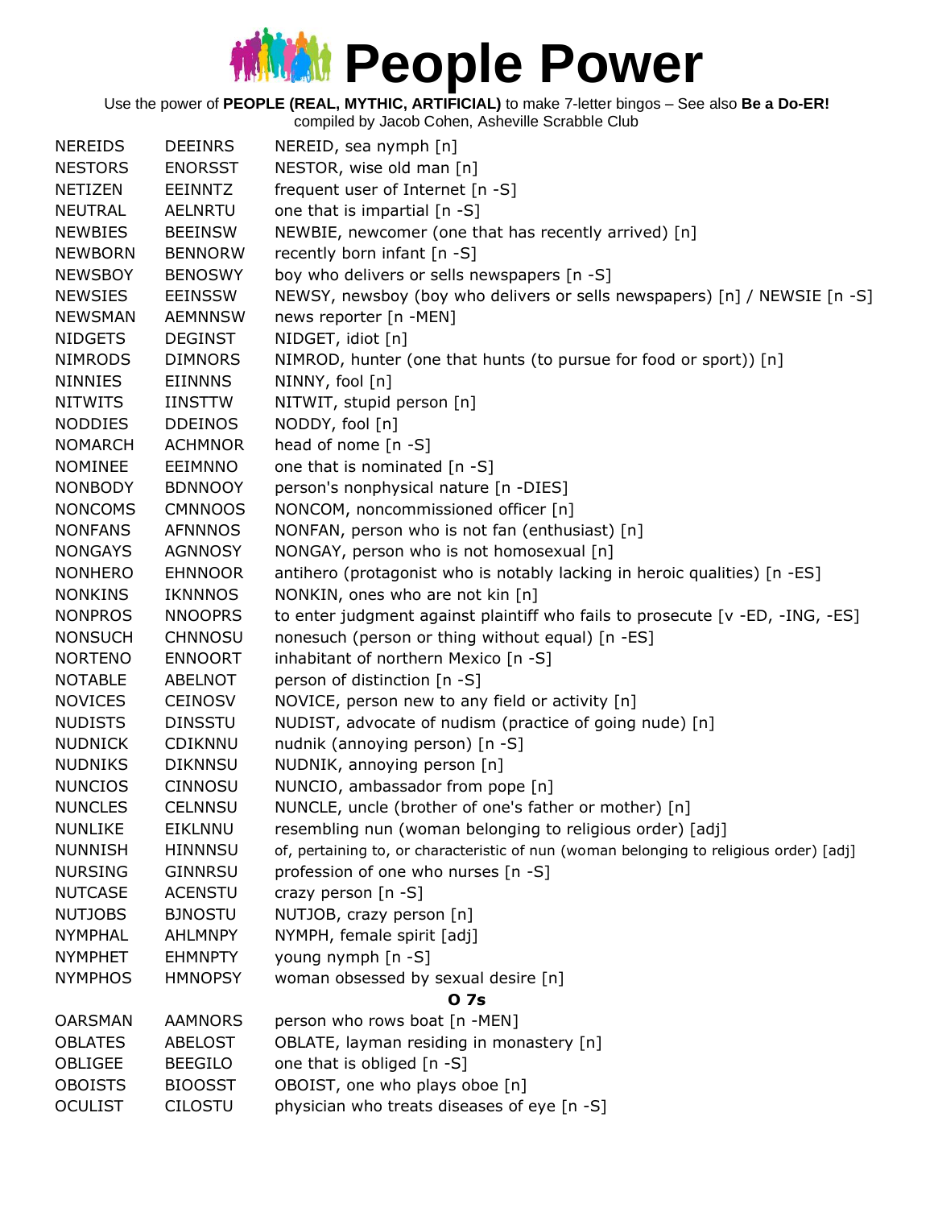# People Power

Use the power of **PEOPLE (REAL, MYTHIC, ARTIFICIAL)** to make 7-letter bingos – See also **Be a Do-ER!**
compiled by Jacob Cohen, Asheville Scrabble Club

| | | |
|---|---|---|
| NEREIDS | DEEINRS | NEREID, sea nymph [n] |
| NESTORS | ENORSST | NESTOR, wise old man [n] |
| NETIZEN | EEINNTZ | frequent user of Internet [n -S] |
| NEUTRAL | AELNRTU | one that is impartial [n -S] |
| NEWBIES | BEEINSW | NEWBIE, newcomer (one that has recently arrived) [n] |
| NEWBORN | BENNORW | recently born infant [n -S] |
| NEWSBOY | BENOSWY | boy who delivers or sells newspapers [n -S] |
| NEWSIES | EEINSSW | NEWSY, newsboy (boy who delivers or sells newspapers) [n] / NEWSIE [n -S] |
| NEWSMAN | AEMNNSW | news reporter [n -MEN] |
| NIDGETS | DEGINST | NIDGET, idiot [n] |
| NIMRODS | DIMNORS | NIMROD, hunter (one that hunts (to pursue for food or sport)) [n] |
| NINNIES | EIINNNS | NINNY, fool [n] |
| NITWITS | IINSTTW | NITWIT, stupid person [n] |
| NODDIES | DDEINOS | NODDY, fool [n] |
| NOMARCH | ACHMNOR | head of nome [n -S] |
| NOMINEE | EEIMNNO | one that is nominated [n -S] |
| NONBODY | BDNNOOY | person's nonphysical nature [n -DIES] |
| NONCOMS | CMNNOOS | NONCOM, noncommissioned officer [n] |
| NONFANS | AFNNNOS | NONFAN, person who is not fan (enthusiast) [n] |
| NONGAYS | AGNNOSY | NONGAY, person who is not homosexual [n] |
| NONHERO | EHNNOOR | antihero (protagonist who is notably lacking in heroic qualities) [n -ES] |
| NONKINS | IKNNNOS | NONKIN, ones who are not kin [n] |
| NONPROS | NNOOPRS | to enter judgment against plaintiff who fails to prosecute [v -ED, -ING, -ES] |
| NONSUCH | CHNNOSU | nonesuch (person or thing without equal) [n -ES] |
| NORTENO | ENNOORT | inhabitant of northern Mexico [n -S] |
| NOTABLE | ABELNOT | person of distinction [n -S] |
| NOVICES | CEINOSV | NOVICE, person new to any field or activity [n] |
| NUDISTS | DINSSTU | NUDIST, advocate of nudism (practice of going nude) [n] |
| NUDNICK | CDIKNNU | nudnik (annoying person) [n -S] |
| NUDNIKS | DIKNNSU | NUDNIK, annoying person [n] |
| NUNCIOS | CINNOSU | NUNCIO, ambassador from pope [n] |
| NUNCLES | CELNNSU | NUNCLE, uncle (brother of one's father or mother) [n] |
| NUNLIKE | EIKLNNU | resembling nun (woman belonging to religious order) [adj] |
| NUNNISH | HINNNSU | of, pertaining to, or characteristic of nun (woman belonging to religious order) [adj] |
| NURSING | GINNRSU | profession of one who nurses [n -S] |
| NUTCASE | ACENSTU | crazy person [n -S] |
| NUTJOBS | BJNOSTU | NUTJOB, crazy person [n] |
| NYMPHAL | AHLMNPY | NYMPH, female spirit [adj] |
| NYMPHET | EHMNPTY | young nymph [n -S] |
| NYMPHOS | HMNOPSY | woman obsessed by sexual desire [n] |
| | | **O 7s** |
| OARSMAN | AAMNORS | person who rows boat [n -MEN] |
| OBLATES | ABELOST | OBLATE, layman residing in monastery [n] |
| OBLIGEE | BEEGILO | one that is obliged [n -S] |
| OBOISTS | BIOOSST | OBOIST, one who plays oboe [n] |
| OCULIST | CILOSTU | physician who treats diseases of eye [n -S] |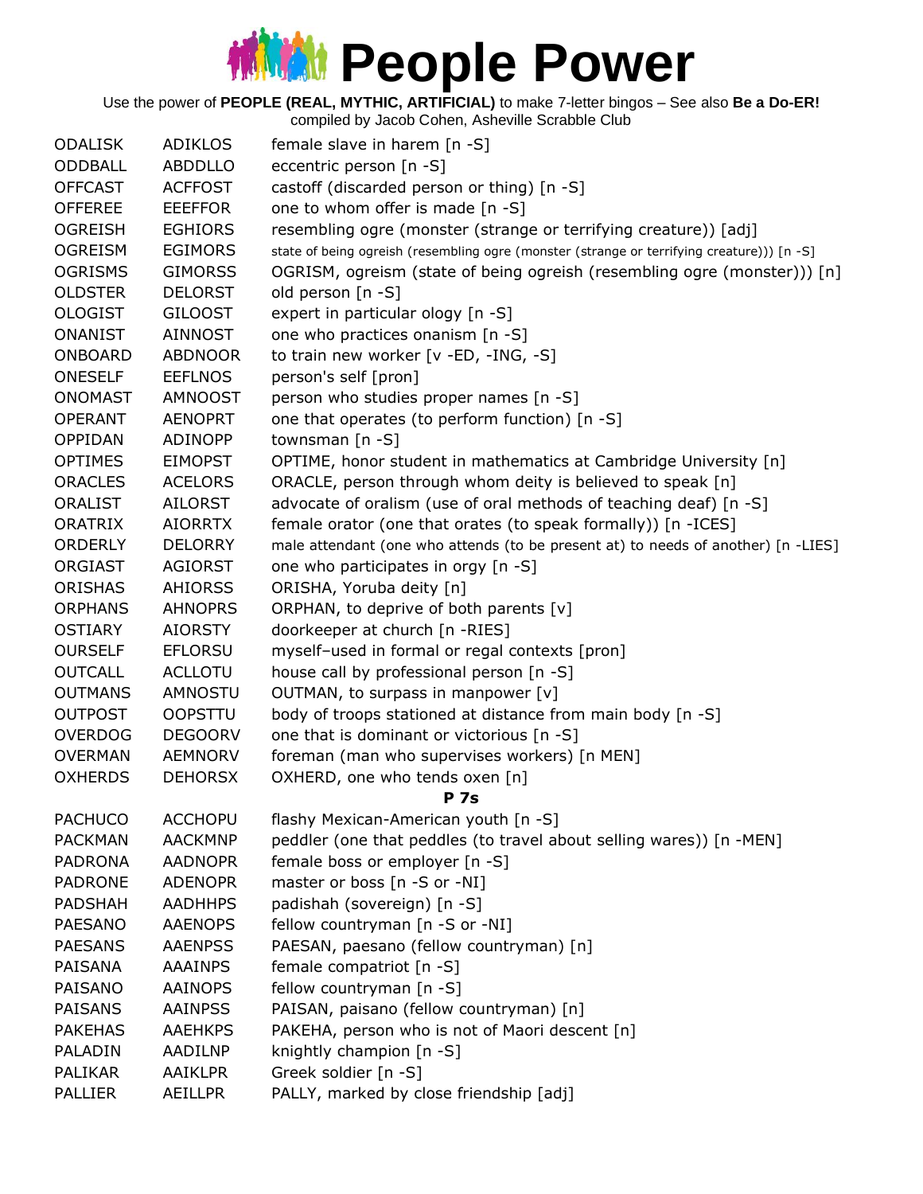# People Power

Use the power of **PEOPLE (REAL, MYTHIC, ARTIFICIAL)** to make 7-letter bingos – See also **Be a Do-ER!**
compiled by Jacob Cohen, Asheville Scrabble Club

| | | |
|---|---|---|
| ODALISK | ADIKLOS | female slave in harem [n -S] |
| ODDBALL | ABDDLLO | eccentric person [n -S] |
| OFFCAST | ACFFOST | castoff (discarded person or thing) [n -S] |
| OFFEREE | EEEFFOR | one to whom offer is made [n -S] |
| OGREISH | EGHIORS | resembling ogre (monster (strange or terrifying creature)) [adj] |
| OGREISM | EGIMORS | state of being ogreish (resembling ogre (monster (strange or terrifying creature))) [n -S] |
| OGRISMS | GIMORSS | OGRISM, ogreism (state of being ogreish (resembling ogre (monster))) [n] |
| OLDSTER | DELORST | old person [n -S] |
| OLOGIST | GILOOST | expert in particular ology [n -S] |
| ONANIST | AINNOST | one who practices onanism [n -S] |
| ONBOARD | ABDNOOR | to train new worker [v -ED, -ING, -S] |
| ONESELF | EEFLNOS | person's self [pron] |
| ONOMAST | AMNOOST | person who studies proper names [n -S] |
| OPERANT | AENOPRT | one that operates (to perform function) [n -S] |
| OPPIDAN | ADINOPP | townsman [n -S] |
| OPTIMES | EIMOPST | OPTIME, honor student in mathematics at Cambridge University [n] |
| ORACLES | ACELORS | ORACLE, person through whom deity is believed to speak [n] |
| ORALIST | AILORST | advocate of oralism (use of oral methods of teaching deaf) [n -S] |
| ORATRIX | AIORRTX | female orator (one that orates (to speak formally)) [n -ICES] |
| ORDERLY | DELORRY | male attendant (one who attends (to be present at) to needs of another) [n -LIES] |
| ORGIAST | AGIORST | one who participates in orgy [n -S] |
| ORISHAS | AHIORSS | ORISHA, Yoruba deity [n] |
| ORPHANS | AHNOPRS | ORPHAN, to deprive of both parents [v] |
| OSTIARY | AIORSTY | doorkeeper at church [n -RIES] |
| OURSELF | EFLORSU | myself–used in formal or regal contexts [pron] |
| OUTCALL | ACLLOTU | house call by professional person [n -S] |
| OUTMANS | AMNOSTU | OUTMAN, to surpass in manpower [v] |
| OUTPOST | OOPSTTU | body of troops stationed at distance from main body [n -S] |
| OVERDOG | DEGOORV | one that is dominant or victorious [n -S] |
| OVERMAN | AEMNORV | foreman (man who supervises workers) [n MEN] |
| OXHERDS | DEHORSX | OXHERD, one who tends oxen [n] |

**P 7s**

| | | |
|---|---|---|
| PACHUCO | ACCHOPU | flashy Mexican-American youth [n -S] |
| PACKMAN | AACKMNP | peddler (one that peddles (to travel about selling wares)) [n -MEN] |
| PADRONA | AADNOPR | female boss or employer [n -S] |
| PADRONE | ADENOPR | master or boss [n -S or -NI] |
| PADSHAH | AADHHPS | padishah (sovereign) [n -S] |
| PAESANO | AAENOPS | fellow countryman [n -S or -NI] |
| PAESANS | AAENPSS | PAESAN, paesano (fellow countryman) [n] |
| PAISANA | AAAINPS | female compatriot [n -S] |
| PAISANO | AAINOPS | fellow countryman [n -S] |
| PAISANS | AAINPSS | PAISAN, paisano (fellow countryman) [n] |
| PAKEHAS | AAEHKPS | PAKEHA, person who is not of Maori descent [n] |
| PALADIN | AADILNP | knightly champion [n -S] |
| PALIKAR | AAIKLPR | Greek soldier [n -S] |
| PALLIER | AEILLPR | PALLY, marked by close friendship [adj] |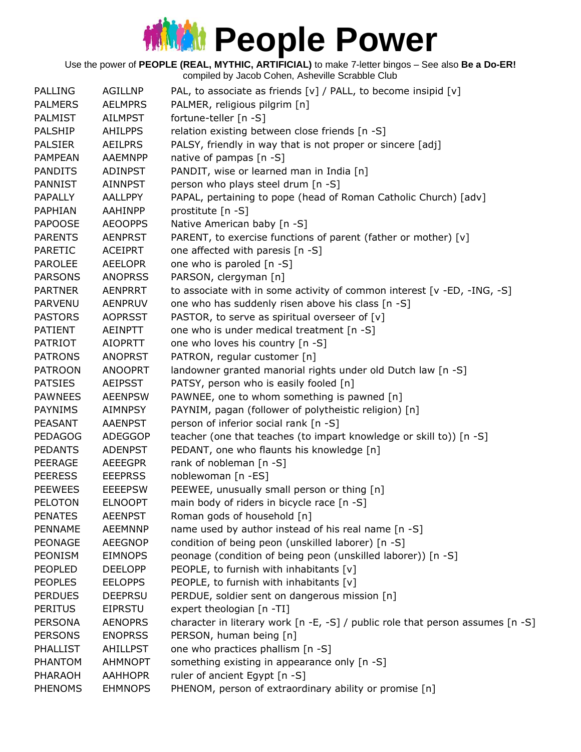# People Power

Use the power of **PEOPLE (REAL, MYTHIC, ARTIFICIAL)** to make 7-letter bingos – See also **Be a Do-ER!**
compiled by Jacob Cohen, Asheville Scrabble Club

| | | |
|---|---|---|
| PALLING | AGILLNP | PAL, to associate as friends [v] / PALL, to become insipid [v] |
| PALMERS | AELMPRS | PALMER, religious pilgrim [n] |
| PALMIST | AILMPST | fortune-teller [n -S] |
| PALSHIP | AHILPPS | relation existing between close friends [n -S] |
| PALSIER | AEILPRS | PALSY, friendly in way that is not proper or sincere [adj] |
| PAMPEAN | AAEMNPP | native of pampas [n -S] |
| PANDITS | ADINPST | PANDIT, wise or learned man in India [n] |
| PANNIST | AINNPST | person who plays steel drum [n -S] |
| PAPALLY | AALLPPY | PAPAL, pertaining to pope (head of Roman Catholic Church) [adv] |
| PAPHIAN | AAHINPP | prostitute [n -S] |
| PAPOOSE | AEOOPPS | Native American baby [n -S] |
| PARENTS | AENPRST | PARENT, to exercise functions of parent (father or mother) [v] |
| PARETIC | ACEIPRT | one affected with paresis [n -S] |
| PAROLEE | AEELOPR | one who is paroled [n -S] |
| PARSONS | ANOPRSS | PARSON, clergyman [n] |
| PARTNER | AENPRRT | to associate with in some activity of common interest [v -ED, -ING, -S] |
| PARVENU | AENPRUV | one who has suddenly risen above his class [n -S] |
| PASTORS | AOPRSST | PASTOR, to serve as spiritual overseer of [v] |
| PATIENT | AEINPTT | one who is under medical treatment [n -S] |
| PATRIOT | AIOPRTT | one who loves his country [n -S] |
| PATRONS | ANOPRST | PATRON, regular customer [n] |
| PATROON | ANOOPRT | landowner granted manorial rights under old Dutch law [n -S] |
| PATSIES | AEIPSST | PATSY, person who is easily fooled [n] |
| PAWNEES | AEENPSW | PAWNEE, one to whom something is pawned [n] |
| PAYNIMS | AIMNPSY | PAYNIM, pagan (follower of polytheistic religion) [n] |
| PEASANT | AAENPST | person of inferior social rank [n -S] |
| PEDAGOG | ADEGGOP | teacher (one that teaches (to impart knowledge or skill to)) [n -S] |
| PEDANTS | ADENPST | PEDANT, one who flaunts his knowledge [n] |
| PEERAGE | AEEEGPR | rank of nobleman [n -S] |
| PEERESS | EEEPRSS | noblewoman [n -ES] |
| PEEWEES | EEEEPSW | PEEWEE, unusually small person or thing [n] |
| PELOTON | ELNOOPT | main body of riders in bicycle race [n -S] |
| PENATES | AEENPST | Roman gods of household [n] |
| PENNAME | AEEMNNP | name used by author instead of his real name [n -S] |
| PEONAGE | AEEGNOP | condition of being peon (unskilled laborer) [n -S] |
| PEONISM | EIMNOPS | peonage (condition of being peon (unskilled laborer)) [n -S] |
| PEOPLED | DEELOPP | PEOPLE, to furnish with inhabitants [v] |
| PEOPLES | EELOPPS | PEOPLE, to furnish with inhabitants [v] |
| PERDUES | DEEPRSU | PERDUE, soldier sent on dangerous mission [n] |
| PERITUS | EIPRSTU | expert theologian [n -TI] |
| PERSONA | AENOPRS | character in literary work [n -E, -S] / public role that person assumes [n -S] |
| PERSONS | ENOPRSS | PERSON, human being [n] |
| PHALLIST | AHILLPST | one who practices phallism [n -S] |
| PHANTOM | AHMNOPT | something existing in appearance only [n -S] |
| PHARAOH | AAHHOPR | ruler of ancient Egypt [n -S] |
| PHENOMS | EHMNOPS | PHENOM, person of extraordinary ability or promise [n] |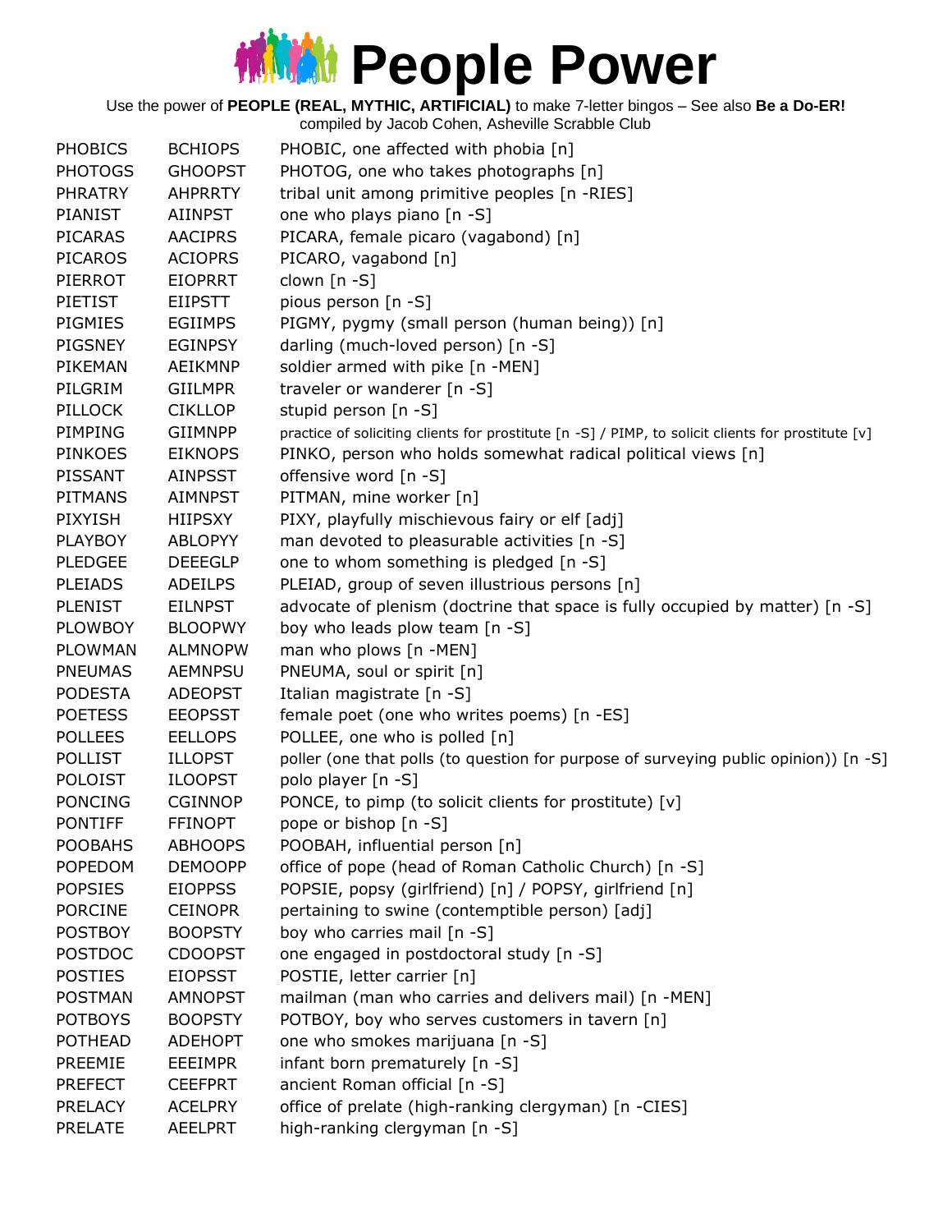# People Power

Use the power of **PEOPLE (REAL, MYTHIC, ARTIFICIAL)** to make 7-letter bingos – See also **Be a Do-ER!**
compiled by Jacob Cohen, Asheville Scrabble Club

| | | |
|---|---|---|
| PHOBICS | BCHIOPS | PHOBIC, one affected with phobia [n] |
| PHOTOGS | GHOOPST | PHOTOG, one who takes photographs [n] |
| PHRATRY | AHPRRTY | tribal unit among primitive peoples [n -RIES] |
| PIANIST | AIINPST | one who plays piano [n -S] |
| PICARAS | AACIPRS | PICARA, female picaro (vagabond) [n] |
| PICAROS | ACIOPRS | PICARO, vagabond [n] |
| PIERROT | EIOPRRT | clown [n -S] |
| PIETIST | EIIPSTT | pious person [n -S] |
| PIGMIES | EGIIMPS | PIGMY, pygmy (small person (human being)) [n] |
| PIGSNEY | EGINPSY | darling (much-loved person) [n -S] |
| PIKEMAN | AEIKMNP | soldier armed with pike [n -MEN] |
| PILGRIM | GIILMPR | traveler or wanderer [n -S] |
| PILLOCK | CIKLLOP | stupid person [n -S] |
| PIMPING | GIIMNPP | practice of soliciting clients for prostitute [n -S] / PIMP, to solicit clients for prostitute [v] |
| PINKOES | EIKNOPS | PINKO, person who holds somewhat radical political views [n] |
| PISSANT | AINPSST | offensive word [n -S] |
| PITMANS | AIMNPST | PITMAN, mine worker [n] |
| PIXYISH | HIIPSXY | PIXY, playfully mischievous fairy or elf [adj] |
| PLAYBOY | ABLOPYY | man devoted to pleasurable activities [n -S] |
| PLEDGEE | DEEEGLP | one to whom something is pledged [n -S] |
| PLEIADS | ADEILPS | PLEIAD, group of seven illustrious persons [n] |
| PLENIST | EILNPST | advocate of plenism (doctrine that space is fully occupied by matter) [n -S] |
| PLOWBOY | BLOOPWY | boy who leads plow team [n -S] |
| PLOWMAN | ALMNOPW | man who plows [n -MEN] |
| PNEUMAS | AEMNPSU | PNEUMA, soul or spirit [n] |
| PODESTA | ADEOPST | Italian magistrate [n -S] |
| POETESS | EEOPSST | female poet (one who writes poems) [n -ES] |
| POLLEES | EELLOPS | POLLEE, one who is polled [n] |
| POLLIST | ILLOPST | poller (one that polls (to question for purpose of surveying public opinion)) [n -S] |
| POLOIST | ILOOPST | polo player [n -S] |
| PONCING | CGINNOP | PONCE, to pimp (to solicit clients for prostitute) [v] |
| PONTIFF | FFINOPT | pope or bishop [n -S] |
| POOBAHS | ABHOOPS | POOBAH, influential person [n] |
| POPEDOM | DEMOOPP | office of pope (head of Roman Catholic Church) [n -S] |
| POPSIES | EIOPPSS | POPSIE, popsy (girlfriend) [n] / POPSY, girlfriend [n] |
| PORCINE | CEINOPR | pertaining to swine (contemptible person) [adj] |
| POSTBOY | BOOPSTY | boy who carries mail [n -S] |
| POSTDOC | CDOOPST | one engaged in postdoctoral study [n -S] |
| POSTIES | EIOPSST | POSTIE, letter carrier [n] |
| POSTMAN | AMNOPST | mailman (man who carries and delivers mail) [n -MEN] |
| POTBOYS | BOOPSTY | POTBOY, boy who serves customers in tavern [n] |
| POTHEAD | ADEHOPT | one who smokes marijuana [n -S] |
| PREEMIE | EEEIMPR | infant born prematurely [n -S] |
| PREFECT | CEEFPRT | ancient Roman official [n -S] |
| PRELACY | ACELPRY | office of prelate (high-ranking clergyman) [n -CIES] |
| PRELATE | AEELPRT | high-ranking clergyman [n -S] |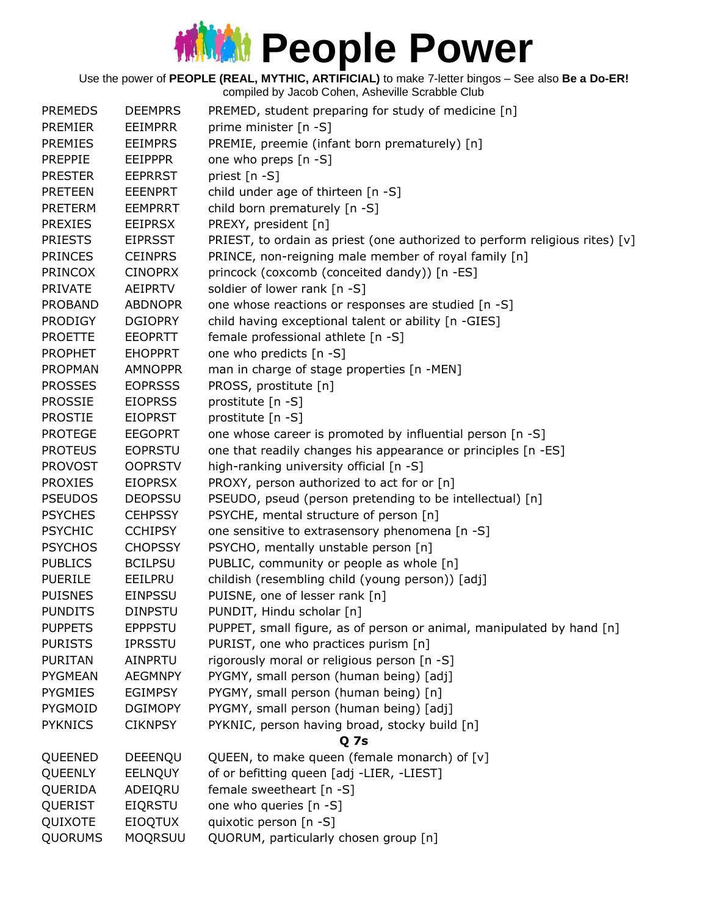# People Power

Use the power of **PEOPLE (REAL, MYTHIC, ARTIFICIAL)** to make 7-letter bingos – See also **Be a Do-ER!**
compiled by Jacob Cohen, Asheville Scrabble Club

| | | |
|---|---|---|
| PREMEDS | DEEMPRS | PREMED, student preparing for study of medicine [n] |
| PREMIER | EEIMPRR | prime minister [n -S] |
| PREMIES | EEIMPRS | PREMIE, preemie (infant born prematurely) [n] |
| PREPPIE | EEIPPPR | one who preps [n -S] |
| PRESTER | EEPRRST | priest [n -S] |
| PRETEEN | EEENPRT | child under age of thirteen [n -S] |
| PRETERM | EEMPRRT | child born prematurely [n -S] |
| PREXIES | EEIPRSX | PREXY, president [n] |
| PRIESTS | EIPRSST | PRIEST, to ordain as priest (one authorized to perform religious rites) [v] |
| PRINCES | CEINPRS | PRINCE, non-reigning male member of royal family [n] |
| PRINCOX | CINOPRX | princock (coxcomb (conceited dandy)) [n -ES] |
| PRIVATE | AEIPRTV | soldier of lower rank [n -S] |
| PROBAND | ABDNOPR | one whose reactions or responses are studied [n -S] |
| PRODIGY | DGIOPRY | child having exceptional talent or ability [n -GIES] |
| PROETTE | EEOPRTT | female professional athlete [n -S] |
| PROPHET | EHOPPRT | one who predicts [n -S] |
| PROPMAN | AMNOPPR | man in charge of stage properties [n -MEN] |
| PROSSES | EOPRSSS | PROSS, prostitute [n] |
| PROSSIE | EIOPRSS | prostitute [n -S] |
| PROSTIE | EIOPRST | prostitute [n -S] |
| PROTEGE | EEGOPRT | one whose career is promoted by influential person [n -S] |
| PROTEUS | EOPRSTU | one that readily changes his appearance or principles [n -ES] |
| PROVOST | OOPRSTV | high-ranking university official [n -S] |
| PROXIES | EIOPRSX | PROXY, person authorized to act for or [n] |
| PSEUDOS | DEOPSSU | PSEUDO, pseud (person pretending to be intellectual) [n] |
| PSYCHES | CEHPSSY | PSYCHE, mental structure of person [n] |
| PSYCHIC | CCHIPSY | one sensitive to extrasensory phenomena [n -S] |
| PSYCHOS | CHOPSSY | PSYCHO, mentally unstable person [n] |
| PUBLICS | BCILPSU | PUBLIC, community or people as whole [n] |
| PUERILE | EEILPRU | childish (resembling child (young person)) [adj] |
| PUISNES | EINPSSU | PUISNE, one of lesser rank [n] |
| PUNDITS | DINPSTU | PUNDIT, Hindu scholar [n] |
| PUPPETS | EPPPSTU | PUPPET, small figure, as of person or animal, manipulated by hand [n] |
| PURISTS | IPRSSTU | PURIST, one who practices purism [n] |
| PURITAN | AINPRTU | rigorously moral or religious person [n -S] |
| PYGMEAN | AEGMNPY | PYGMY, small person (human being) [adj] |
| PYGMIES | EGIMPSY | PYGMY, small person (human being) [n] |
| PYGMOID | DGIMOPY | PYGMY, small person (human being) [adj] |
| PYKNICS | CIKNPSY | PYKNIC, person having broad, stocky build [n] |
| | | **Q 7s** |
| QUEENED | DEEENQU | QUEEN, to make queen (female monarch) of [v] |
| QUEENLY | EELNQUY | of or befitting queen [adj -LIER, -LIEST] |
| QUERIDA | ADEIQRU | female sweetheart [n -S] |
| QUERIST | EIQRSTU | one who queries [n -S] |
| QUIXOTE | EIOQTUX | quixotic person [n -S] |
| QUORUMS | MOQRSUU | QUORUM, particularly chosen group [n] |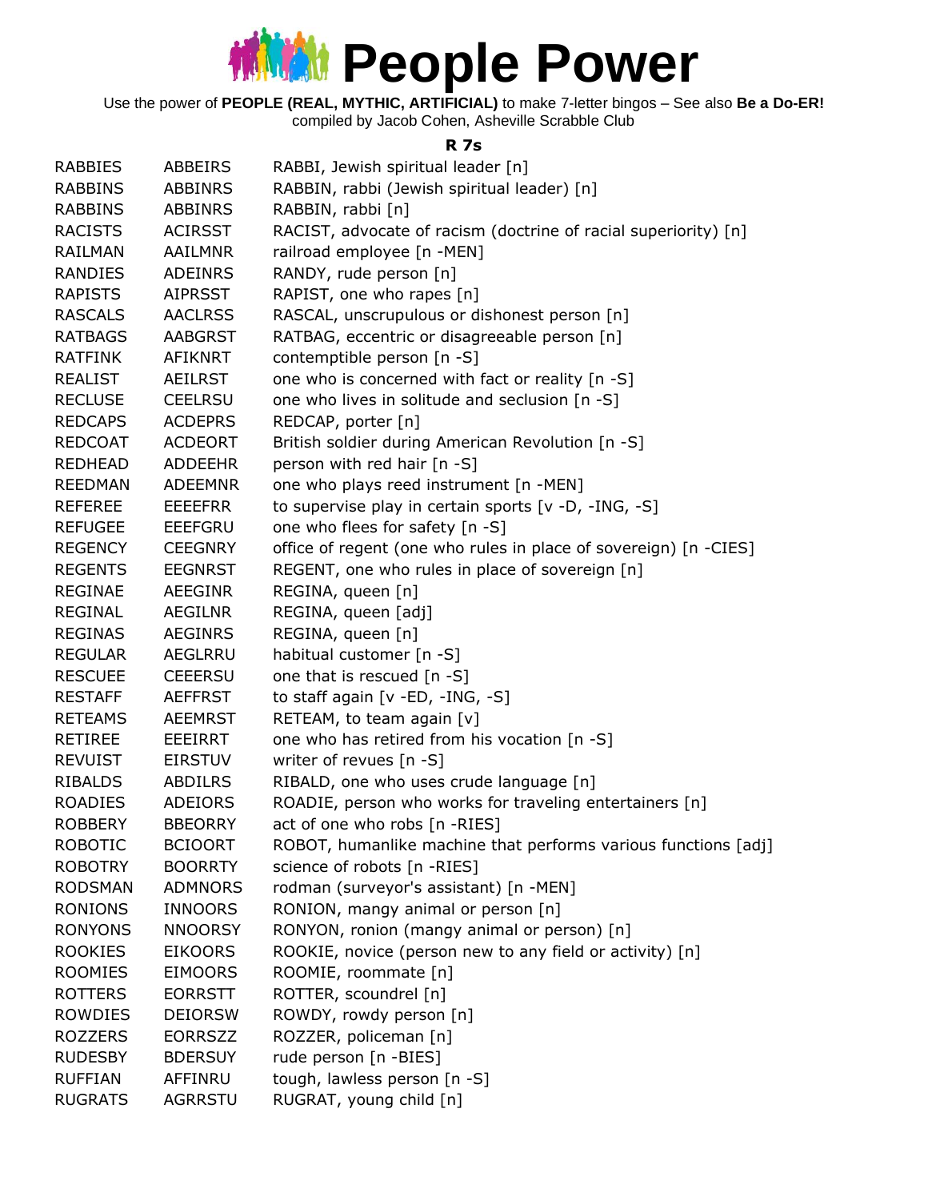# People Power

Use the power of **PEOPLE (REAL, MYTHIC, ARTIFICIAL)** to make 7-letter bingos – See also **Be a Do-ER!**
compiled by Jacob Cohen, Asheville Scrabble Club

### R 7s

| | | |
|---|---|---|
| RABBIES | ABBEIRS | RABBI, Jewish spiritual leader [n] |
| RABBINS | ABBINRS | RABBIN, rabbi (Jewish spiritual leader) [n] |
| RABBINS | ABBINRS | RABBIN, rabbi [n] |
| RACISTS | ACIRSST | RACIST, advocate of racism (doctrine of racial superiority) [n] |
| RAILMAN | AAILMNR | railroad employee [n -MEN] |
| RANDIES | ADEINRS | RANDY, rude person [n] |
| RAPISTS | AIPRSST | RAPIST, one who rapes [n] |
| RASCALS | AACLRSS | RASCAL, unscrupulous or dishonest person [n] |
| RATBAGS | AABGRST | RATBAG, eccentric or disagreeable person [n] |
| RATFINK | AFIKNRT | contemptible person [n -S] |
| REALIST | AEILRST | one who is concerned with fact or reality [n -S] |
| RECLUSE | CEELRSU | one who lives in solitude and seclusion [n -S] |
| REDCAPS | ACDEPRS | REDCAP, porter [n] |
| REDCOAT | ACDEORT | British soldier during American Revolution [n -S] |
| REDHEAD | ADDEEHR | person with red hair [n -S] |
| REEDMAN | ADEEMNR | one who plays reed instrument [n -MEN] |
| REFEREE | EEEEFRR | to supervise play in certain sports [v -D, -ING, -S] |
| REFUGEE | EEEFGRU | one who flees for safety [n -S] |
| REGENCY | CEEGNRY | office of regent (one who rules in place of sovereign) [n -CIES] |
| REGENTS | EEGNRST | REGENT, one who rules in place of sovereign [n] |
| REGINAE | AEEGINR | REGINA, queen [n] |
| REGINAL | AEGILNR | REGINA, queen [adj] |
| REGINAS | AEGINRS | REGINA, queen [n] |
| REGULAR | AEGLRRU | habitual customer [n -S] |
| RESCUEE | CEEERSU | one that is rescued [n -S] |
| RESTAFF | AEFFRST | to staff again [v -ED, -ING, -S] |
| RETEAMS | AEEMRST | RETEAM, to team again [v] |
| RETIREE | EEEIRRT | one who has retired from his vocation [n -S] |
| REVUIST | EIRSTUV | writer of revues [n -S] |
| RIBALDS | ABDILRS | RIBALD, one who uses crude language [n] |
| ROADIES | ADEIORS | ROADIE, person who works for traveling entertainers [n] |
| ROBBERY | BBEORRY | act of one who robs [n -RIES] |
| ROBOTIC | BCIOORT | ROBOT, humanlike machine that performs various functions [adj] |
| ROBOTRY | BOORRTY | science of robots [n -RIES] |
| RODSMAN | ADMNORS | rodman (surveyor's assistant) [n -MEN] |
| RONIONS | INNOORS | RONION, mangy animal or person [n] |
| RONYONS | NNOORSY | RONYON, ronion (mangy animal or person) [n] |
| ROOKIES | EIKOORS | ROOKIE, novice (person new to any field or activity) [n] |
| ROOMIES | EIMOORS | ROOMIE, roommate [n] |
| ROTTERS | EORRSTT | ROTTER, scoundrel [n] |
| ROWDIES | DEIORSW | ROWDY, rowdy person [n] |
| ROZZERS | EORRSZZ | ROZZER, policeman [n] |
| RUDESBY | BDERSUY | rude person [n -BIES] |
| RUFFIAN | AFFINRU | tough, lawless person [n -S] |
| RUGRATS | AGRRSTU | RUGRAT, young child [n] |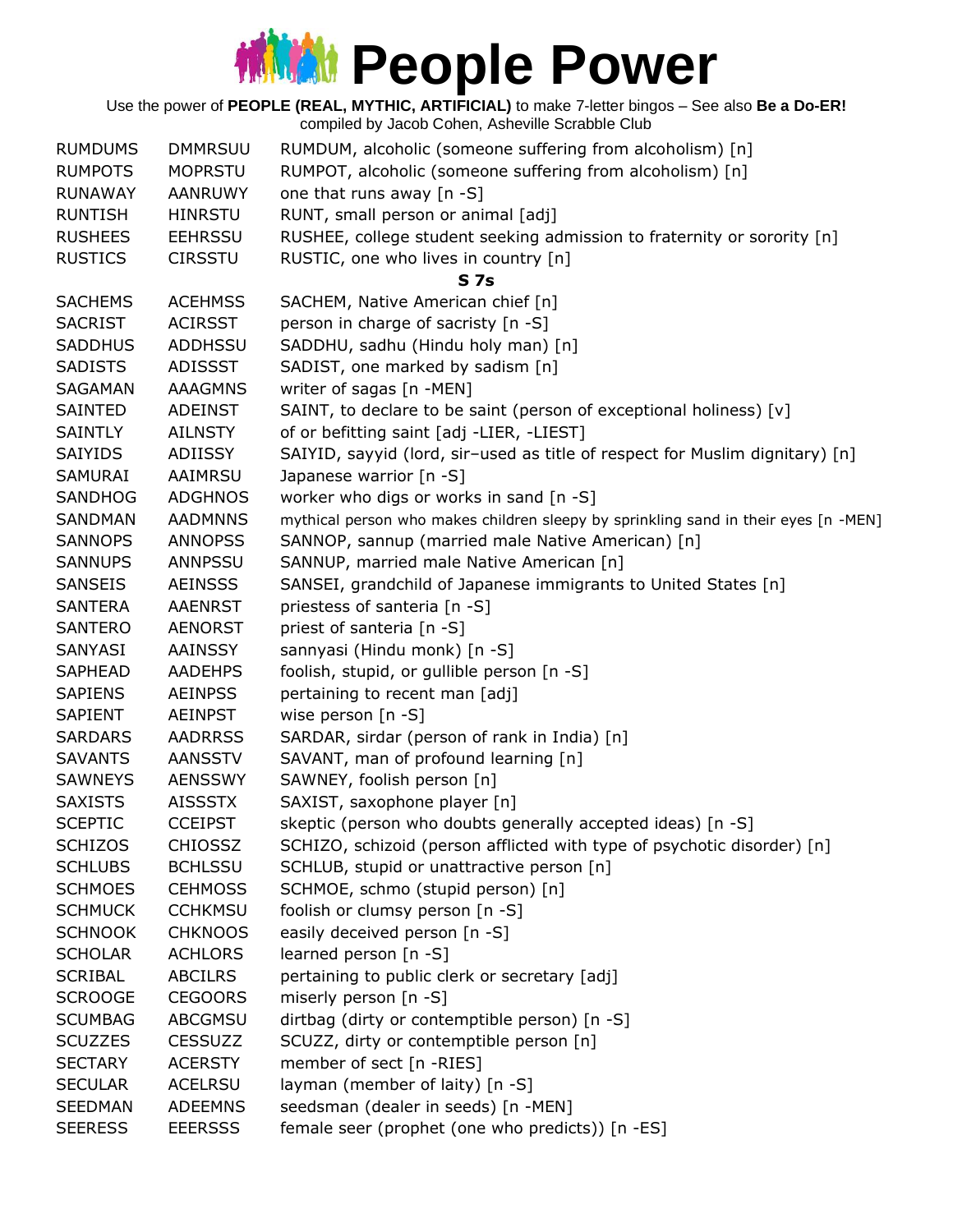# People Power

Use the power of **PEOPLE (REAL, MYTHIC, ARTIFICIAL)** to make 7-letter bingos – See also **Be a Do-ER!**
compiled by Jacob Cohen, Asheville Scrabble Club

| | | |
|---|---|---|
| RUMDUMS | DMMRSUU | RUMDUM, alcoholic (someone suffering from alcoholism) [n] |
| RUMPOTS | MOPRSTU | RUMPOT, alcoholic (someone suffering from alcoholism) [n] |
| RUNAWAY | AANRUWY | one that runs away [n -S] |
| RUNTISH | HINRSTU | RUNT, small person or animal [adj] |
| RUSHEES | EEHRSSU | RUSHEE, college student seeking admission to fraternity or sorority [n] |
| RUSTICS | CIRSSTU | RUSTIC, one who lives in country [n] |
| | | **S 7s** |
| SACHEMS | ACEHMSS | SACHEM, Native American chief [n] |
| SACRIST | ACIRSST | person in charge of sacristy [n -S] |
| SADDHUS | ADDHSSU | SADDHU, sadhu (Hindu holy man) [n] |
| SADISTS | ADISSST | SADIST, one marked by sadism [n] |
| SAGAMAN | AAAGMNS | writer of sagas [n -MEN] |
| SAINTED | ADEINST | SAINT, to declare to be saint (person of exceptional holiness) [v] |
| SAINTLY | AILNSTY | of or befitting saint [adj -LIER, -LIEST] |
| SAIYIDS | ADIISSY | SAIYID, sayyid (lord, sir–used as title of respect for Muslim dignitary) [n] |
| SAMURAI | AAIMRSU | Japanese warrior [n -S] |
| SANDHOG | ADGHNOS | worker who digs or works in sand [n -S] |
| SANDMAN | AADMNNS | mythical person who makes children sleepy by sprinkling sand in their eyes [n -MEN] |
| SANNOPS | ANNOPSS | SANNOP, sannup (married male Native American) [n] |
| SANNUPS | ANNPSSU | SANNUP, married male Native American [n] |
| SANSEIS | AEINSSS | SANSEI, grandchild of Japanese immigrants to United States [n] |
| SANTERA | AAENRST | priestess of santeria [n -S] |
| SANTERO | AENORST | priest of santeria [n -S] |
| SANYASI | AAINSSY | sannyasi (Hindu monk) [n -S] |
| SAPHEAD | AADEHPS | foolish, stupid, or gullible person [n -S] |
| SAPIENS | AEINPSS | pertaining to recent man [adj] |
| SAPIENT | AEINPST | wise person [n -S] |
| SARDARS | AADRRSS | SARDAR, sirdar (person of rank in India) [n] |
| SAVANTS | AANSSTV | SAVANT, man of profound learning [n] |
| SAWNEYS | AENSSWY | SAWNEY, foolish person [n] |
| SAXISTS | AISSSTX | SAXIST, saxophone player [n] |
| SCEPTIC | CCEIPST | skeptic (person who doubts generally accepted ideas) [n -S] |
| SCHIZOS | CHIOSSZ | SCHIZO, schizoid (person afflicted with type of psychotic disorder) [n] |
| SCHLUBS | BCHLSSU | SCHLUB, stupid or unattractive person [n] |
| SCHMOES | CEHMOSS | SCHMOE, schmo (stupid person) [n] |
| SCHMUCK | CCHKMSU | foolish or clumsy person [n -S] |
| SCHNOOK | CHKNOOS | easily deceived person [n -S] |
| SCHOLAR | ACHLORS | learned person [n -S] |
| SCRIBAL | ABCILRS | pertaining to public clerk or secretary [adj] |
| SCROOGE | CEGOORS | miserly person [n -S] |
| SCUMBAG | ABCGMSU | dirtbag (dirty or contemptible person) [n -S] |
| SCUZZES | CESSUZZ | SCUZZ, dirty or contemptible person [n] |
| SECTARY | ACERSTY | member of sect [n -RIES] |
| SECULAR | ACELRSU | layman (member of laity) [n -S] |
| SEEDMAN | ADEEMNS | seedsman (dealer in seeds) [n -MEN] |
| SEERESS | EEERSSS | female seer (prophet (one who predicts)) [n -ES] |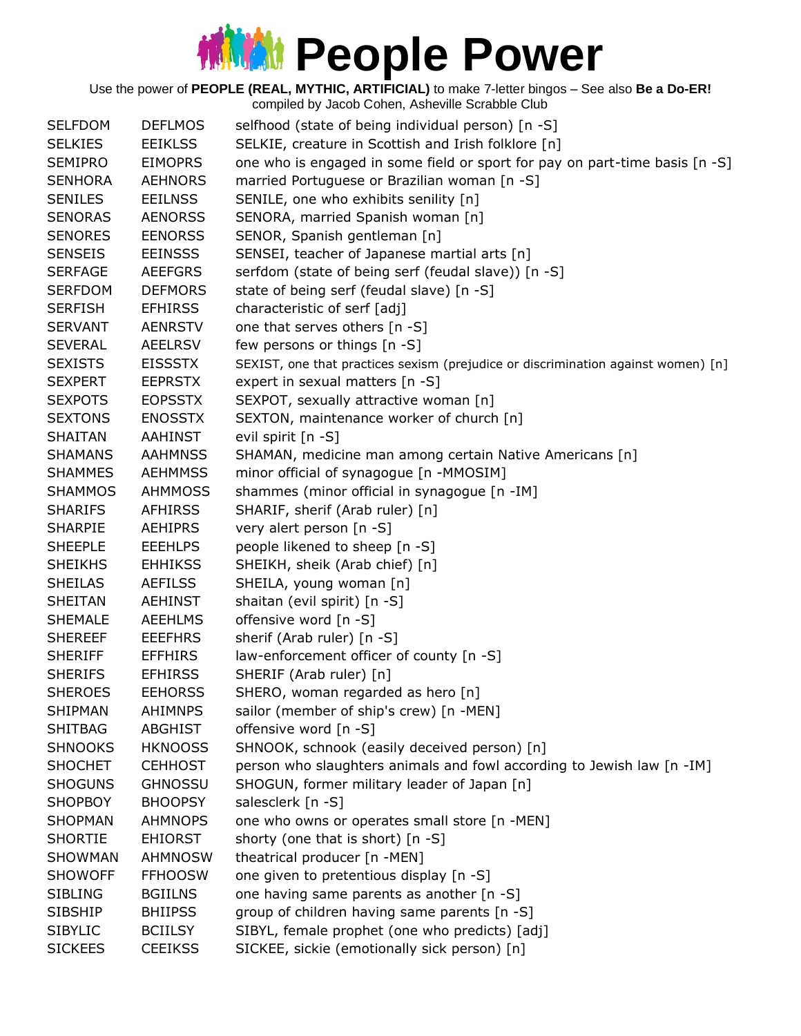# People Power

Use the power of **PEOPLE (REAL, MYTHIC, ARTIFICIAL)** to make 7-letter bingos – See also **Be a Do-ER!**
compiled by Jacob Cohen, Asheville Scrabble Club

| | | |
|---|---|---|
| SELFDOM | DEFLMOS | selfhood (state of being individual person) [n -S] |
| SELKIES | EEIKLSS | SELKIE, creature in Scottish and Irish folklore [n] |
| SEMIPRO | EIMOPRS | one who is engaged in some field or sport for pay on part-time basis [n -S] |
| SENHORA | AEHNORS | married Portuguese or Brazilian woman [n -S] |
| SENILES | EEILNSS | SENILE, one who exhibits senility [n] |
| SENORAS | AENORSS | SENORA, married Spanish woman [n] |
| SENORES | EENORSS | SENOR, Spanish gentleman [n] |
| SENSEIS | EEINSSS | SENSEI, teacher of Japanese martial arts [n] |
| SERFAGE | AEEFGRS | serfdom (state of being serf (feudal slave)) [n -S] |
| SERFDOM | DEFMORS | state of being serf (feudal slave) [n -S] |
| SERFISH | EFHIRSS | characteristic of serf [adj] |
| SERVANT | AENRSTV | one that serves others [n -S] |
| SEVERAL | AEELRSV | few persons or things [n -S] |
| SEXISTS | EISSSTX | SEXIST, one that practices sexism (prejudice or discrimination against women) [n] |
| SEXPERT | EEPRSTX | expert in sexual matters [n -S] |
| SEXPOTS | EOPSSTX | SEXPOT, sexually attractive woman [n] |
| SEXTONS | ENOSSTX | SEXTON, maintenance worker of church [n] |
| SHAITAN | AAHINST | evil spirit [n -S] |
| SHAMANS | AAHMNSS | SHAMAN, medicine man among certain Native Americans [n] |
| SHAMMES | AEHMMSS | minor official of synagogue [n -MMOSIM] |
| SHAMMOS | AHMMOSS | shammes (minor official in synagogue [n -IM] |
| SHARIFS | AFHIRSS | SHARIF, sherif (Arab ruler) [n] |
| SHARPIE | AEHIPRS | very alert person [n -S] |
| SHEEPLE | EEEHLPS | people likened to sheep [n -S] |
| SHEIKHS | EHHIKSS | SHEIKH, sheik (Arab chief) [n] |
| SHEILAS | AEFILSS | SHEILA, young woman [n] |
| SHEITAN | AEHINST | shaitan (evil spirit) [n -S] |
| SHEMALE | AEEHLMS | offensive word [n -S] |
| SHEREEF | EEEFHRS | sherif (Arab ruler) [n -S] |
| SHERIFF | EFFHIRS | law-enforcement officer of county [n -S] |
| SHERIFS | EFHIRSS | SHERIF (Arab ruler) [n] |
| SHEROES | EEHORSS | SHERO, woman regarded as hero [n] |
| SHIPMAN | AHIMNPS | sailor (member of ship's crew) [n -MEN] |
| SHITBAG | ABGHIST | offensive word [n -S] |
| SHNOOKS | HKNOOSS | SHNOOK, schnook (easily deceived person) [n] |
| SHOCHET | CEHHOST | person who slaughters animals and fowl according to Jewish law [n -IM] |
| SHOGUNS | GHNOSSU | SHOGUN, former military leader of Japan [n] |
| SHOPBOY | BHOOPSY | salesclerk [n -S] |
| SHOPMAN | AHMNOPS | one who owns or operates small store [n -MEN] |
| SHORTIE | EHIORST | shorty (one that is short) [n -S] |
| SHOWMAN | AHMNOSW | theatrical producer [n -MEN] |
| SHOWOFF | FFHOOSW | one given to pretentious display [n -S] |
| SIBLING | BGIILNS | one having same parents as another [n -S] |
| SIBSHIP | BHIIPSS | group of children having same parents [n -S] |
| SIBYLIC | BCIILSY | SIBYL, female prophet (one who predicts) [adj] |
| SICKEES | CEEIKSS | SICKEE, sickie (emotionally sick person) [n] |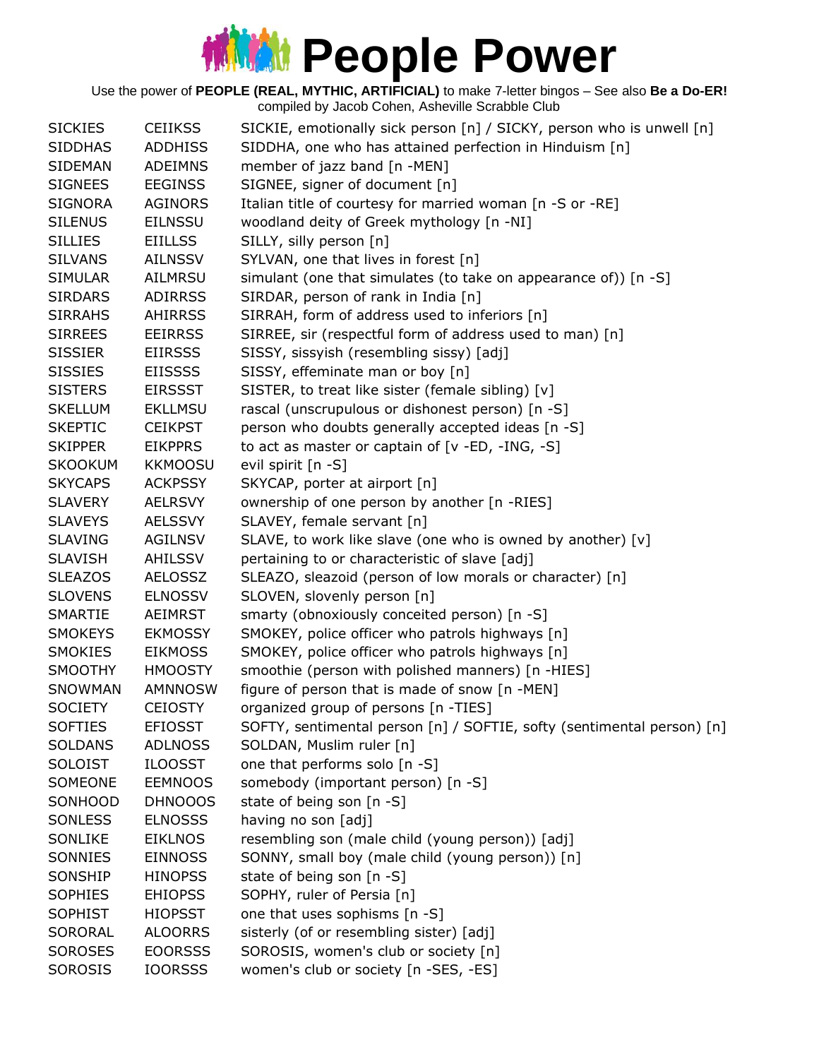# People Power

Use the power of **PEOPLE (REAL, MYTHIC, ARTIFICIAL)** to make 7-letter bingos – See also **Be a Do-ER!**
compiled by Jacob Cohen, Asheville Scrabble Club

| | | |
|---|---|---|
| SICKIES | CEIIKSS | SICKIE, emotionally sick person [n] / SICKY, person who is unwell [n] |
| SIDDHAS | ADDHISS | SIDDHA, one who has attained perfection in Hinduism [n] |
| SIDEMAN | ADEIMNS | member of jazz band [n -MEN] |
| SIGNEES | EEGINSS | SIGNEE, signer of document [n] |
| SIGNORA | AGINORS | Italian title of courtesy for married woman [n -S or -RE] |
| SILENUS | EILNSSU | woodland deity of Greek mythology [n -NI] |
| SILLIES | EIILLSS | SILLY, silly person [n] |
| SILVANS | AILNSSV | SYLVAN, one that lives in forest [n] |
| SIMULAR | AILMRSU | simulant (one that simulates (to take on appearance of)) [n -S] |
| SIRDARS | ADIRRSS | SIRDAR, person of rank in India [n] |
| SIRRAHS | AHIRRSS | SIRRAH, form of address used to inferiors [n] |
| SIRREES | EEIRRSS | SIRREE, sir (respectful form of address used to man) [n] |
| SISSIER | EIIRSSS | SISSY, sissyish (resembling sissy) [adj] |
| SISSIES | EIISSSS | SISSY, effeminate man or boy [n] |
| SISTERS | EIRSSST | SISTER, to treat like sister (female sibling) [v] |
| SKELLUM | EKLLMSU | rascal (unscrupulous or dishonest person) [n -S] |
| SKEPTIC | CEIKPST | person who doubts generally accepted ideas [n -S] |
| SKIPPER | EIKPPRS | to act as master or captain of [v -ED, -ING, -S] |
| SKOOKUM | KKMOOSU | evil spirit [n -S] |
| SKYCAPS | ACKPSSY | SKYCAP, porter at airport [n] |
| SLAVERY | AELRSVY | ownership of one person by another [n -RIES] |
| SLAVEYS | AELSSVY | SLAVEY, female servant [n] |
| SLAVING | AGILNSV | SLAVE, to work like slave (one who is owned by another) [v] |
| SLAVISH | AHILSSV | pertaining to or characteristic of slave [adj] |
| SLEAZOS | AELOSSZ | SLEAZO, sleazoid (person of low morals or character) [n] |
| SLOVENS | ELNOSSV | SLOVEN, slovenly person [n] |
| SMARTIE | AEIMRST | smarty (obnoxiously conceited person) [n -S] |
| SMOKEYS | EKMOSSY | SMOKEY, police officer who patrols highways [n] |
| SMOKIES | EIKMOSS | SMOKEY, police officer who patrols highways [n] |
| SMOOTHY | HMOOSTY | smoothie (person with polished manners) [n -HIES] |
| SNOWMAN | AMNNOSW | figure of person that is made of snow [n -MEN] |
| SOCIETY | CEIOSTY | organized group of persons [n -TIES] |
| SOFTIES | EFIOSST | SOFTY, sentimental person [n] / SOFTIE, softy (sentimental person) [n] |
| SOLDANS | ADLNOSS | SOLDAN, Muslim ruler [n] |
| SOLOIST | ILOOSST | one that performs solo [n -S] |
| SOMEONE | EEMNOOS | somebody (important person) [n -S] |
| SONHOOD | DHNOOOS | state of being son [n -S] |
| SONLESS | ELNOSSS | having no son [adj] |
| SONLIKE | EIKLNOS | resembling son (male child (young person)) [adj] |
| SONNIES | EINNOSS | SONNY, small boy (male child (young person)) [n] |
| SONSHIP | HINOPSS | state of being son [n -S] |
| SOPHIES | EHIOPSS | SOPHY, ruler of Persia [n] |
| SOPHIST | HIOPSST | one that uses sophisms [n -S] |
| SORORAL | ALOORRS | sisterly (of or resembling sister) [adj] |
| SOROSES | EOORSSS | SOROSIS, women's club or society [n] |
| SOROSIS | IOORSSS | women's club or society [n -SES, -ES] |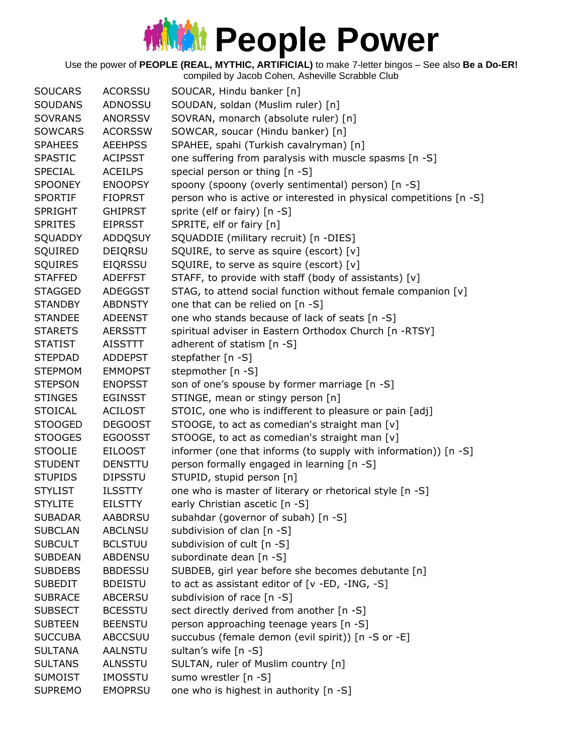# People Power

Use the power of **PEOPLE (REAL, MYTHIC, ARTIFICIAL)** to make 7-letter bingos – See also **Be a Do-ER!**
compiled by Jacob Cohen, Asheville Scrabble Club

| | | |
|---|---|---|
| SOUCARS | ACORSSU | SOUCAR, Hindu banker [n] |
| SOUDANS | ADNOSSU | SOUDAN, soldan (Muslim ruler) [n] |
| SOVRANS | ANORSSV | SOVRAN, monarch (absolute ruler) [n] |
| SOWCARS | ACORSSW | SOWCAR, soucar (Hindu banker) [n] |
| SPAHEES | AEEHPSS | SPAHEE, spahi (Turkish cavalryman) [n] |
| SPASTIC | ACIPSST | one suffering from paralysis with muscle spasms [n -S] |
| SPECIAL | ACEILPS | special person or thing [n -S] |
| SPOONEY | ENOOPSY | spoony (spoony (overly sentimental) person) [n -S] |
| SPORTIF | FIOPRST | person who is active or interested in physical competitions [n -S] |
| SPRIGHT | GHIPRST | sprite (elf or fairy) [n -S] |
| SPRITES | EIPRSST | SPRITE, elf or fairy [n] |
| SQUADDY | ADDQSUY | SQUADDIE (military recruit) [n -DIES] |
| SQUIRED | DEIQRSU | SQUIRE, to serve as squire (escort) [v] |
| SQUIRES | EIQRSSU | SQUIRE, to serve as squire (escort) [v] |
| STAFFED | ADEFFST | STAFF, to provide with staff (body of assistants) [v] |
| STAGGED | ADEGGST | STAG, to attend social function without female companion [v] |
| STANDBY | ABDNSTY | one that can be relied on [n -S] |
| STANDEE | ADEENST | one who stands because of lack of seats [n -S] |
| STARETS | AERSSTT | spiritual adviser in Eastern Orthodox Church [n -RTSY] |
| STATIST | AISSTTT | adherent of statism [n -S] |
| STEPDAD | ADDEPST | stepfather [n -S] |
| STEPMOM | EMMOPST | stepmother [n -S] |
| STEPSON | ENOPSST | son of one's spouse by former marriage [n -S] |
| STINGES | EGINSST | STINGE, mean or stingy person [n] |
| STOICAL | ACILOST | STOIC, one who is indifferent to pleasure or pain [adj] |
| STOOGED | DEGOOST | STOOGE, to act as comedian's straight man [v] |
| STOOGES | EGOOSST | STOOGE, to act as comedian's straight man [v] |
| STOOLIE | EILOOST | informer (one that informs (to supply with information)) [n -S] |
| STUDENT | DENSTTU | person formally engaged in learning [n -S] |
| STUPIDS | DIPSSTU | STUPID, stupid person [n] |
| STYLIST | ILSSTTY | one who is master of literary or rhetorical style [n -S] |
| STYLITE | EILSTTY | early Christian ascetic [n -S] |
| SUBADAR | AABDRSU | subahdar (governor of subah) [n -S] |
| SUBCLAN | ABCLNSU | subdivision of clan [n -S] |
| SUBCULT | BCLSTUU | subdivision of cult [n -S] |
| SUBDEAN | ABDENSU | subordinate dean [n -S] |
| SUBDEBS | BBDESSU | SUBDEB, girl year before she becomes debutante [n] |
| SUBEDIT | BDEISTU | to act as assistant editor of [v -ED, -ING, -S] |
| SUBRACE | ABCERSU | subdivision of race [n -S] |
| SUBSECT | BCESSTU | sect directly derived from another [n -S] |
| SUBTEEN | BEENSTU | person approaching teenage years [n -S] |
| SUCCUBA | ABCCSUU | succubus (female demon (evil spirit)) [n -S or -E] |
| SULTANA | AALNSTU | sultan's wife [n -S] |
| SULTANS | ALNSSTU | SULTAN, ruler of Muslim country [n] |
| SUMOIST | IMOSSTU | sumo wrestler [n -S] |
| SUPREMO | EMOPRSU | one who is highest in authority [n -S] |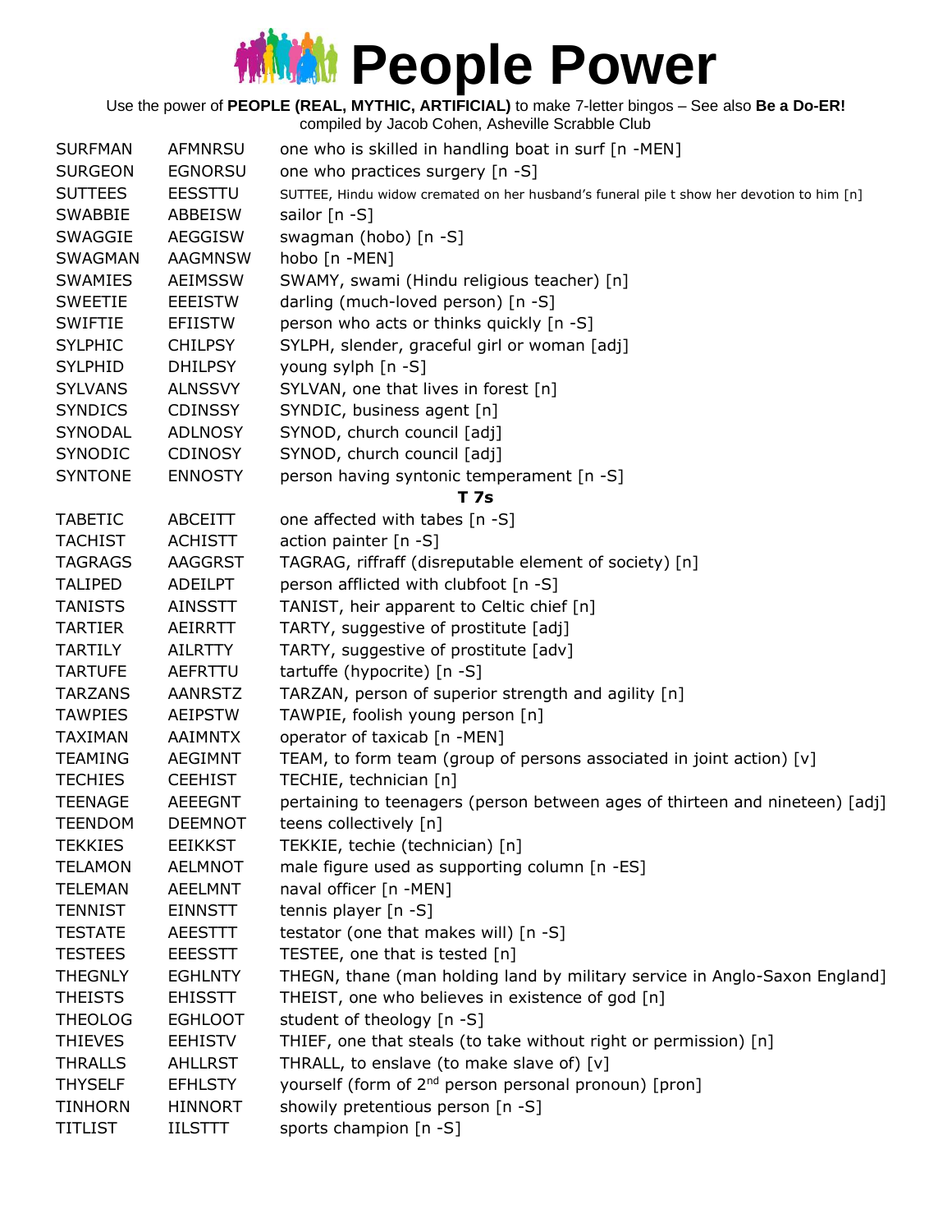# People Power

Use the power of **PEOPLE (REAL, MYTHIC, ARTIFICIAL)** to make 7-letter bingos – See also **Be a Do-ER!**
compiled by Jacob Cohen, Asheville Scrabble Club

| | | |
|---|---|---|
| SURFMAN | AFMNRSU | one who is skilled in handling boat in surf [n -MEN] |
| SURGEON | EGNORSU | one who practices surgery [n -S] |
| SUTTEES | EESSTTU | SUTTEE, Hindu widow cremated on her husband's funeral pile t show her devotion to him [n] |
| SWABBIE | ABBEISW | sailor [n -S] |
| SWAGGIE | AEGGISW | swagman (hobo) [n -S] |
| SWAGMAN | AAGMNSW | hobo [n -MEN] |
| SWAMIES | AEIMSSW | SWAMY, swami (Hindu religious teacher) [n] |
| SWEETIE | EEEISTW | darling (much-loved person) [n -S] |
| SWIFTIE | EFIISTW | person who acts or thinks quickly [n -S] |
| SYLPHIC | CHILPSY | SYLPH, slender, graceful girl or woman [adj] |
| SYLPHID | DHILPSY | young sylph [n -S] |
| SYLVANS | ALNSSVY | SYLVAN, one that lives in forest [n] |
| SYNDICS | CDINSSY | SYNDIC, business agent [n] |
| SYNODAL | ADLNOSY | SYNOD, church council [adj] |
| SYNODIC | CDINOSY | SYNOD, church council [adj] |
| SYNTONE | ENNOSTY | person having syntonic temperament [n -S] |
| | | **T 7s** |
| TABETIC | ABCEITT | one affected with tabes [n -S] |
| TACHIST | ACHISTT | action painter [n -S] |
| TAGRAGS | AAGGRST | TAGRAG, riffraff (disreputable element of society) [n] |
| TALIPED | ADEILPT | person afflicted with clubfoot [n -S] |
| TANISTS | AINSSTT | TANIST, heir apparent to Celtic chief [n] |
| TARTIER | AEIRRTT | TARTY, suggestive of prostitute [adj] |
| TARTILY | AILRTTY | TARTY, suggestive of prostitute [adv] |
| TARTUFE | AEFRTTU | tartuffe (hypocrite) [n -S] |
| TARZANS | AANRSTZ | TARZAN, person of superior strength and agility [n] |
| TAWPIES | AEIPSTW | TAWPIE, foolish young person [n] |
| TAXIMAN | AAIMNTX | operator of taxicab [n -MEN] |
| TEAMING | AEGIMNT | TEAM, to form team (group of persons associated in joint action) [v] |
| TECHIES | CEEHIST | TECHIE, technician [n] |
| TEENAGE | AEEEGNT | pertaining to teenagers (person between ages of thirteen and nineteen) [adj] |
| TEENDOM | DEEMNOT | teens collectively [n] |
| TEKKIES | EEIKKST | TEKKIE, techie (technician) [n] |
| TELAMON | AELMNOT | male figure used as supporting column [n -ES] |
| TELEMAN | AEELMNT | naval officer [n -MEN] |
| TENNIST | EINNSTT | tennis player [n -S] |
| TESTATE | AEESTTT | testator (one that makes will) [n -S] |
| TESTEES | EEESSTT | TESTEE, one that is tested [n] |
| THEGNLY | EGHLNTY | THEGN, thane (man holding land by military service in Anglo-Saxon England] |
| THEISTS | EHISSTT | THEIST, one who believes in existence of god [n] |
| THEOLOG | EGHLOOT | student of theology [n -S] |
| THIEVES | EEHISTV | THIEF, one that steals (to take without right or permission) [n] |
| THRALLS | AHLLRST | THRALL, to enslave (to make slave of) [v] |
| THYSELF | EFHLSTY | yourself (form of 2nd person personal pronoun) [pron] |
| TINHORN | HINNORT | showily pretentious person [n -S] |
| TITLIST | IILSTTT | sports champion [n -S] |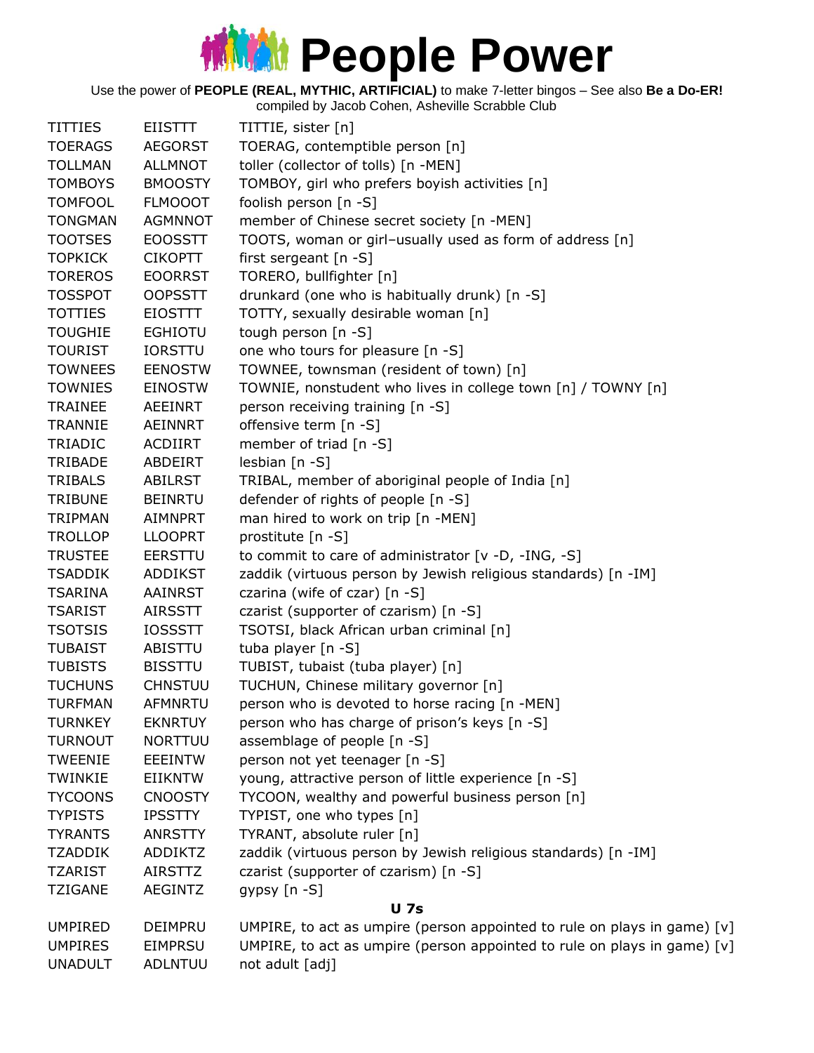# People Power

Use the power of **PEOPLE (REAL, MYTHIC, ARTIFICIAL)** to make 7-letter bingos – See also **Be a Do-ER!**
compiled by Jacob Cohen, Asheville Scrabble Club

| | | |
|---|---|---|
| TITTIES | EIISTTT | TITTIE, sister [n] |
| TOERAGS | AEGORST | TOERAG, contemptible person [n] |
| TOLLMAN | ALLMNOT | toller (collector of tolls) [n -MEN] |
| TOMBOYS | BMOOSTY | TOMBOY, girl who prefers boyish activities [n] |
| TOMFOOL | FLMOOOT | foolish person [n -S] |
| TONGMAN | AGMNNOT | member of Chinese secret society [n -MEN] |
| TOOTSES | EOOSSTT | TOOTS, woman or girl–usually used as form of address [n] |
| TOPKICK | CIKOPTT | first sergeant [n -S] |
| TOREROS | EOORRST | TORERO, bullfighter [n] |
| TOSSPOT | OOPSSTT | drunkard (one who is habitually drunk) [n -S] |
| TOTTIES | EIOSTTT | TOTTY, sexually desirable woman [n] |
| TOUGHIE | EGHIOTU | tough person [n -S] |
| TOURIST | IORSTTU | one who tours for pleasure [n -S] |
| TOWNEES | EENOSTW | TOWNEE, townsman (resident of town) [n] |
| TOWNIES | EINOSTW | TOWNIE, nonstudent who lives in college town [n] / TOWNY [n] |
| TRAINEE | AEEINRT | person receiving training [n -S] |
| TRANNIE | AEINNRT | offensive term [n -S] |
| TRIADIC | ACDIIRT | member of triad [n -S] |
| TRIBADE | ABDEIRT | lesbian [n -S] |
| TRIBALS | ABILRST | TRIBAL, member of aboriginal people of India [n] |
| TRIBUNE | BEINRTU | defender of rights of people [n -S] |
| TRIPMAN | AIMNPRT | man hired to work on trip [n -MEN] |
| TROLLOP | LLOOPRT | prostitute [n -S] |
| TRUSTEE | EERSTTU | to commit to care of administrator [v -D, -ING, -S] |
| TSADDIK | ADDIKST | zaddik (virtuous person by Jewish religious standards) [n -IM] |
| TSARINA | AAINRST | czarina (wife of czar) [n -S] |
| TSARIST | AIRSSTT | czarist (supporter of czarism) [n -S] |
| TSOTSIS | IOSSSTT | TSOTSI, black African urban criminal [n] |
| TUBAIST | ABISTTU | tuba player [n -S] |
| TUBISTS | BISSTTU | TUBIST, tubaist (tuba player) [n] |
| TUCHUNS | CHNSTUU | TUCHUN, Chinese military governor [n] |
| TURFMAN | AFMNRTU | person who is devoted to horse racing [n -MEN] |
| TURNKEY | EKNRTUY | person who has charge of prison's keys [n -S] |
| TURNOUT | NORTTUU | assemblage of people [n -S] |
| TWEENIE | EEEINTW | person not yet teenager [n -S] |
| TWINKIE | EIIKNTW | young, attractive person of little experience [n -S] |
| TYCOONS | CNOOSTY | TYCOON, wealthy and powerful business person [n] |
| TYPISTS | IPSSTTY | TYPIST, one who types [n] |
| TYRANTS | ANRSTTY | TYRANT, absolute ruler [n] |
| TZADDIK | ADDIKTZ | zaddik (virtuous person by Jewish religious standards) [n -IM] |
| TZARIST | AIRSTTZ | czarist (supporter of czarism) [n -S] |
| TZIGANE | AEGINTZ | gypsy [n -S] |

**U 7s**

| | | |
|---|---|---|
| UMPIRED | DEIMPRU | UMPIRE, to act as umpire (person appointed to rule on plays in game) [v] |
| UMPIRES | EIMPRSU | UMPIRE, to act as umpire (person appointed to rule on plays in game) [v] |
| UNADULT | ADLNTUU | not adult [adj] |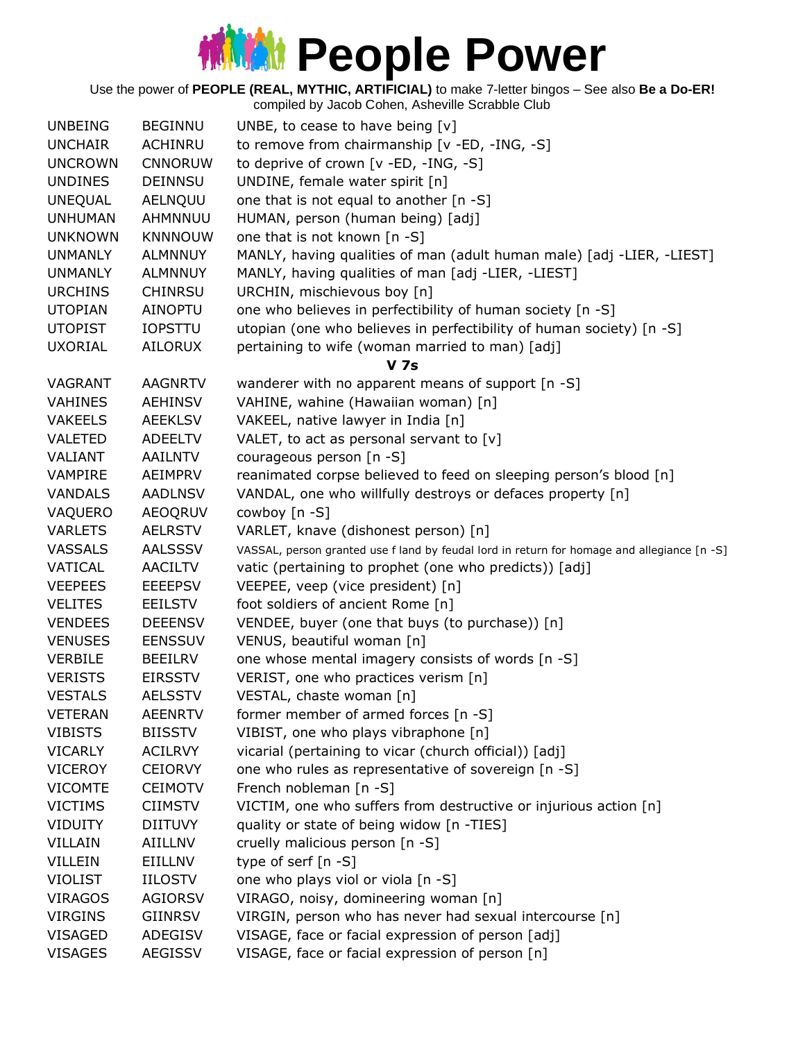# People Power

Use the power of **PEOPLE (REAL, MYTHIC, ARTIFICIAL)** to make 7-letter bingos – See also **Be a Do-ER!**
compiled by Jacob Cohen, Asheville Scrabble Club

| | | |
|---|---|---|
| UNBEING | BEGINNU | UNBE, to cease to have being [v] |
| UNCHAIR | ACHINRU | to remove from chairmanship [v -ED, -ING, -S] |
| UNCROWN | CNNORUW | to deprive of crown [v -ED, -ING, -S] |
| UNDINES | DEINNSU | UNDINE, female water spirit [n] |
| UNEQUAL | AELNQUU | one that is not equal to another [n -S] |
| UNHUMAN | AHMNNUU | HUMAN, person (human being) [adj] |
| UNKNOWN | KNNNOUW | one that is not known [n -S] |
| UNMANLY | ALMNNUY | MANLY, having qualities of man (adult human male) [adj -LIER, -LIEST] |
| UNMANLY | ALMNNUY | MANLY, having qualities of man [adj -LIER, -LIEST] |
| URCHINS | CHINRSU | URCHIN, mischievous boy [n] |
| UTOPIAN | AINOPTU | one who believes in perfectibility of human society [n -S] |
| UTOPIST | IOPSTTU | utopian (one who believes in perfectibility of human society) [n -S] |
| UXORIAL | AILORUX | pertaining to wife (woman married to man) [adj] |
| | | **V 7s** |
| VAGRANT | AAGNRTV | wanderer with no apparent means of support [n -S] |
| VAHINES | AEHINSV | VAHINE, wahine (Hawaiian woman) [n] |
| VAKEELS | AEEKLSV | VAKEEL, native lawyer in India [n] |
| VALETED | ADEELTV | VALET, to act as personal servant to [v] |
| VALIANT | AAILNTV | courageous person [n -S] |
| VAMPIRE | AEIMPRV | reanimated corpse believed to feed on sleeping person's blood [n] |
| VANDALS | AADLNSV | VANDAL, one who willfully destroys or defaces property [n] |
| VAQUERO | AEOQRUV | cowboy [n -S] |
| VARLETS | AELRSTV | VARLET, knave (dishonest person) [n] |
| VASSALS | AALSSSV | VASSAL, person granted use f land by feudal lord in return for homage and allegiance [n -S] |
| VATICAL | AACILTV | vatic (pertaining to prophet (one who predicts)) [adj] |
| VEEPEES | EEEEPSV | VEEPEE, veep (vice president) [n] |
| VELITES | EEILSTV | foot soldiers of ancient Rome [n] |
| VENDEES | DEEENSV | VENDEE, buyer (one that buys (to purchase)) [n] |
| VENUSES | EENSSUV | VENUS, beautiful woman [n] |
| VERBILE | BEEILRV | one whose mental imagery consists of words [n -S] |
| VERISTS | EIRSSTV | VERIST, one who practices verism [n] |
| VESTALS | AELSSTV | VESTAL, chaste woman [n] |
| VETERAN | AEENRTV | former member of armed forces [n -S] |
| VIBISTS | BIISSTV | VIBIST, one who plays vibraphone [n] |
| VICARLY | ACILRVY | vicarial (pertaining to vicar (church official)) [adj] |
| VICEROY | CEIORVY | one who rules as representative of sovereign [n -S] |
| VICOMTE | CEIMOTV | French nobleman [n -S] |
| VICTIMS | CIIMSTV | VICTIM, one who suffers from destructive or injurious action [n] |
| VIDUITY | DIITUVY | quality or state of being widow [n -TIES] |
| VILLAIN | AIILLNV | cruelly malicious person [n -S] |
| VILLEIN | EIILLNV | type of serf [n -S] |
| VIOLIST | IILOSTV | one who plays viol or viola [n -S] |
| VIRAGOS | AGIORSV | VIRAGO, noisy, domineering woman [n] |
| VIRGINS | GIINRSV | VIRGIN, person who has never had sexual intercourse [n] |
| VISAGED | ADEGISV | VISAGE, face or facial expression of person [adj] |
| VISAGES | AEGISSV | VISAGE, face or facial expression of person [n] |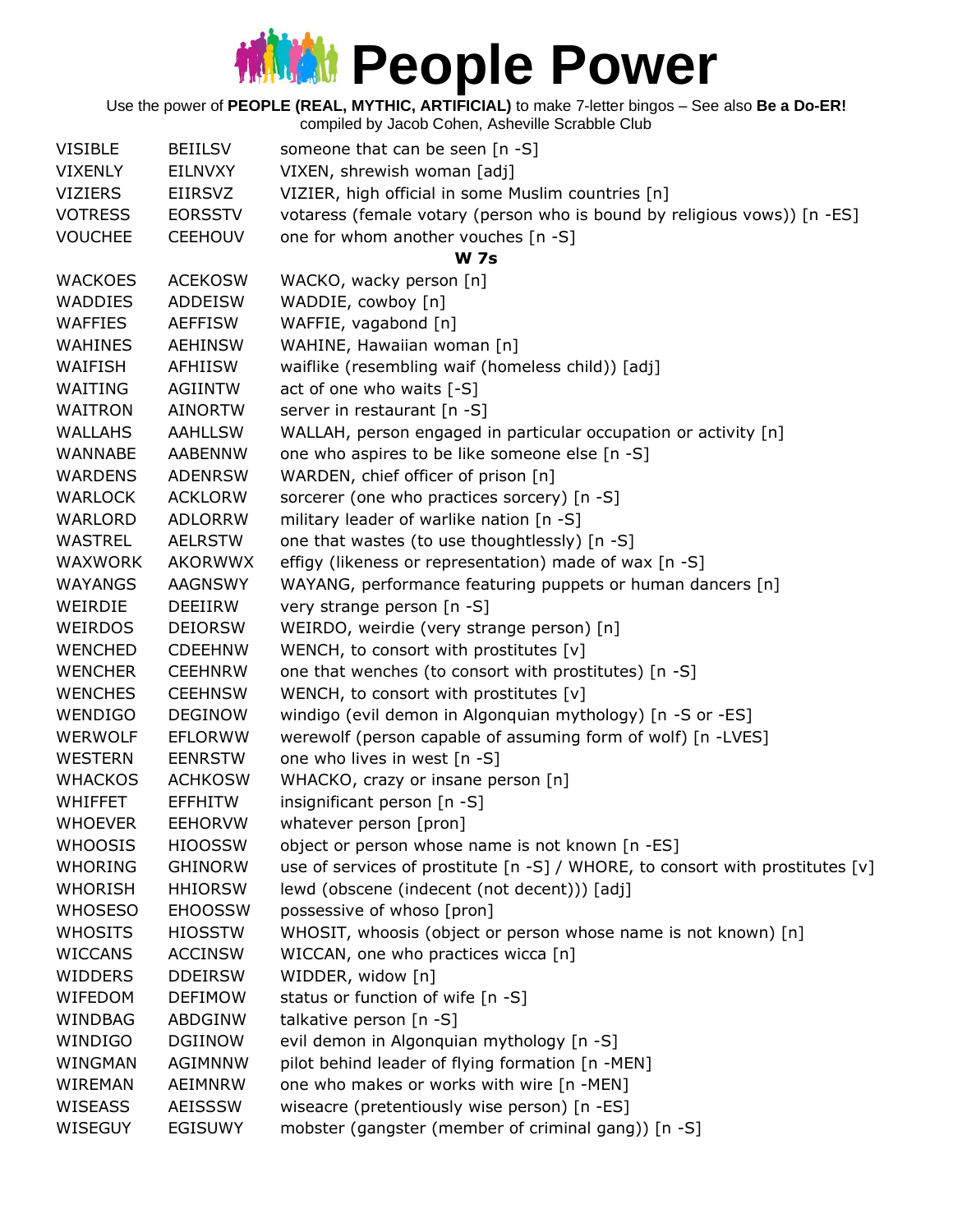# People Power

Use the power of **PEOPLE (REAL, MYTHIC, ARTIFICIAL)** to make 7-letter bingos – See also **Be a Do-ER!**
compiled by Jacob Cohen, Asheville Scrabble Club

| | | |
|---|---|---|
| VISIBLE | BEIILSV | someone that can be seen [n -S] |
| VIXENLY | EILNVXY | VIXEN, shrewish woman [adj] |
| VIZIERS | EIIRSVZ | VIZIER, high official in some Muslim countries [n] |
| VOTRESS | EORSSTV | votaress (female votary (person who is bound by religious vows)) [n -ES] |
| VOUCHEE | CEEHOUV | one for whom another vouches [n -S] |

**W 7s**

| | | |
|---|---|---|
| WACKOES | ACEKOSW | WACKO, wacky person [n] |
| WADDIES | ADDEISW | WADDIE, cowboy [n] |
| WAFFIES | AEFFISW | WAFFIE, vagabond [n] |
| WAHINES | AEHINSW | WAHINE, Hawaiian woman [n] |
| WAIFISH | AFHIISW | waiflike (resembling waif (homeless child)) [adj] |
| WAITING | AGIINTW | act of one who waits [-S] |
| WAITRON | AINORTW | server in restaurant [n -S] |
| WALLAHS | AAHLLSW | WALLAH, person engaged in particular occupation or activity [n] |
| WANNABE | AABENNW | one who aspires to be like someone else [n -S] |
| WARDENS | ADENRSW | WARDEN, chief officer of prison [n] |
| WARLOCK | ACKLORW | sorcerer (one who practices sorcery) [n -S] |
| WARLORD | ADLORRW | military leader of warlike nation [n -S] |
| WASTREL | AELRSTW | one that wastes (to use thoughtlessly) [n -S] |
| WAXWORK | AKORWWX | effigy (likeness or representation) made of wax [n -S] |
| WAYANGS | AAGNSWY | WAYANG, performance featuring puppets or human dancers [n] |
| WEIRDIE | DEEIIRW | very strange person [n -S] |
| WEIRDOS | DEIORSW | WEIRDO, weirdie (very strange person) [n] |
| WENCHED | CDEEHNW | WENCH, to consort with prostitutes [v] |
| WENCHER | CEEHNRW | one that wenches (to consort with prostitutes) [n -S] |
| WENCHES | CEEHNSW | WENCH, to consort with prostitutes [v] |
| WENDIGO | DEGINOW | windigo (evil demon in Algonquian mythology) [n -S or -ES] |
| WERWOLF | EFLORWW | werewolf (person capable of assuming form of wolf) [n -LVES] |
| WESTERN | EENRSTW | one who lives in west [n -S] |
| WHACKOS | ACHKOSW | WHACKO, crazy or insane person [n] |
| WHIFFET | EFFHITW | insignificant person [n -S] |
| WHOEVER | EEHORVW | whatever person [pron] |
| WHOOSIS | HIOOSSW | object or person whose name is not known [n -ES] |
| WHORING | GHINORW | use of services of prostitute [n -S] / WHORE, to consort with prostitutes [v] |
| WHORISH | HHIORSW | lewd (obscene (indecent (not decent))) [adj] |
| WHOSESO | EHOOSSW | possessive of whoso [pron] |
| WHOSITS | HIOSSTW | WHOSIT, whoosis (object or person whose name is not known) [n] |
| WICCANS | ACCINSW | WICCAN, one who practices wicca [n] |
| WIDDERS | DDEIRSW | WIDDER, widow [n] |
| WIFEDOM | DEFIMOW | status or function of wife [n -S] |
| WINDBAG | ABDGINW | talkative person [n -S] |
| WINDIGO | DGIINOW | evil demon in Algonquian mythology [n -S] |
| WINGMAN | AGIMNNW | pilot behind leader of flying formation [n -MEN] |
| WIREMAN | AEIMNRW | one who makes or works with wire [n -MEN] |
| WISEASS | AEISSSW | wiseacre (pretentiously wise person) [n -ES] |
| WISEGUY | EGISUWY | mobster (gangster (member of criminal gang)) [n -S] |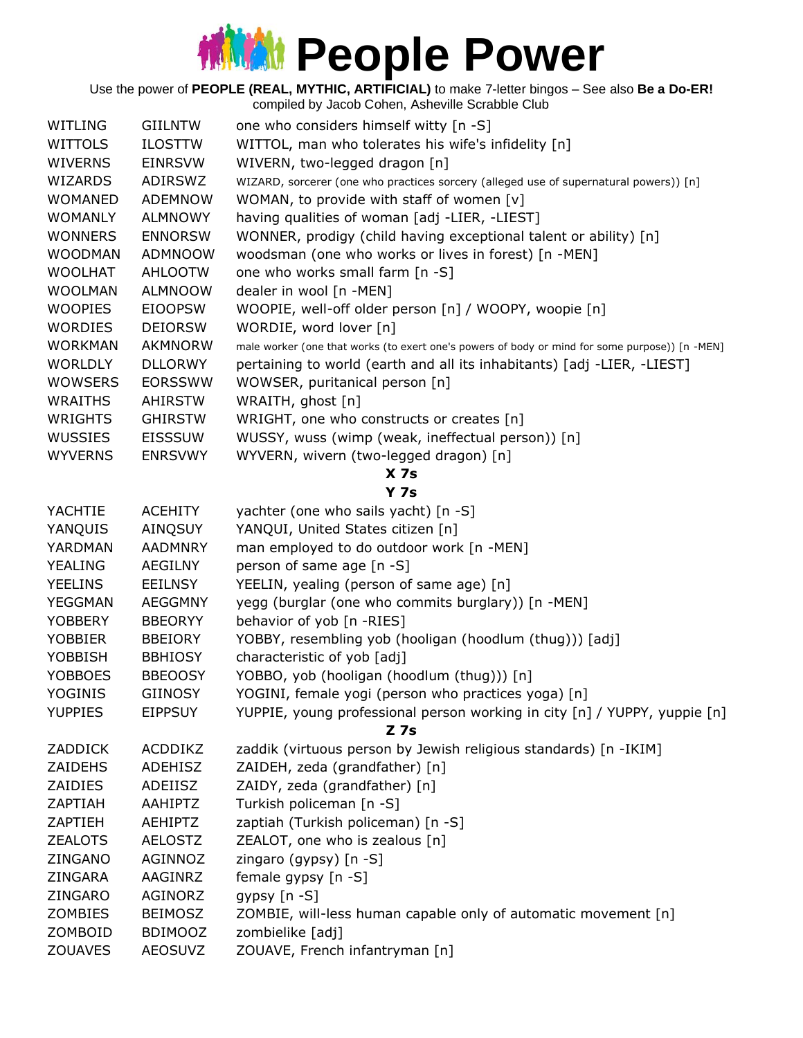# People Power

Use the power of **PEOPLE (REAL, MYTHIC, ARTIFICIAL)** to make 7-letter bingos – See also **Be a Do-ER!**
compiled by Jacob Cohen, Asheville Scrabble Club

| | | |
|---|---|---|
| WITLING | GIILNTW | one who considers himself witty [n -S] |
| WITTOLS | ILOSTTW | WITTOL, man who tolerates his wife's infidelity [n] |
| WIVERNS | EINRSVW | WIVERN, two-legged dragon [n] |
| WIZARDS | ADIRSWZ | WIZARD, sorcerer (one who practices sorcery (alleged use of supernatural powers)) [n] |
| WOMANED | ADEMNOW | WOMAN, to provide with staff of women [v] |
| WOMANLY | ALMNOWY | having qualities of woman [adj -LIER, -LIEST] |
| WONNERS | ENNORSW | WONNER, prodigy (child having exceptional talent or ability) [n] |
| WOODMAN | ADMNOOW | woodsman (one who works or lives in forest) [n -MEN] |
| WOOLHAT | AHLOOTW | one who works small farm [n -S] |
| WOOLMAN | ALMNOOW | dealer in wool [n -MEN] |
| WOOPIES | EIOOPSW | WOOPIE, well-off older person [n] / WOOPY, woopie [n] |
| WORDIES | DEIORSW | WORDIE, word lover [n] |
| WORKMAN | AKMNORW | male worker (one that works (to exert one's powers of body or mind for some purpose)) [n -MEN] |
| WORLDLY | DLLORWY | pertaining to world (earth and all its inhabitants) [adj -LIER, -LIEST] |
| WOWSERS | EORSSWW | WOWSER, puritanical person [n] |
| WRAITHS | AHIRSTW | WRAITH, ghost [n] |
| WRIGHTS | GHIRSTW | WRIGHT, one who constructs or creates [n] |
| WUSSIES | EISSSUW | WUSSY, wuss (wimp (weak, ineffectual person)) [n] |
| WYVERNS | ENRSVWY | WYVERN, wivern (two-legged dragon) [n] |
| | | **X 7s** |
| | | **Y 7s** |
| YACHTIE | ACEHITY | yachter (one who sails yacht) [n -S] |
| YANQUIS | AINQSUY | YANQUI, United States citizen [n] |
| YARDMAN | AADMNRY | man employed to do outdoor work [n -MEN] |
| YEALING | AEGILNY | person of same age [n -S] |
| YEELINS | EEILNSY | YEELIN, yealing (person of same age) [n] |
| YEGGMAN | AEGGMNY | yegg (burglar (one who commits burglary)) [n -MEN] |
| YOBBERY | BBEORYY | behavior of yob [n -RIES] |
| YOBBIER | BBEIORY | YOBBY, resembling yob (hooligan (hoodlum (thug))) [adj] |
| YOBBISH | BBHIOSY | characteristic of yob [adj] |
| YOBBOES | BBEOOSY | YOBBO, yob (hooligan (hoodlum (thug))) [n] |
| YOGINIS | GIINOSY | YOGINI, female yogi (person who practices yoga) [n] |
| YUPPIES | EIPPSUY | YUPPIE, young professional person working in city [n] / YUPPY, yuppie [n] |
| | | **Z 7s** |
| ZADDICK | ACDDIKZ | zaddik (virtuous person by Jewish religious standards) [n -IKIM] |
| ZAIDEHS | ADEHISZ | ZAIDEH, zeda (grandfather) [n] |
| ZAIDIES | ADEIISZ | ZAIDY, zeda (grandfather) [n] |
| ZAPTIAH | AAHIPTZ | Turkish policeman [n -S] |
| ZAPTIEH | AEHIPTZ | zaptiah (Turkish policeman) [n -S] |
| ZEALOTS | AELOSTZ | ZEALOT, one who is zealous [n] |
| ZINGANO | AGINNOZ | zingaro (gypsy) [n -S] |
| ZINGARA | AAGINRZ | female gypsy [n -S] |
| ZINGARO | AGINORZ | gypsy [n -S] |
| ZOMBIES | BEIMOSZ | ZOMBIE, will-less human capable only of automatic movement [n] |
| ZOMBOID | BDIMOOZ | zombielike [adj] |
| ZOUAVES | AEOSUVZ | ZOUAVE, French infantryman [n] |